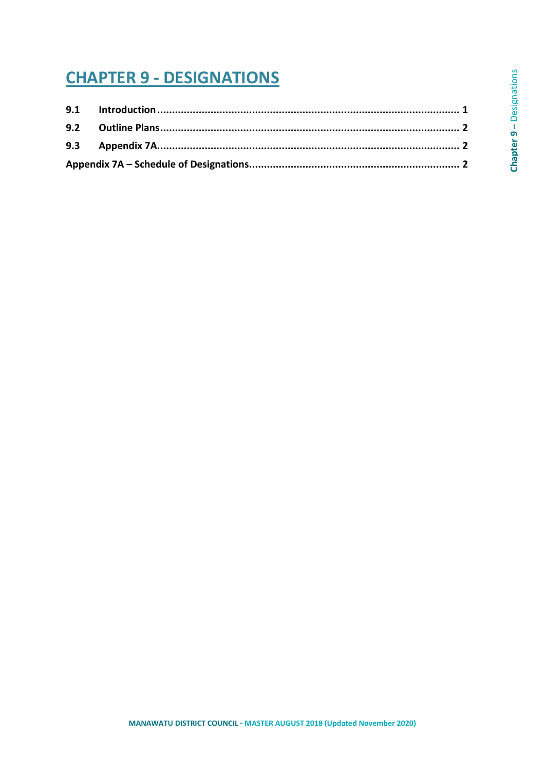# CHAPTER 9 - DESIGNATIONS

9.1 Introduction .................................................................................................... 1

9.2 Outline Plans .................................................................................................. 2

9.3 Appendix 7A.................................................................................................... 2

Appendix 7A – Schedule of Designations..................................................................... 2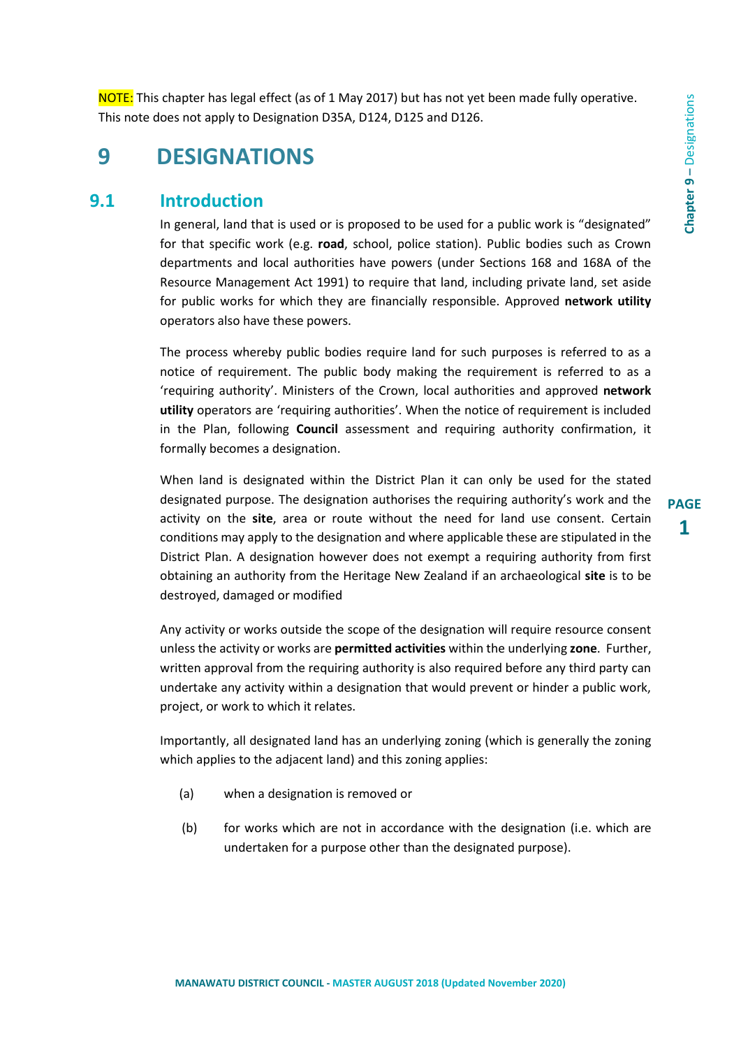NOTE: This chapter has legal effect (as of 1 May 2017) but has not yet been made fully operative. This note does not apply to Designation D35A, D124, D125 and D126.

# 9 DESIGNATIONS

## 9.1 Introduction

In general, land that is used or is proposed to be used for a public work is "designated" for that specific work (e.g. **road**, school, police station). Public bodies such as Crown departments and local authorities have powers (under Sections 168 and 168A of the Resource Management Act 1991) to require that land, including private land, set aside for public works for which they are financially responsible. Approved **network utility** operators also have these powers.

The process whereby public bodies require land for such purposes is referred to as a notice of requirement. The public body making the requirement is referred to as a 'requiring authority'. Ministers of the Crown, local authorities and approved **network utility** operators are 'requiring authorities'. When the notice of requirement is included in the Plan, following **Council** assessment and requiring authority confirmation, it formally becomes a designation.

When land is designated within the District Plan it can only be used for the stated designated purpose. The designation authorises the requiring authority's work and the activity on the **site**, area or route without the need for land use consent. Certain conditions may apply to the designation and where applicable these are stipulated in the District Plan. A designation however does not exempt a requiring authority from first obtaining an authority from the Heritage New Zealand if an archaeological **site** is to be destroyed, damaged or modified

Any activity or works outside the scope of the designation will require resource consent unless the activity or works are **permitted activities** within the underlying **zone**. Further, written approval from the requiring authority is also required before any third party can undertake any activity within a designation that would prevent or hinder a public work, project, or work to which it relates.

Importantly, all designated land has an underlying zoning (which is generally the zoning which applies to the adjacent land) and this zoning applies:

(a) when a designation is removed or

(b) for works which are not in accordance with the designation (i.e. which are undertaken for a purpose other than the designated purpose).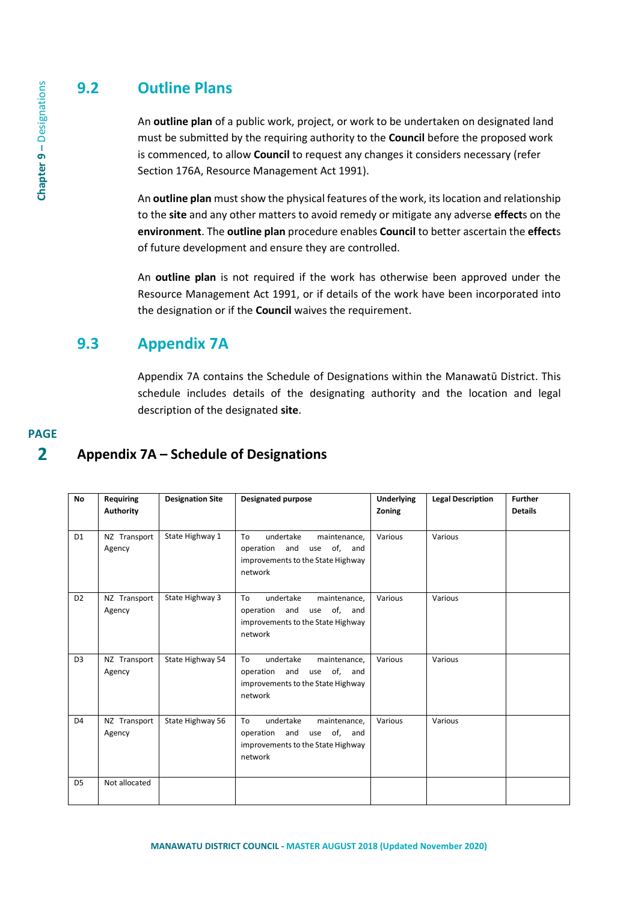## 9.2 Outline Plans

An **outline plan** of a public work, project, or work to be undertaken on designated land must be submitted by the requiring authority to the **Council** before the proposed work is commenced, to allow **Council** to request any changes it considers necessary (refer Section 176A, Resource Management Act 1991).

An **outline plan** must show the physical features of the work, its location and relationship to the **site** and any other matters to avoid remedy or mitigate any adverse **effect**s on the **environment**. The **outline plan** procedure enables **Council** to better ascertain the **effect**s of future development and ensure they are controlled.

An **outline plan** is not required if the work has otherwise been approved under the Resource Management Act 1991, or if details of the work have been incorporated into the designation or if the **Council** waives the requirement.

## 9.3 Appendix 7A

Appendix 7A contains the Schedule of Designations within the Manawatū District. This schedule includes details of the designating authority and the location and legal description of the designated **site**.

## Appendix 7A – Schedule of Designations

| No | Requiring Authority | Designation Site | Designated purpose | Underlying Zoning | Legal Description | Further Details |
|---|---|---|---|---|---|---|
| D1 | NZ Transport Agency | State Highway 1 | To undertake maintenance, operation and use of, and improvements to the State Highway network | Various | Various | |
| D2 | NZ Transport Agency | State Highway 3 | To undertake maintenance, operation and use of, and improvements to the State Highway network | Various | Various | |
| D3 | NZ Transport Agency | State Highway 54 | To undertake maintenance, operation and use of, and improvements to the State Highway network | Various | Various | |
| D4 | NZ Transport Agency | State Highway 56 | To undertake maintenance, operation and use of, and improvements to the State Highway network | Various | Various | |
| D5 | Not allocated | | | | | |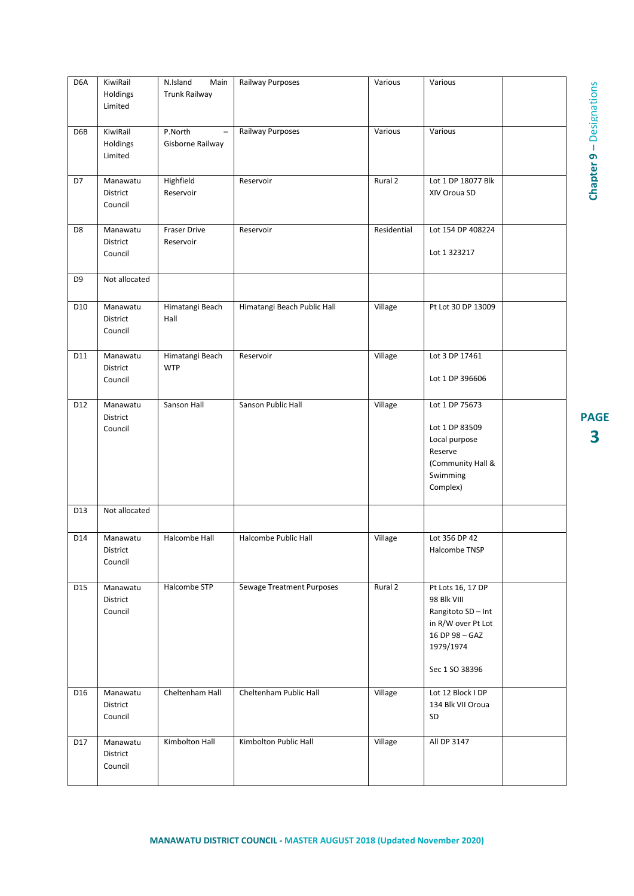| D6A | KiwiRail Holdings Limited | N.Island Main Trunk Railway | Railway Purposes | Various | Various | |
|---|---|---|---|---|---|---|
| D6B | KiwiRail Holdings Limited | P.North – Gisborne Railway | Railway Purposes | Various | Various | |
| D7 | Manawatu District Council | Highfield Reservoir | Reservoir | Rural 2 | Lot 1 DP 18077 Blk XIV Oroua SD | |
| D8 | Manawatu District Council | Fraser Drive Reservoir | Reservoir | Residential | Lot 154 DP 408224<br><br>Lot 1 323217 | |
| D9 | Not allocated | | | | | |
| D10 | Manawatu District Council | Himatangi Beach Hall | Himatangi Beach Public Hall | Village | Pt Lot 30 DP 13009 | |
| D11 | Manawatu District Council | Himatangi Beach WTP | Reservoir | Village | Lot 3 DP 17461<br><br>Lot 1 DP 396606 | |
| D12 | Manawatu District Council | Sanson Hall | Sanson Public Hall | Village | Lot 1 DP 75673<br><br>Lot 1 DP 83509 Local purpose Reserve (Community Hall & Swimming Complex) | |
| D13 | Not allocated | | | | | |
| D14 | Manawatu District Council | Halcombe Hall | Halcombe Public Hall | Village | Lot 356 DP 42 Halcombe TNSP | |
| D15 | Manawatu District Council | Halcombe STP | Sewage Treatment Purposes | Rural 2 | Pt Lots 16, 17 DP 98 Blk VIII Rangitoto SD – Int in R/W over Pt Lot 16 DP 98 – GAZ 1979/1974<br><br>Sec 1 SO 38396 | |
| D16 | Manawatu District Council | Cheltenham Hall | Cheltenham Public Hall | Village | Lot 12 Block I DP 134 Blk VII Oroua SD | |
| D17 | Manawatu District Council | Kimbolton Hall | Kimbolton Public Hall | Village | All DP 3147 | |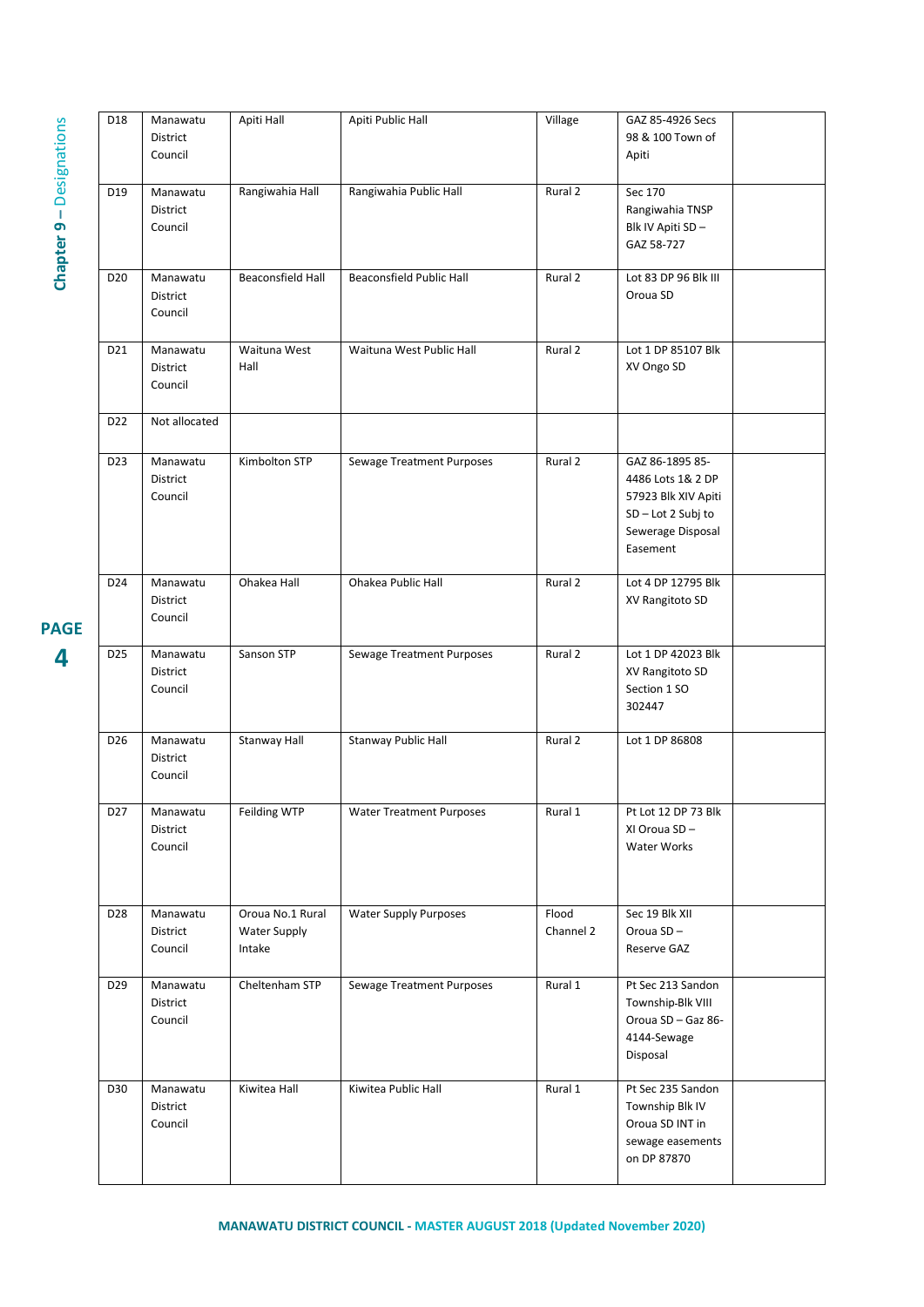| | | | | | | |
|---|---|---|---|---|---|---|
| D18 | Manawatu District Council | Apiti Hall | Apiti Public Hall | Village | GAZ 85-4926 Secs 98 & 100 Town of Apiti | |
| D19 | Manawatu District Council | Rangiwahia Hall | Rangiwahia Public Hall | Rural 2 | Sec 170 Rangiwahia TNSP Blk IV Apiti SD – GAZ 58-727 | |
| D20 | Manawatu District Council | Beaconsfield Hall | Beaconsfield Public Hall | Rural 2 | Lot 83 DP 96 Blk III Oroua SD | |
| D21 | Manawatu District Council | Waituna West Hall | Waituna West Public Hall | Rural 2 | Lot 1 DP 85107 Blk XV Ongo SD | |
| D22 | Not allocated | | | | | |
| D23 | Manawatu District Council | Kimbolton STP | Sewage Treatment Purposes | Rural 2 | GAZ 86-1895 85-4486 Lots 1& 2 DP 57923 Blk XIV Apiti SD – Lot 2 Subj to Sewerage Disposal Easement | |
| D24 | Manawatu District Council | Ohakea Hall | Ohakea Public Hall | Rural 2 | Lot 4 DP 12795 Blk XV Rangitoto SD | |
| D25 | Manawatu District Council | Sanson STP | Sewage Treatment Purposes | Rural 2 | Lot 1 DP 42023 Blk XV Rangitoto SD Section 1 SO 302447 | |
| D26 | Manawatu District Council | Stanway Hall | Stanway Public Hall | Rural 2 | Lot 1 DP 86808 | |
| D27 | Manawatu District Council | Feilding WTP | Water Treatment Purposes | Rural 1 | Pt Lot 12 DP 73 Blk XI Oroua SD – Water Works | |
| D28 | Manawatu District Council | Oroua No.1 Rural Water Supply Intake | Water Supply Purposes | Flood Channel 2 | Sec 19 Blk XII Oroua SD – Reserve GAZ | |
| D29 | Manawatu District Council | Cheltenham STP | Sewage Treatment Purposes | Rural 1 | Pt Sec 213 Sandon Township-Blk VIII Oroua SD – Gaz 86-4144-Sewage Disposal | |
| D30 | Manawatu District Council | Kiwitea Hall | Kiwitea Public Hall | Rural 1 | Pt Sec 235 Sandon Township Blk IV Oroua SD INT in sewage easements on DP 87870 | |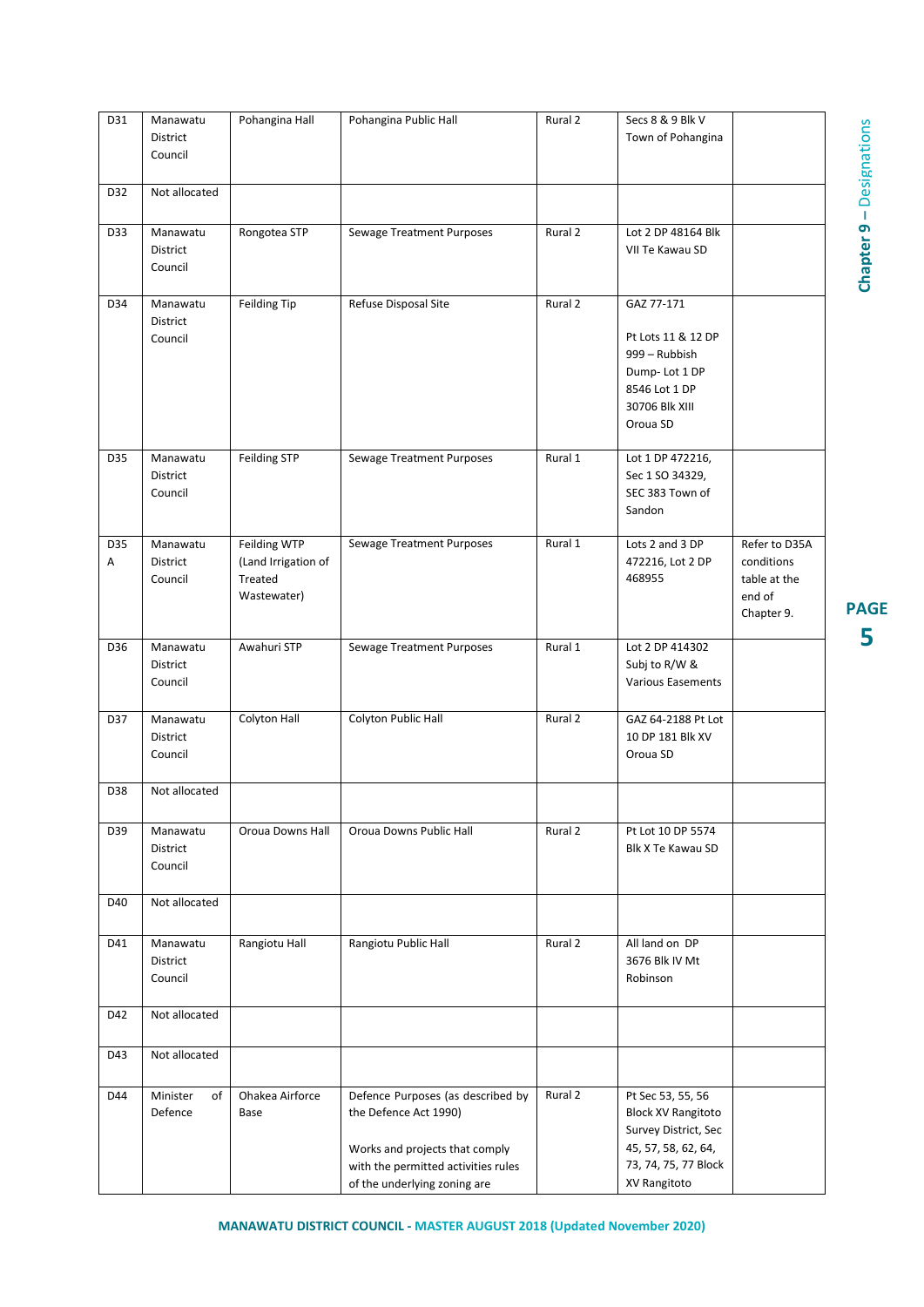| D31 | Manawatu District Council | Pohangina Hall | Pohangina Public Hall | Rural 2 | Secs 8 & 9 Blk V Town of Pohangina | |
|---|---|---|---|---|---|---|
| D32 | Not allocated | | | | | |
| D33 | Manawatu District Council | Rongotea STP | Sewage Treatment Purposes | Rural 2 | Lot 2 DP 48164 Blk VII Te Kawau SD | |
| D34 | Manawatu District Council | Feilding Tip | Refuse Disposal Site | Rural 2 | GAZ 77-171<br><br>Pt Lots 11 & 12 DP 999 – Rubbish Dump- Lot 1 DP 8546 Lot 1 DP 30706 Blk XIII Oroua SD | |
| D35 | Manawatu District Council | Feilding STP | Sewage Treatment Purposes | Rural 1 | Lot 1 DP 472216, Sec 1 SO 34329, SEC 383 Town of Sandon | |
| D35 A | Manawatu District Council | Feilding WTP (Land Irrigation of Treated Wastewater) | Sewage Treatment Purposes | Rural 1 | Lots 2 and 3 DP 472216, Lot 2 DP 468955 | Refer to D35A conditions table at the end of Chapter 9. |
| D36 | Manawatu District Council | Awahuri STP | Sewage Treatment Purposes | Rural 1 | Lot 2 DP 414302 Subj to R/W & Various Easements | |
| D37 | Manawatu District Council | Colyton Hall | Colyton Public Hall | Rural 2 | GAZ 64-2188 Pt Lot 10 DP 181 Blk XV Oroua SD | |
| D38 | Not allocated | | | | | |
| D39 | Manawatu District Council | Oroua Downs Hall | Oroua Downs Public Hall | Rural 2 | Pt Lot 10 DP 5574 Blk X Te Kawau SD | |
| D40 | Not allocated | | | | | |
| D41 | Manawatu District Council | Rangiotu Hall | Rangiotu Public Hall | Rural 2 | All land on DP 3676 Blk IV Mt Robinson | |
| D42 | Not allocated | | | | | |
| D43 | Not allocated | | | | | |
| D44 | Minister of Defence | Ohakea Airforce Base | Defence Purposes (as described by the Defence Act 1990)<br><br>Works and projects that comply with the permitted activities rules of the underlying zoning are | Rural 2 | Pt Sec 53, 55, 56 Block XV Rangitoto Survey District, Sec 45, 57, 58, 62, 64, 73, 74, 75, 77 Block XV Rangitoto | |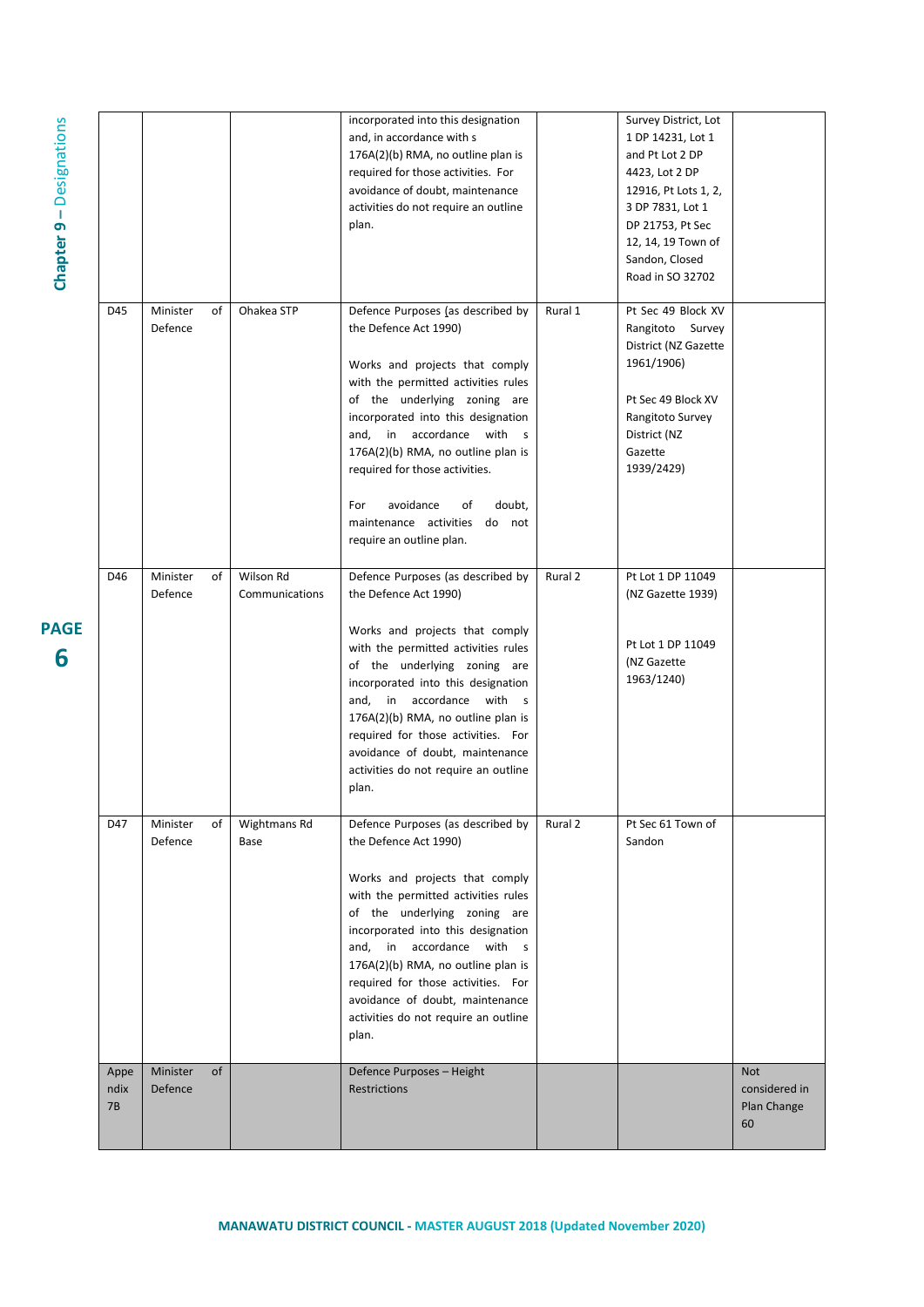| | | | | | | |
|---|---|---|---|---|---|---|
| | | | incorporated into this designation and, in accordance with s 176A(2)(b) RMA, no outline plan is required for those activities. For avoidance of doubt, maintenance activities do not require an outline plan. | | Survey District, Lot 1 DP 14231, Lot 1 and Pt Lot 2 DP 4423, Lot 2 DP 12916, Pt Lots 1, 2, 3 DP 7831, Lot 1 DP 21753, Pt Sec 12, 14, 19 Town of Sandon, Closed Road in SO 32702 | |
| D45 | Minister of Defence | Ohakea STP | Defence Purposes (as described by the Defence Act 1990)<br><br>Works and projects that comply with the permitted activities rules of the underlying zoning are incorporated into this designation and, in accordance with s 176A(2)(b) RMA, no outline plan is required for those activities.<br><br>For avoidance of doubt, maintenance activities do not require an outline plan. | Rural 1 | Pt Sec 49 Block XV Rangitoto Survey District (NZ Gazette 1961/1906)<br><br>Pt Sec 49 Block XV Rangitoto Survey District (NZ Gazette 1939/2429) | |
| D46 | Minister of Defence | Wilson Rd Communications | Defence Purposes (as described by the Defence Act 1990)<br><br>Works and projects that comply with the permitted activities rules of the underlying zoning are incorporated into this designation and, in accordance with s 176A(2)(b) RMA, no outline plan is required for those activities. For avoidance of doubt, maintenance activities do not require an outline plan. | Rural 2 | Pt Lot 1 DP 11049 (NZ Gazette 1939)<br><br>Pt Lot 1 DP 11049 (NZ Gazette 1963/1240) | |
| D47 | Minister of Defence | Wightmans Rd Base | Defence Purposes (as described by the Defence Act 1990)<br><br>Works and projects that comply with the permitted activities rules of the underlying zoning are incorporated into this designation and, in accordance with s 176A(2)(b) RMA, no outline plan is required for those activities. For avoidance of doubt, maintenance activities do not require an outline plan. | Rural 2 | Pt Sec 61 Town of Sandon | |
| Appendix 7B | Minister of Defence | | Defence Purposes – Height Restrictions | | | Not considered in Plan Change 60 |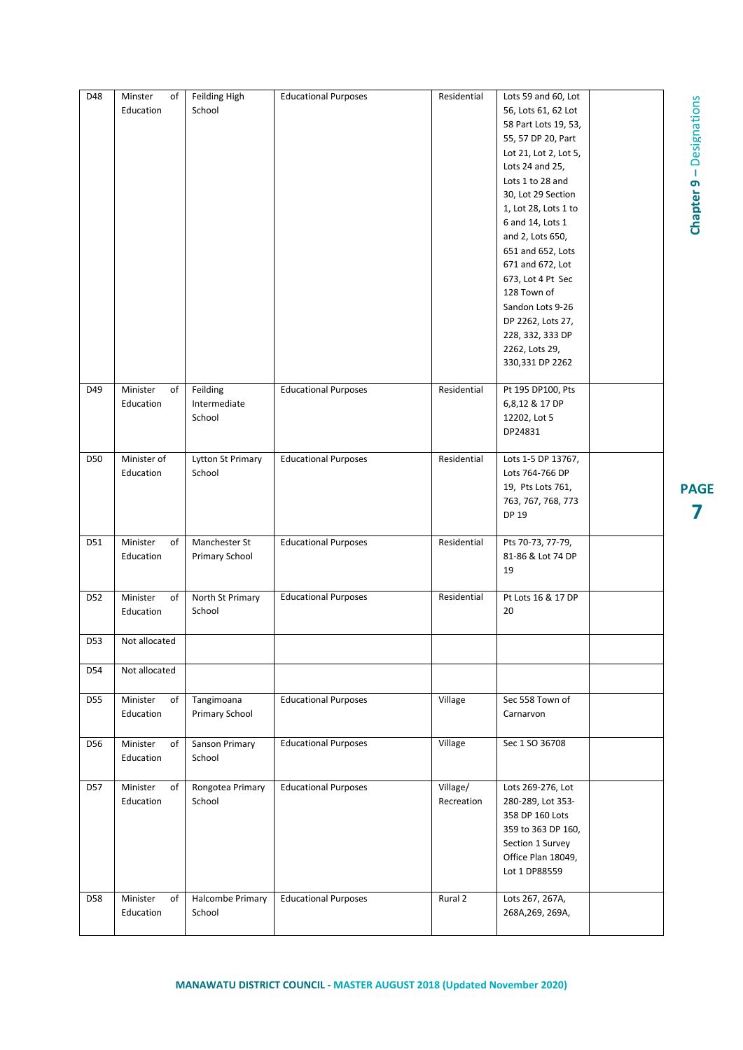| D48 | Minister of Education | Feilding High School | Educational Purposes | Residential | Lots 59 and 60, Lot 56, Lots 61, 62 Lot 58 Part Lots 19, 53, 55, 57 DP 20, Part Lot 21, Lot 2, Lot 5, Lots 24 and 25, Lots 1 to 28 and 30, Lot 29 Section 1, Lot 28, Lots 1 to 6 and 14, Lots 1 and 2, Lots 650, 651 and 652, Lots 671 and 672, Lot 673, Lot 4 Pt Sec 128 Town of Sandon Lots 9-26 DP 2262, Lots 27, 228, 332, 333 DP 2262, Lots 29, 330,331 DP 2262 | |
|---|---|---|---|---|---|---|
| D49 | Minister of Education | Feilding Intermediate School | Educational Purposes | Residential | Pt 195 DP100, Pts 6,8,12 & 17 DP 12202, Lot 5 DP24831 | |
| D50 | Minister of Education | Lytton St Primary School | Educational Purposes | Residential | Lots 1-5 DP 13767, Lots 764-766 DP 19, Pts Lots 761, 763, 767, 768, 773 DP 19 | |
| D51 | Minister of Education | Manchester St Primary School | Educational Purposes | Residential | Pts 70-73, 77-79, 81-86 & Lot 74 DP 19 | |
| D52 | Minister of Education | North St Primary School | Educational Purposes | Residential | Pt Lots 16 & 17 DP 20 | |
| D53 | Not allocated | | | | | |
| D54 | Not allocated | | | | | |
| D55 | Minister of Education | Tangimoana Primary School | Educational Purposes | Village | Sec 558 Town of Carnarvon | |
| D56 | Minister of Education | Sanson Primary School | Educational Purposes | Village | Sec 1 SO 36708 | |
| D57 | Minister of Education | Rongotea Primary School | Educational Purposes | Village/ Recreation | Lots 269-276, Lot 280-289, Lot 353-358 DP 160 Lots 359 to 363 DP 160, Section 1 Survey Office Plan 18049, Lot 1 DP88559 | |
| D58 | Minister of Education | Halcombe Primary School | Educational Purposes | Rural 2 | Lots 267, 267A, 268A,269, 269A, | |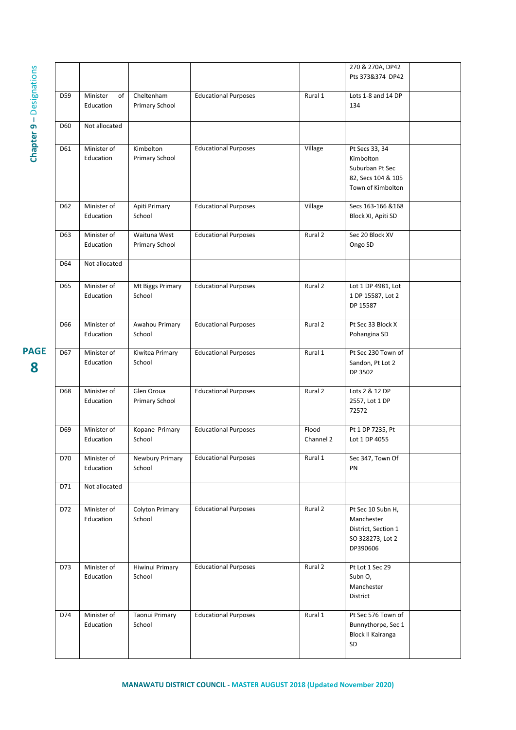| | | | | | 270 & 270A, DP42 Pts 373&374 DP42 | |
|---|---|---|---|---|---|---|
| D59 | Minister of Education | Cheltenham Primary School | Educational Purposes | Rural 1 | Lots 1-8 and 14 DP 134 | |
| D60 | Not allocated | | | | | |
| D61 | Minister of Education | Kimbolton Primary School | Educational Purposes | Village | Pt Secs 33, 34 Kimbolton Suburban Pt Sec 82, Secs 104 & 105 Town of Kimbolton | |
| D62 | Minister of Education | Apiti Primary School | Educational Purposes | Village | Secs 163-166 &168 Block XI, Apiti SD | |
| D63 | Minister of Education | Waituna West Primary School | Educational Purposes | Rural 2 | Sec 20 Block XV Ongo SD | |
| D64 | Not allocated | | | | | |
| D65 | Minister of Education | Mt Biggs Primary School | Educational Purposes | Rural 2 | Lot 1 DP 4981, Lot 1 DP 15587, Lot 2 DP 15587 | |
| D66 | Minister of Education | Awahou Primary School | Educational Purposes | Rural 2 | Pt Sec 33 Block X Pohangina SD | |
| D67 | Minister of Education | Kiwitea Primary School | Educational Purposes | Rural 1 | Pt Sec 230 Town of Sandon, Pt Lot 2 DP 3502 | |
| D68 | Minister of Education | Glen Oroua Primary School | Educational Purposes | Rural 2 | Lots 2 & 12 DP 2557, Lot 1 DP 72572 | |
| D69 | Minister of Education | Kopane Primary School | Educational Purposes | Flood Channel 2 | Pt 1 DP 7235, Pt Lot 1 DP 4055 | |
| D70 | Minister of Education | Newbury Primary School | Educational Purposes | Rural 1 | Sec 347, Town Of PN | |
| D71 | Not allocated | | | | | |
| D72 | Minister of Education | Colyton Primary School | Educational Purposes | Rural 2 | Pt Sec 10 Subn H, Manchester District, Section 1 SO 328273, Lot 2 DP390606 | |
| D73 | Minister of Education | Hiwinui Primary School | Educational Purposes | Rural 2 | Pt Lot 1 Sec 29 Subn O, Manchester District | |
| D74 | Minister of Education | Taonui Primary School | Educational Purposes | Rural 1 | Pt Sec 576 Town of Bunnythorpe, Sec 1 Block II Kairanga SD | |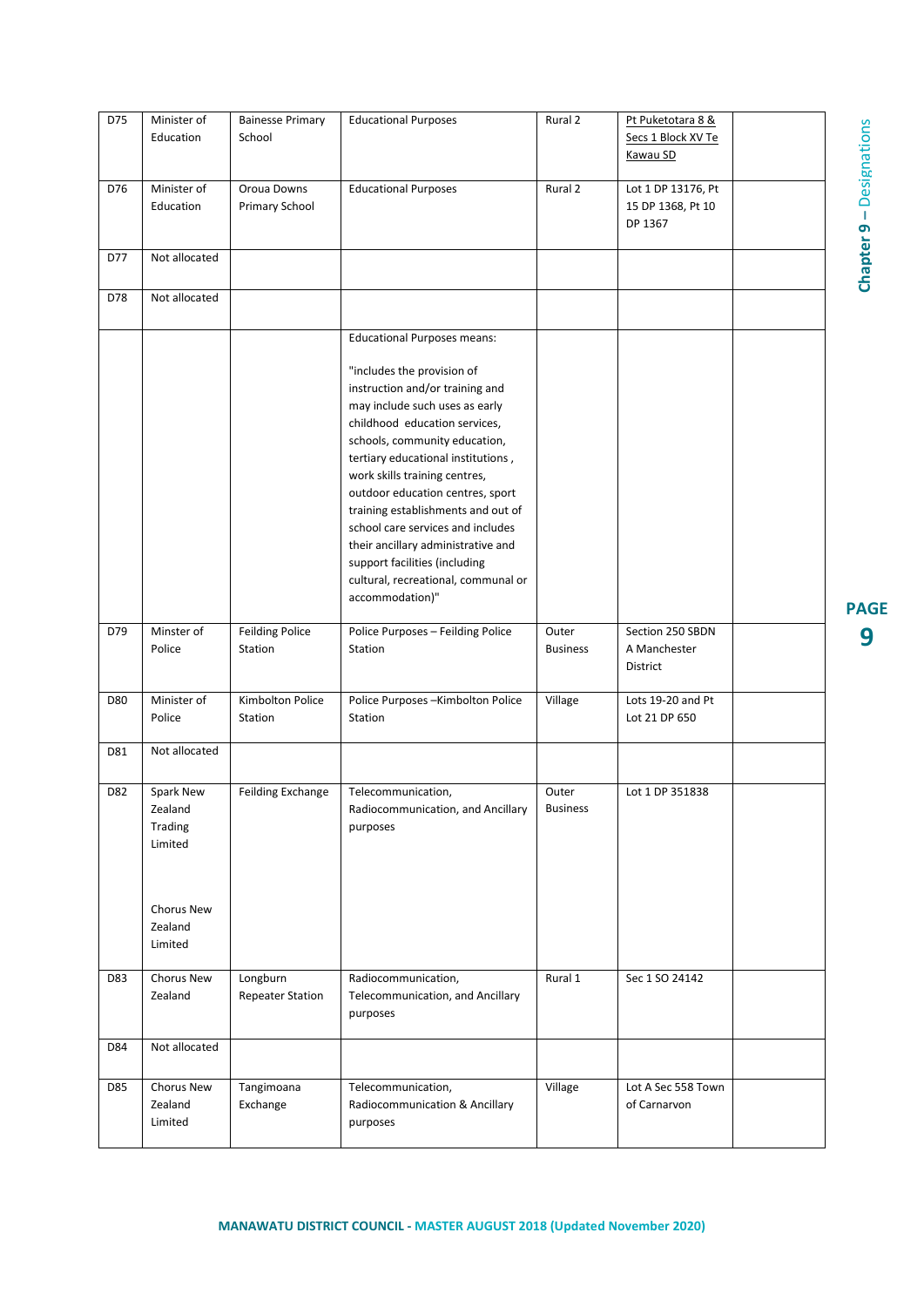| D75 | Minister of Education | Bainesse Primary School | Educational Purposes | Rural 2 | Pt Puketotara 8 & Secs 1 Block XV Te Kawau SD | |
|---|---|---|---|---|---|---|
| D76 | Minister of Education | Oroua Downs Primary School | Educational Purposes | Rural 2 | Lot 1 DP 13176, Pt 15 DP 1368, Pt 10 DP 1367 | |
| D77 | Not allocated | | | | | |
| D78 | Not allocated | | | | | |
| | | | Educational Purposes means: "includes the provision of instruction and/or training and may include such uses as early childhood education services, schools, community education, tertiary educational institutions , work skills training centres, outdoor education centres, sport training establishments and out of school care services and includes their ancillary administrative and support facilities (including cultural, recreational, communal or accommodation)" | | | |
| D79 | Minster of Police | Feilding Police Station | Police Purposes – Feilding Police Station | Outer Business | Section 250 SBDN A Manchester District | |
| D80 | Minister of Police | Kimbolton Police Station | Police Purposes –Kimbolton Police Station | Village | Lots 19-20 and Pt Lot 21 DP 650 | |
| D81 | Not allocated | | | | | |
| D82 | Spark New Zealand Trading Limited<br><br>Chorus New Zealand Limited | Feilding Exchange | Telecommunication, Radiocommunication, and Ancillary purposes | Outer Business | Lot 1 DP 351838 | |
| D83 | Chorus New Zealand | Longburn Repeater Station | Radiocommunication, Telecommunication, and Ancillary purposes | Rural 1 | Sec 1 SO 24142 | |
| D84 | Not allocated | | | | | |
| D85 | Chorus New Zealand Limited | Tangimoana Exchange | Telecommunication, Radiocommunication & Ancillary purposes | Village | Lot A Sec 558 Town of Carnarvon | |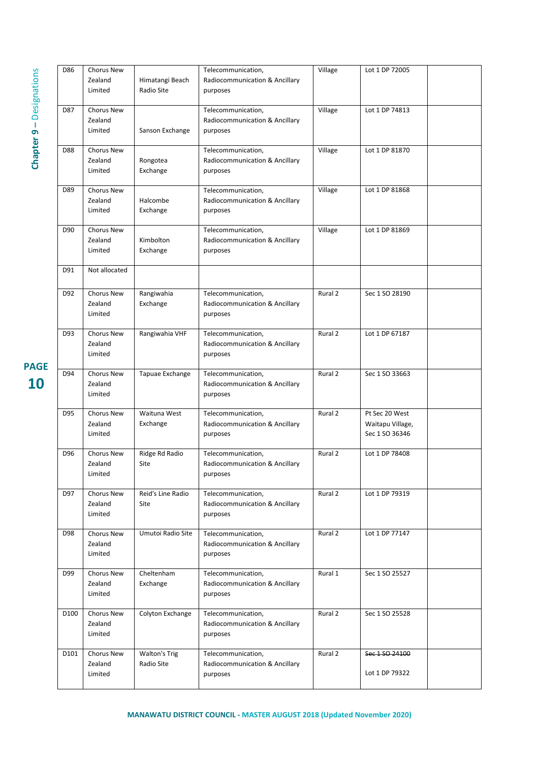| D86 | Chorus New Zealand Limited | Himatangi Beach Radio Site | Telecommunication, Radiocommunication & Ancillary purposes | Village | Lot 1 DP 72005 | |
|---|---|---|---|---|---|---|
| D87 | Chorus New Zealand Limited | Sanson Exchange | Telecommunication, Radiocommunication & Ancillary purposes | Village | Lot 1 DP 74813 | |
| D88 | Chorus New Zealand Limited | Rongotea Exchange | Telecommunication, Radiocommunication & Ancillary purposes | Village | Lot 1 DP 81870 | |
| D89 | Chorus New Zealand Limited | Halcombe Exchange | Telecommunication, Radiocommunication & Ancillary purposes | Village | Lot 1 DP 81868 | |
| D90 | Chorus New Zealand Limited | Kimbolton Exchange | Telecommunication, Radiocommunication & Ancillary purposes | Village | Lot 1 DP 81869 | |
| D91 | Not allocated | | | | | |
| D92 | Chorus New Zealand Limited | Rangiwahia Exchange | Telecommunication, Radiocommunication & Ancillary purposes | Rural 2 | Sec 1 SO 28190 | |
| D93 | Chorus New Zealand Limited | Rangiwahia VHF | Telecommunication, Radiocommunication & Ancillary purposes | Rural 2 | Lot 1 DP 67187 | |
| D94 | Chorus New Zealand Limited | Tapuae Exchange | Telecommunication, Radiocommunication & Ancillary purposes | Rural 2 | Sec 1 SO 33663 | |
| D95 | Chorus New Zealand Limited | Waituna West Exchange | Telecommunication, Radiocommunication & Ancillary purposes | Rural 2 | Pt Sec 20 West Waitapu Village, Sec 1 SO 36346 | |
| D96 | Chorus New Zealand Limited | Ridge Rd Radio Site | Telecommunication, Radiocommunication & Ancillary purposes | Rural 2 | Lot 1 DP 78408 | |
| D97 | Chorus New Zealand Limited | Reid's Line Radio Site | Telecommunication, Radiocommunication & Ancillary purposes | Rural 2 | Lot 1 DP 79319 | |
| D98 | Chorus New Zealand Limited | Umutoi Radio Site | Telecommunication, Radiocommunication & Ancillary purposes | Rural 2 | Lot 1 DP 77147 | |
| D99 | Chorus New Zealand Limited | Cheltenham Exchange | Telecommunication, Radiocommunication & Ancillary purposes | Rural 1 | Sec 1 SO 25527 | |
| D100 | Chorus New Zealand Limited | Colyton Exchange | Telecommunication, Radiocommunication & Ancillary purposes | Rural 2 | Sec 1 SO 25528 | |
| D101 | Chorus New Zealand Limited | Walton's Trig Radio Site | Telecommunication, Radiocommunication & Ancillary purposes | Rural 2 | ~~Sec 1 SO 24100~~ Lot 1 DP 79322 | |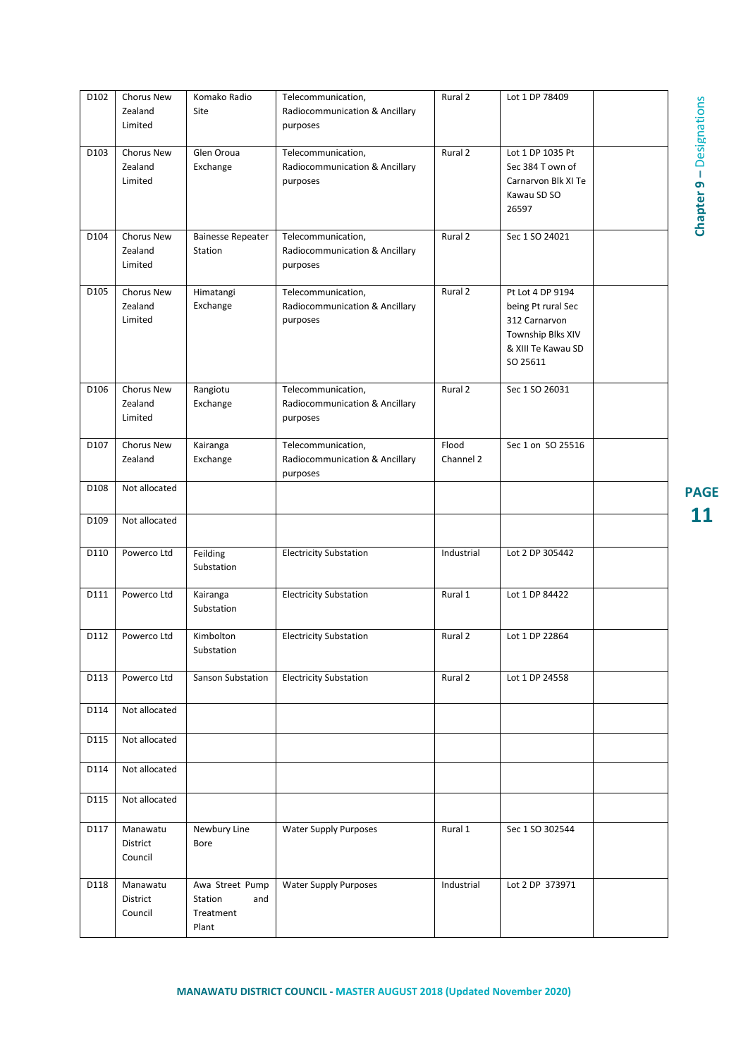| D102 | Chorus New Zealand Limited | Komako Radio Site | Telecommunication, Radiocommunication & Ancillary purposes | Rural 2 | Lot 1 DP 78409 | |
|---|---|---|---|---|---|---|
| D103 | Chorus New Zealand Limited | Glen Oroua Exchange | Telecommunication, Radiocommunication & Ancillary purposes | Rural 2 | Lot 1 DP 1035 Pt Sec 384 T own of Carnarvon Blk XI Te Kawau SD SO 26597 | |
| D104 | Chorus New Zealand Limited | Bainesse Repeater Station | Telecommunication, Radiocommunication & Ancillary purposes | Rural 2 | Sec 1 SO 24021 | |
| D105 | Chorus New Zealand Limited | Himatangi Exchange | Telecommunication, Radiocommunication & Ancillary purposes | Rural 2 | Pt Lot 4 DP 9194 being Pt rural Sec 312 Carnarvon Township Blks XIV & XIII Te Kawau SD SO 25611 | |
| D106 | Chorus New Zealand Limited | Rangiotu Exchange | Telecommunication, Radiocommunication & Ancillary purposes | Rural 2 | Sec 1 SO 26031 | |
| D107 | Chorus New Zealand | Kairanga Exchange | Telecommunication, Radiocommunication & Ancillary purposes | Flood Channel 2 | Sec 1 on SO 25516 | |
| D108 | Not allocated | | | | | |
| D109 | Not allocated | | | | | |
| D110 | Powerco Ltd | Feilding Substation | Electricity Substation | Industrial | Lot 2 DP 305442 | |
| D111 | Powerco Ltd | Kairanga Substation | Electricity Substation | Rural 1 | Lot 1 DP 84422 | |
| D112 | Powerco Ltd | Kimbolton Substation | Electricity Substation | Rural 2 | Lot 1 DP 22864 | |
| D113 | Powerco Ltd | Sanson Substation | Electricity Substation | Rural 2 | Lot 1 DP 24558 | |
| D114 | Not allocated | | | | | |
| D115 | Not allocated | | | | | |
| D114 | Not allocated | | | | | |
| D115 | Not allocated | | | | | |
| D117 | Manawatu District Council | Newbury Line Bore | Water Supply Purposes | Rural 1 | Sec 1 SO 302544 | |
| D118 | Manawatu District Council | Awa Street Pump Station and Treatment Plant | Water Supply Purposes | Industrial | Lot 2 DP 373971 | |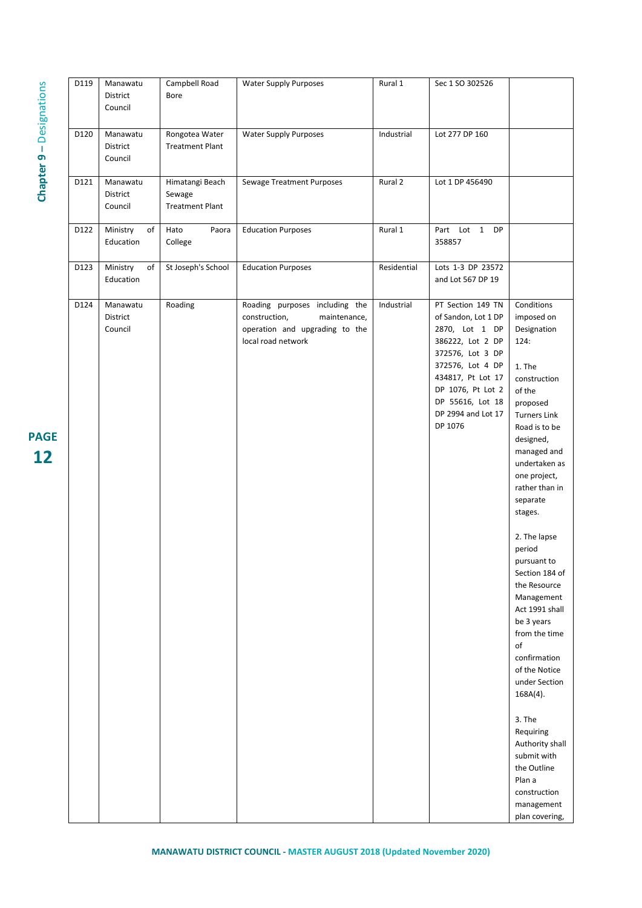| D119 | Manawatu District Council | Campbell Road Bore | Water Supply Purposes | Rural 1 | Sec 1 SO 302526 | |
|---|---|---|---|---|---|---|
| D120 | Manawatu District Council | Rongotea Water Treatment Plant | Water Supply Purposes | Industrial | Lot 277 DP 160 | |
| D121 | Manawatu District Council | Himatangi Beach Sewage Treatment Plant | Sewage Treatment Purposes | Rural 2 | Lot 1 DP 456490 | |
| D122 | Ministry of Education | Hato Paora College | Education Purposes | Rural 1 | Part Lot 1 DP 358857 | |
| D123 | Ministry of Education | St Joseph's School | Education Purposes | Residential | Lots 1-3 DP 23572 and Lot 567 DP 19 | |
| D124 | Manawatu District Council | Roading | Roading purposes including the construction, maintenance, operation and upgrading to the local road network | Industrial | PT Section 149 TN of Sandon, Lot 1 DP 2870, Lot 1 DP 386222, Lot 2 DP 372576, Lot 3 DP 372576, Lot 4 DP 434817, Pt Lot 17 DP 1076, Pt Lot 2 DP 55616, Lot 18 DP 2994 and Lot 17 DP 1076 | Conditions imposed on Designation 124:<br><br>1. The construction of the proposed Turners Link Road is to be designed, managed and undertaken as one project, rather than in separate stages.<br><br>2. The lapse period pursuant to Section 184 of the Resource Management Act 1991 shall be 3 years from the time of confirmation of the Notice under Section 168A(4).<br><br>3. The Requiring Authority shall submit with the Outline Plan a construction management plan covering, |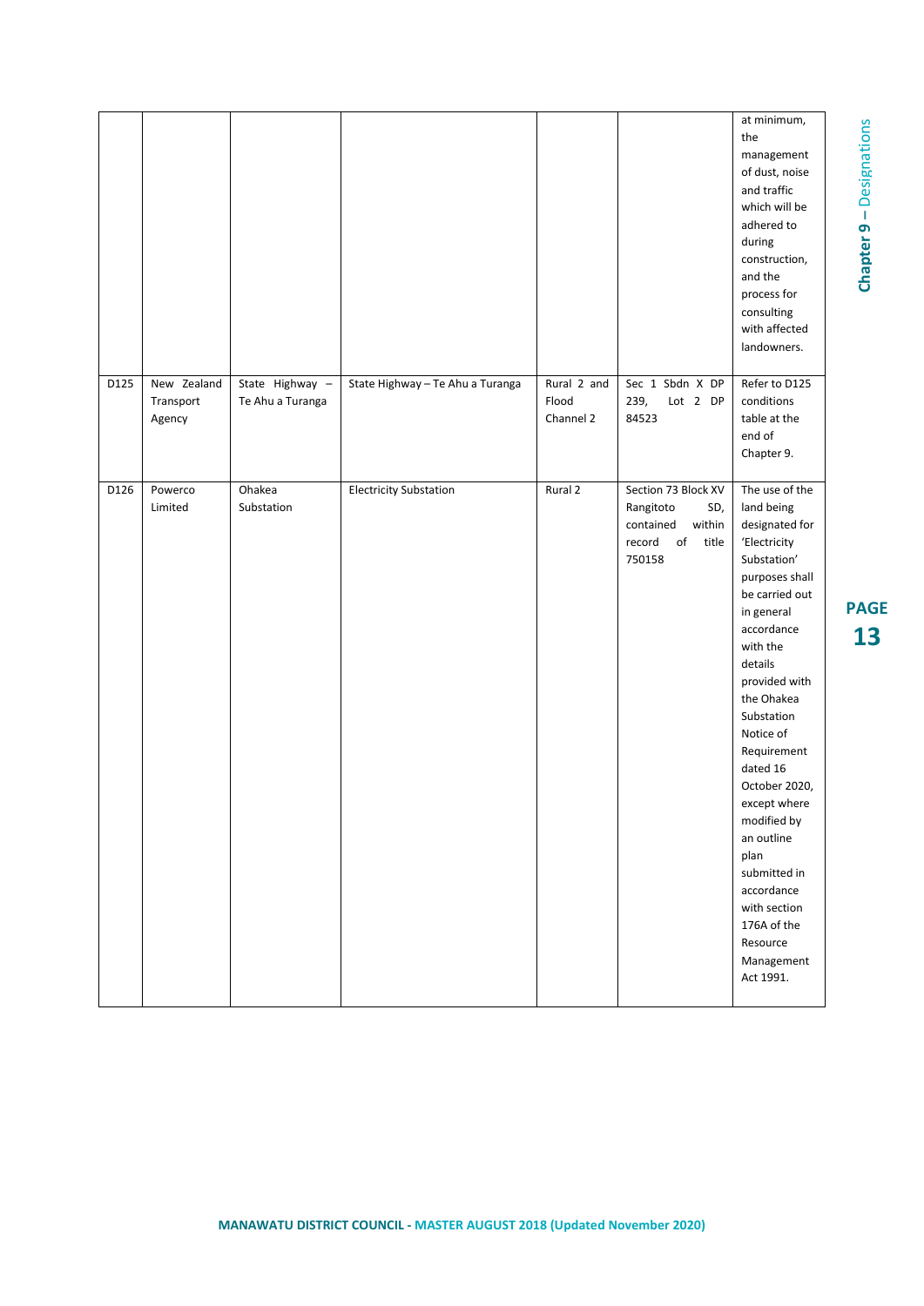| | | | | | | |
|---|---|---|---|---|---|---|
| | | | | | | at minimum, the management of dust, noise and traffic which will be adhered to during construction, and the process for consulting with affected landowners. |
| D125 | New Zealand Transport Agency | State Highway – Te Ahu a Turanga | State Highway – Te Ahu a Turanga | Rural 2 and Flood Channel 2 | Sec 1 Sbdn X DP 239, Lot 2 DP 84523 | Refer to D125 conditions table at the end of Chapter 9. |
| D126 | Powerco Limited | Ohakea Substation | Electricity Substation | Rural 2 | Section 73 Block XV Rangitoto SD, contained within record of title 750158 | The use of the land being designated for 'Electricity Substation' purposes shall be carried out in general accordance with the details provided with the Ohakea Substation Notice of Requirement dated 16 October 2020, except where modified by an outline plan submitted in accordance with section 176A of the Resource Management Act 1991. |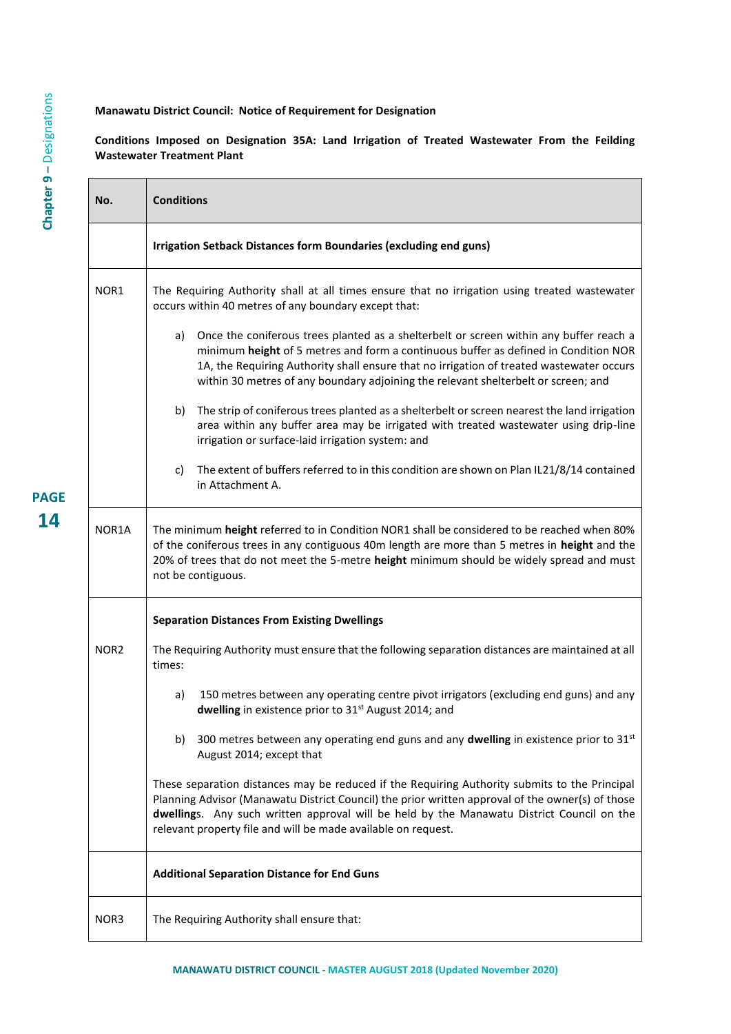**Manawatu District Council: Notice of Requirement for Designation**

**Conditions Imposed on Designation 35A: Land Irrigation of Treated Wastewater From the Feilding Wastewater Treatment Plant**

| No. | Conditions |
|---|---|
| | **Irrigation Setback Distances form Boundaries (excluding end guns)** |
| NOR1 | The Requiring Authority shall at all times ensure that no irrigation using treated wastewater occurs within 40 metres of any boundary except that:<br><br>a) Once the coniferous trees planted as a shelterbelt or screen within any buffer reach a minimum **height** of 5 metres and form a continuous buffer as defined in Condition NOR 1A, the Requiring Authority shall ensure that no irrigation of treated wastewater occurs within 30 metres of any boundary adjoining the relevant shelterbelt or screen; and<br><br>b) The strip of coniferous trees planted as a shelterbelt or screen nearest the land irrigation area within any buffer area may be irrigated with treated wastewater using drip-line irrigation or surface-laid irrigation system: and<br><br>c) The extent of buffers referred to in this condition are shown on Plan IL21/8/14 contained in Attachment A. |
| NOR1A | The minimum **height** referred to in Condition NOR1 shall be considered to be reached when 80% of the coniferous trees in any contiguous 40m length are more than 5 metres in **height** and the 20% of trees that do not meet the 5-metre **height** minimum should be widely spread and must not be contiguous. |
| NOR2 | **Separation Distances From Existing Dwellings**<br><br>The Requiring Authority must ensure that the following separation distances are maintained at all times:<br><br>a) 150 metres between any operating centre pivot irrigators (excluding end guns) and any **dwelling** in existence prior to 31st August 2014; and<br><br>b) 300 metres between any operating end guns and any **dwelling** in existence prior to 31st August 2014; except that<br><br>These separation distances may be reduced if the Requiring Authority submits to the Principal Planning Advisor (Manawatu District Council) the prior written approval of the owner(s) of those **dwelling**s. Any such written approval will be held by the Manawatu District Council on the relevant property file and will be made available on request. |
| | **Additional Separation Distance for End Guns** |
| NOR3 | The Requiring Authority shall ensure that: |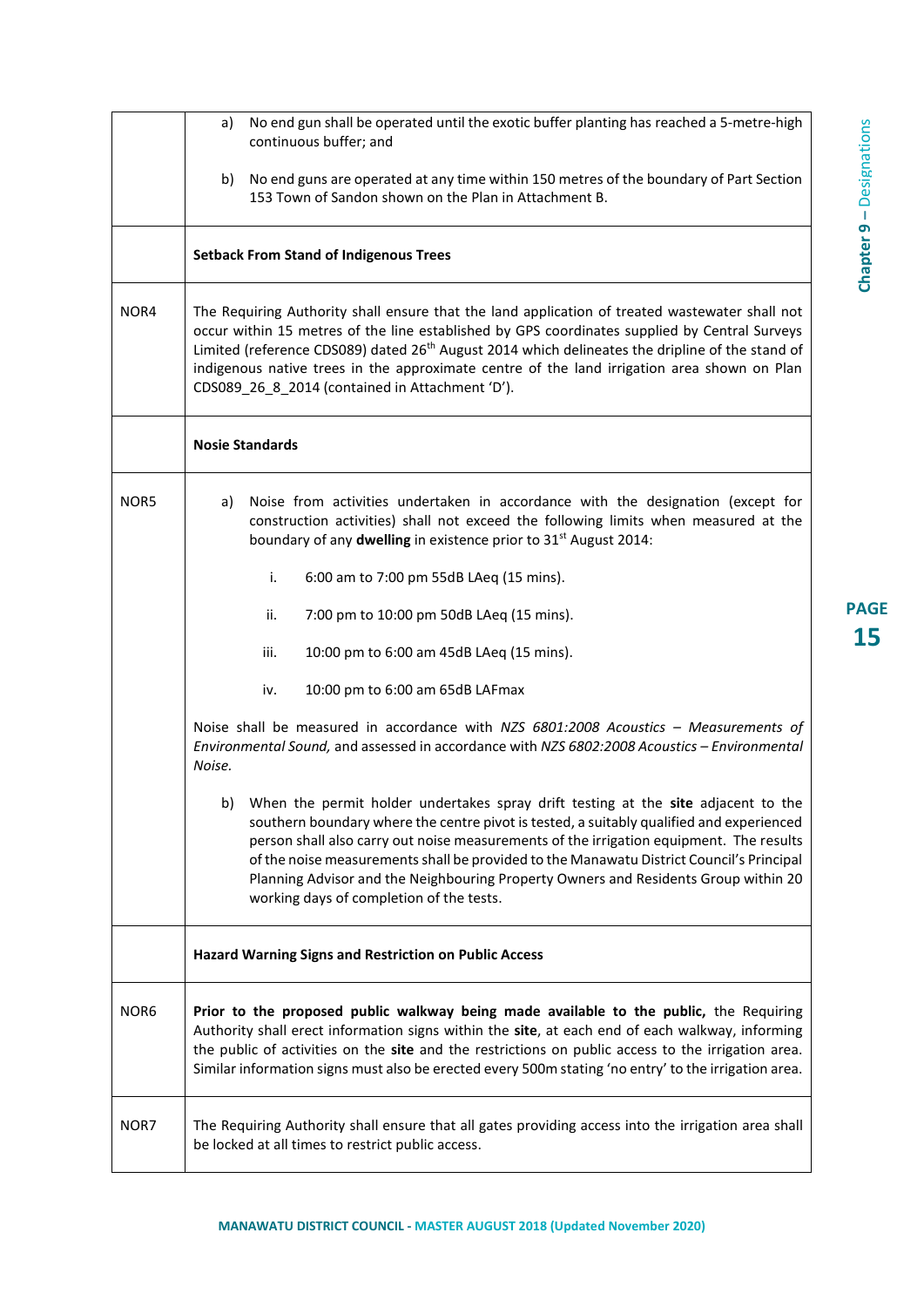| | |
|---|---|
| | a) No end gun shall be operated until the exotic buffer planting has reached a 5-metre-high continuous buffer; and<br><br>b) No end guns are operated at any time within 150 metres of the boundary of Part Section 153 Town of Sandon shown on the Plan in Attachment B. |
| | **Setback From Stand of Indigenous Trees** |
| NOR4 | The Requiring Authority shall ensure that the land application of treated wastewater shall not occur within 15 metres of the line established by GPS coordinates supplied by Central Surveys Limited (reference CDS089) dated 26th August 2014 which delineates the dripline of the stand of indigenous native trees in the approximate centre of the land irrigation area shown on Plan CDS089_26_8_2014 (contained in Attachment 'D'). |
| | **Nosie Standards** |
| NOR5 | a) Noise from activities undertaken in accordance with the designation (except for construction activities) shall not exceed the following limits when measured at the boundary of any **dwelling** in existence prior to 31st August 2014:<br><br>i. 6:00 am to 7:00 pm 55dB LAeq (15 mins).<br><br>ii. 7:00 pm to 10:00 pm 50dB LAeq (15 mins).<br><br>iii. 10:00 pm to 6:00 am 45dB LAeq (15 mins).<br><br>iv. 10:00 pm to 6:00 am 65dB LAFmax<br><br>Noise shall be measured in accordance with *NZS 6801:2008 Acoustics – Measurements of Environmental Sound,* and assessed in accordance with *NZS 6802:2008 Acoustics – Environmental Noise.*<br><br>b) When the permit holder undertakes spray drift testing at the **site** adjacent to the southern boundary where the centre pivot is tested, a suitably qualified and experienced person shall also carry out noise measurements of the irrigation equipment. The results of the noise measurements shall be provided to the Manawatu District Council's Principal Planning Advisor and the Neighbouring Property Owners and Residents Group within 20 working days of completion of the tests. |
| | **Hazard Warning Signs and Restriction on Public Access** |
| NOR6 | **Prior to the proposed public walkway being made available to the public,** the Requiring Authority shall erect information signs within the **site**, at each end of each walkway, informing the public of activities on the **site** and the restrictions on public access to the irrigation area. Similar information signs must also be erected every 500m stating 'no entry' to the irrigation area. |
| NOR7 | The Requiring Authority shall ensure that all gates providing access into the irrigation area shall be locked at all times to restrict public access. |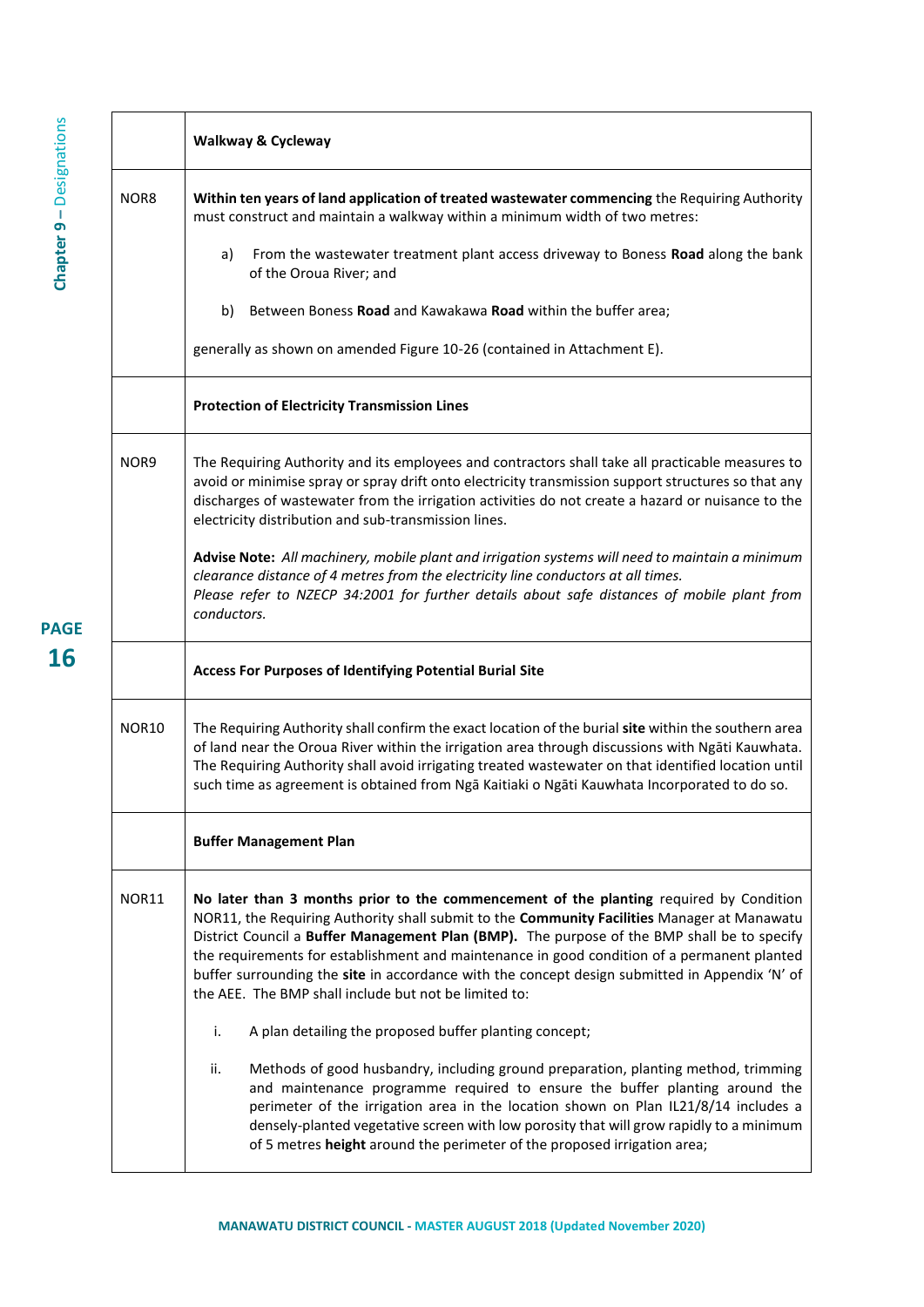| | **Walkway & Cycleway** |
|---|---|
| NOR8 | **Within ten years of land application of treated wastewater commencing** the Requiring Authority must construct and maintain a walkway within a minimum width of two metres:<br><br>a) From the wastewater treatment plant access driveway to Boness **Road** along the bank of the Oroua River; and<br><br>b) Between Boness **Road** and Kawakawa **Road** within the buffer area;<br><br>generally as shown on amended Figure 10-26 (contained in Attachment E). |
| | **Protection of Electricity Transmission Lines** |
| NOR9 | The Requiring Authority and its employees and contractors shall take all practicable measures to avoid or minimise spray or spray drift onto electricity transmission support structures so that any discharges of wastewater from the irrigation activities do not create a hazard or nuisance to the electricity distribution and sub-transmission lines.<br><br>**Advise Note:** *All machinery, mobile plant and irrigation systems will need to maintain a minimum clearance distance of 4 metres from the electricity line conductors at all times.*<br>*Please refer to NZECP 34:2001 for further details about safe distances of mobile plant from conductors.* |
| | **Access For Purposes of Identifying Potential Burial Site** |
| NOR10 | The Requiring Authority shall confirm the exact location of the burial **site** within the southern area of land near the Oroua River within the irrigation area through discussions with Ngāti Kauwhata. The Requiring Authority shall avoid irrigating treated wastewater on that identified location until such time as agreement is obtained from Ngā Kaitiaki o Ngāti Kauwhata Incorporated to do so. |
| | **Buffer Management Plan** |
| NOR11 | **No later than 3 months prior to the commencement of the planting** required by Condition NOR11, the Requiring Authority shall submit to the **Community Facilities** Manager at Manawatu District Council a **Buffer Management Plan (BMP).** The purpose of the BMP shall be to specify the requirements for establishment and maintenance in good condition of a permanent planted buffer surrounding the **site** in accordance with the concept design submitted in Appendix 'N' of the AEE. The BMP shall include but not be limited to:<br><br>i. A plan detailing the proposed buffer planting concept;<br><br>ii. Methods of good husbandry, including ground preparation, planting method, trimming and maintenance programme required to ensure the buffer planting around the perimeter of the irrigation area in the location shown on Plan IL21/8/14 includes a densely-planted vegetative screen with low porosity that will grow rapidly to a minimum of 5 metres **height** around the perimeter of the proposed irrigation area; |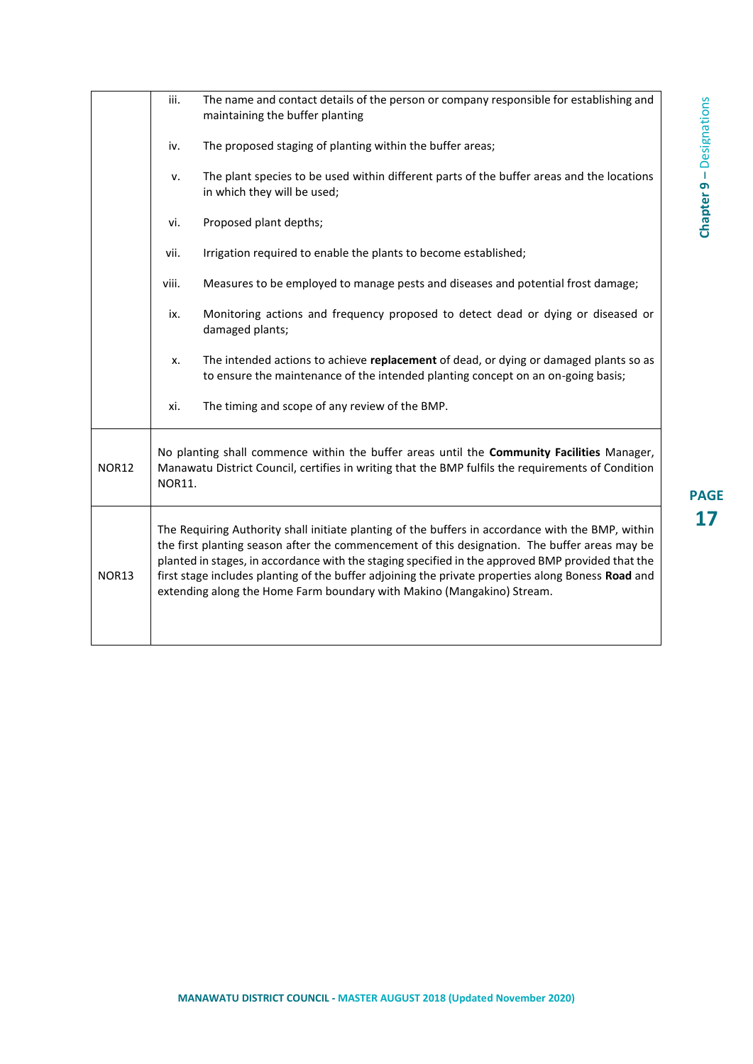| | |
|---|---|
| | iii. The name and contact details of the person or company responsible for establishing and maintaining the buffer planting<br><br>iv. The proposed staging of planting within the buffer areas;<br><br>v. The plant species to be used within different parts of the buffer areas and the locations in which they will be used;<br><br>vi. Proposed plant depths;<br><br>vii. Irrigation required to enable the plants to become established;<br><br>viii. Measures to be employed to manage pests and diseases and potential frost damage;<br><br>ix. Monitoring actions and frequency proposed to detect dead or dying or diseased or damaged plants;<br><br>x. The intended actions to achieve **replacement** of dead, or dying or damaged plants so as to ensure the maintenance of the intended planting concept on an on-going basis;<br><br>xi. The timing and scope of any review of the BMP. |
| NOR12 | No planting shall commence within the buffer areas until the **Community Facilities** Manager, Manawatu District Council, certifies in writing that the BMP fulfils the requirements of Condition NOR11. |
| NOR13 | The Requiring Authority shall initiate planting of the buffers in accordance with the BMP, within the first planting season after the commencement of this designation. The buffer areas may be planted in stages, in accordance with the staging specified in the approved BMP provided that the first stage includes planting of the buffer adjoining the private properties along Boness **Road** and extending along the Home Farm boundary with Makino (Mangakino) Stream. |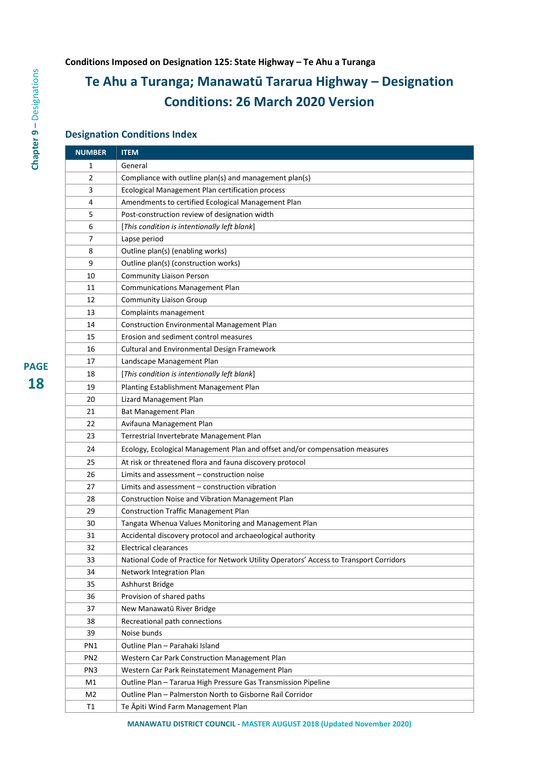**Conditions Imposed on Designation 125: State Highway – Te Ahu a Turanga**

# Te Ahu a Turanga; Manawatū Tararua Highway – Designation Conditions: 26 March 2020 Version

## Designation Conditions Index

| NUMBER | ITEM |
|---|---|
| 1 | General |
| 2 | Compliance with outline plan(s) and management plan(s) |
| 3 | Ecological Management Plan certification process |
| 4 | Amendments to certified Ecological Management Plan |
| 5 | Post-construction review of designation width |
| 6 | [*This condition is intentionally left blank*] |
| 7 | Lapse period |
| 8 | Outline plan(s) (enabling works) |
| 9 | Outline plan(s) (construction works) |
| 10 | Community Liaison Person |
| 11 | Communications Management Plan |
| 12 | Community Liaison Group |
| 13 | Complaints management |
| 14 | Construction Environmental Management Plan |
| 15 | Erosion and sediment control measures |
| 16 | Cultural and Environmental Design Framework |
| 17 | Landscape Management Plan |
| 18 | [*This condition is intentionally left blank*] |
| 19 | Planting Establishment Management Plan |
| 20 | Lizard Management Plan |
| 21 | Bat Management Plan |
| 22 | Avifauna Management Plan |
| 23 | Terrestrial Invertebrate Management Plan |
| 24 | Ecology, Ecological Management Plan and offset and/or compensation measures |
| 25 | At risk or threatened flora and fauna discovery protocol |
| 26 | Limits and assessment – construction noise |
| 27 | Limits and assessment – construction vibration |
| 28 | Construction Noise and Vibration Management Plan |
| 29 | Construction Traffic Management Plan |
| 30 | Tangata Whenua Values Monitoring and Management Plan |
| 31 | Accidental discovery protocol and archaeological authority |
| 32 | Electrical clearances |
| 33 | National Code of Practice for Network Utility Operators' Access to Transport Corridors |
| 34 | Network Integration Plan |
| 35 | Ashhurst Bridge |
| 36 | Provision of shared paths |
| 37 | New Manawatū River Bridge |
| 38 | Recreational path connections |
| 39 | Noise bunds |
| PN1 | Outline Plan – Parahaki Island |
| PN2 | Western Car Park Construction Management Plan |
| PN3 | Western Car Park Reinstatement Management Plan |
| M1 | Outline Plan – Tararua High Pressure Gas Transmission Pipeline |
| M2 | Outline Plan – Palmerston North to Gisborne Rail Corridor |
| T1 | Te Āpiti Wind Farm Management Plan |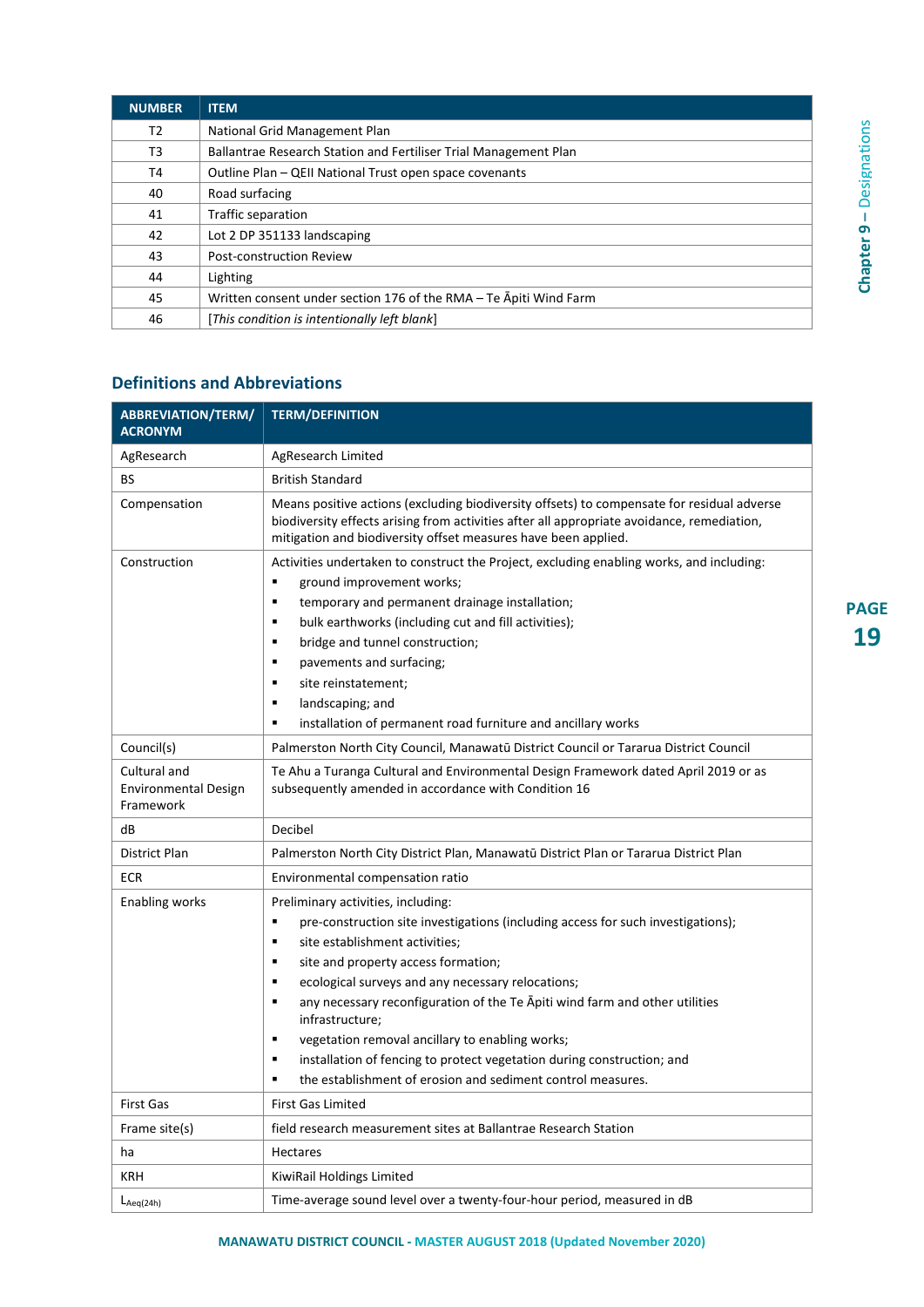| NUMBER | ITEM |
|---|---|
| T2 | National Grid Management Plan |
| T3 | Ballantrae Research Station and Fertiliser Trial Management Plan |
| T4 | Outline Plan – QEII National Trust open space covenants |
| 40 | Road surfacing |
| 41 | Traffic separation |
| 42 | Lot 2 DP 351133 landscaping |
| 43 | Post-construction Review |
| 44 | Lighting |
| 45 | Written consent under section 176 of the RMA – Te Āpiti Wind Farm |
| 46 | [*This condition is intentionally left blank*] |

## Definitions and Abbreviations

| ABBREVIATION/TERM/ ACRONYM | TERM/DEFINITION |
|---|---|
| AgResearch | AgResearch Limited |
| BS | British Standard |
| Compensation | Means positive actions (excluding biodiversity offsets) to compensate for residual adverse biodiversity effects arising from activities after all appropriate avoidance, remediation, mitigation and biodiversity offset measures have been applied. |
| Construction | Activities undertaken to construct the Project, excluding enabling works, and including:<br>▪ ground improvement works;<br>▪ temporary and permanent drainage installation;<br>▪ bulk earthworks (including cut and fill activities);<br>▪ bridge and tunnel construction;<br>▪ pavements and surfacing;<br>▪ site reinstatement;<br>▪ landscaping; and<br>▪ installation of permanent road furniture and ancillary works |
| Council(s) | Palmerston North City Council, Manawatū District Council or Tararua District Council |
| Cultural and Environmental Design Framework | Te Ahu a Turanga Cultural and Environmental Design Framework dated April 2019 or as subsequently amended in accordance with Condition 16 |
| dB | Decibel |
| District Plan | Palmerston North City District Plan, Manawatū District Plan or Tararua District Plan |
| ECR | Environmental compensation ratio |
| Enabling works | Preliminary activities, including:<br>▪ pre-construction site investigations (including access for such investigations);<br>▪ site establishment activities;<br>▪ site and property access formation;<br>▪ ecological surveys and any necessary relocations;<br>▪ any necessary reconfiguration of the Te Āpiti wind farm and other utilities infrastructure;<br>▪ vegetation removal ancillary to enabling works;<br>▪ installation of fencing to protect vegetation during construction; and<br>▪ the establishment of erosion and sediment control measures. |
| First Gas | First Gas Limited |
| Frame site(s) | field research measurement sites at Ballantrae Research Station |
| ha | Hectares |
| KRH | KiwiRail Holdings Limited |
| $L_{Aeq(24h)}$ | Time-average sound level over a twenty-four-hour period, measured in dB |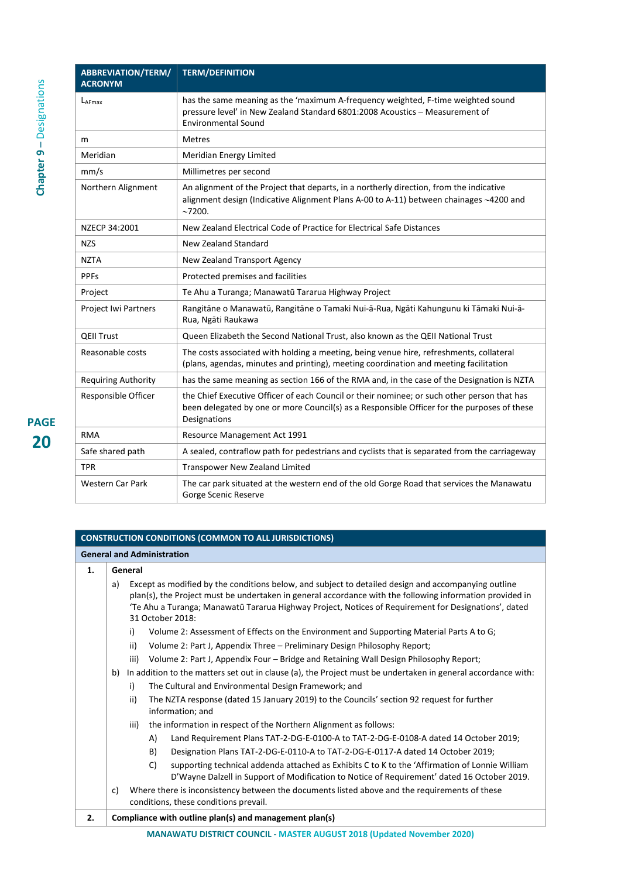| ABBREVIATION/TERM/ ACRONYM | TERM/DEFINITION |
|---|---|
| $L_{AFmax}$ | has the same meaning as the 'maximum A-frequency weighted, F-time weighted sound pressure level' in New Zealand Standard 6801:2008 Acoustics – Measurement of Environmental Sound |
| m | Metres |
| Meridian | Meridian Energy Limited |
| mm/s | Millimetres per second |
| Northern Alignment | An alignment of the Project that departs, in a northerly direction, from the indicative alignment design (Indicative Alignment Plans A-00 to A-11) between chainages ~4200 and ~7200. |
| NZECP 34:2001 | New Zealand Electrical Code of Practice for Electrical Safe Distances |
| NZS | New Zealand Standard |
| NZTA | New Zealand Transport Agency |
| PPFs | Protected premises and facilities |
| Project | Te Ahu a Turanga; Manawatū Tararua Highway Project |
| Project Iwi Partners | Rangitāne o Manawatū, Rangitāne o Tamaki Nui-ā-Rua, Ngāti Kahungunu ki Tāmaki Nui-ā-Rua, Ngāti Raukawa |
| QEII Trust | Queen Elizabeth the Second National Trust, also known as the QEII National Trust |
| Reasonable costs | The costs associated with holding a meeting, being venue hire, refreshments, collateral (plans, agendas, minutes and printing), meeting coordination and meeting facilitation |
| Requiring Authority | has the same meaning as section 166 of the RMA and, in the case of the Designation is NZTA |
| Responsible Officer | the Chief Executive Officer of each Council or their nominee; or such other person that has been delegated by one or more Council(s) as a Responsible Officer for the purposes of these Designations |
| RMA | Resource Management Act 1991 |
| Safe shared path | A sealed, contraflow path for pedestrians and cyclists that is separated from the carriageway |
| TPR | Transpower New Zealand Limited |
| Western Car Park | The car park situated at the western end of the old Gorge Road that services the Manawatu Gorge Scenic Reserve |

| CONSTRUCTION CONDITIONS (COMMON TO ALL JURISDICTIONS) | |
|---|---|
| **General and Administration** | |
| **1.** | **General**<br>a) Except as modified by the conditions below, and subject to detailed design and accompanying outline plan(s), the Project must be undertaken in general accordance with the following information provided in 'Te Ahu a Turanga; Manawatū Tararua Highway Project, Notices of Requirement for Designations', dated 31 October 2018:<br>i) Volume 2: Assessment of Effects on the Environment and Supporting Material Parts A to G;<br>ii) Volume 2: Part J, Appendix Three – Preliminary Design Philosophy Report;<br>iii) Volume 2: Part J, Appendix Four – Bridge and Retaining Wall Design Philosophy Report;<br>b) In addition to the matters set out in clause (a), the Project must be undertaken in general accordance with:<br>i) The Cultural and Environmental Design Framework; and<br>ii) The NZTA response (dated 15 January 2019) to the Councils' section 92 request for further information; and<br>iii) the information in respect of the Northern Alignment as follows:<br>A) Land Requirement Plans TAT-2-DG-E-0100-A to TAT-2-DG-E-0108-A dated 14 October 2019;<br>B) Designation Plans TAT-2-DG-E-0110-A to TAT-2-DG-E-0117-A dated 14 October 2019;<br>C) supporting technical addenda attached as Exhibits C to K to the 'Affirmation of Lonnie William D'Wayne Dalzell in Support of Modification to Notice of Requirement' dated 16 October 2019.<br>c) Where there is inconsistency between the documents listed above and the requirements of these conditions, these conditions prevail. |
| **2.** | **Compliance with outline plan(s) and management plan(s)** |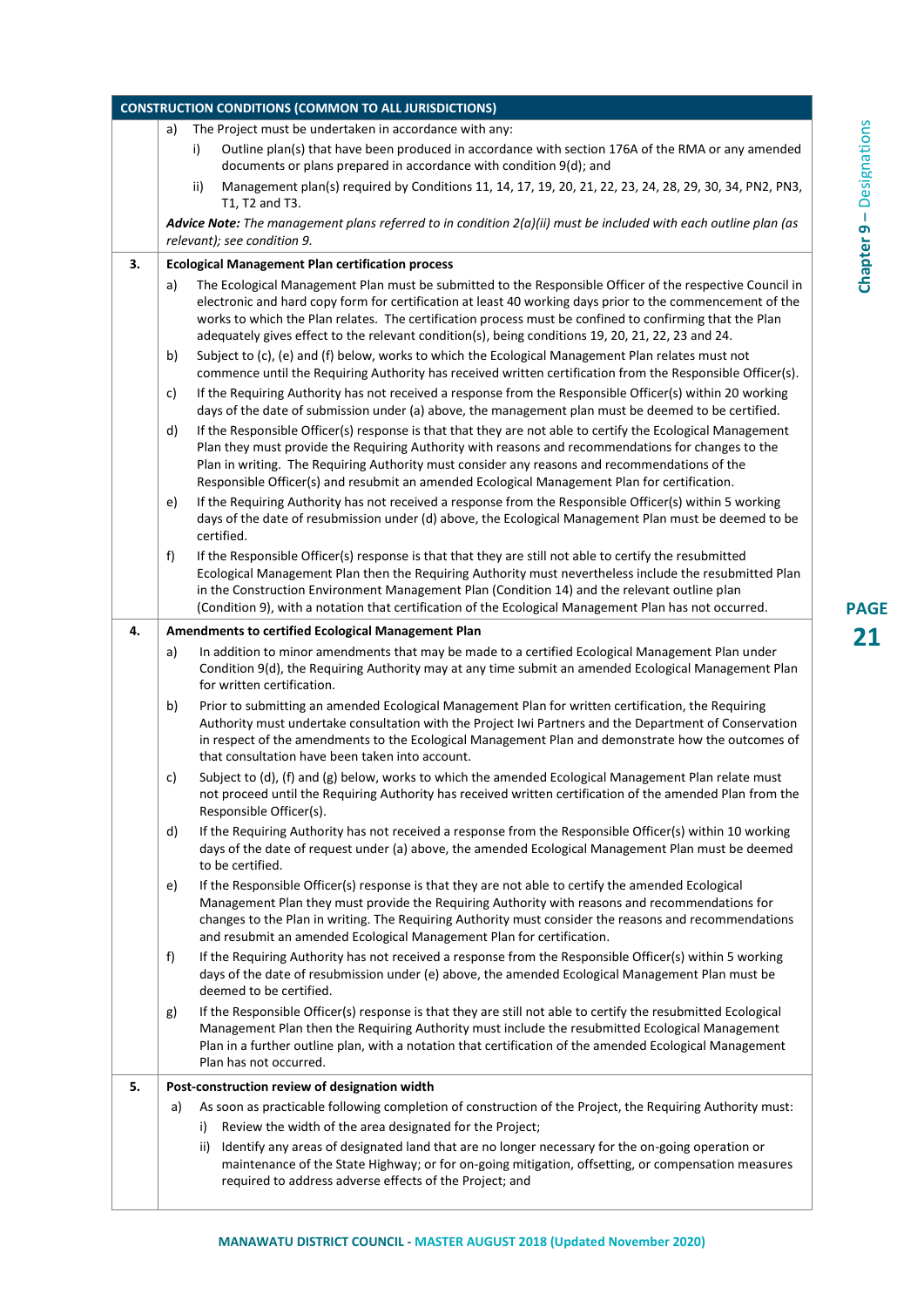| CONSTRUCTION CONDITIONS (COMMON TO ALL JURISDICTIONS) | |
|---|---|
| | a) The Project must be undertaken in accordance with any:<br>i) Outline plan(s) that have been produced in accordance with section 176A of the RMA or any amended documents or plans prepared in accordance with condition 9(d); and<br>ii) Management plan(s) required by Conditions 11, 14, 17, 19, 20, 21, 22, 23, 24, 28, 29, 30, 34, PN2, PN3, T1, T2 and T3.<br>***Advice Note:*** *The management plans referred to in condition 2(a)(ii) must be included with each outline plan (as relevant); see condition 9.* |
| **3.** | **Ecological Management Plan certification process**<br>a) The Ecological Management Plan must be submitted to the Responsible Officer of the respective Council in electronic and hard copy form for certification at least 40 working days prior to the commencement of the works to which the Plan relates. The certification process must be confined to confirming that the Plan adequately gives effect to the relevant condition(s), being conditions 19, 20, 21, 22, 23 and 24.<br>b) Subject to (c), (e) and (f) below, works to which the Ecological Management Plan relates must not commence until the Requiring Authority has received written certification from the Responsible Officer(s).<br>c) If the Requiring Authority has not received a response from the Responsible Officer(s) within 20 working days of the date of submission under (a) above, the management plan must be deemed to be certified.<br>d) If the Responsible Officer(s) response is that that they are not able to certify the Ecological Management Plan they must provide the Requiring Authority with reasons and recommendations for changes to the Plan in writing. The Requiring Authority must consider any reasons and recommendations of the Responsible Officer(s) and resubmit an amended Ecological Management Plan for certification.<br>e) If the Requiring Authority has not received a response from the Responsible Officer(s) within 5 working days of the date of resubmission under (d) above, the Ecological Management Plan must be deemed to be certified.<br>f) If the Responsible Officer(s) response is that that they are still not able to certify the resubmitted Ecological Management Plan then the Requiring Authority must nevertheless include the resubmitted Plan in the Construction Environment Management Plan (Condition 14) and the relevant outline plan (Condition 9), with a notation that certification of the Ecological Management Plan has not occurred. |
| **4.** | **Amendments to certified Ecological Management Plan**<br>a) In addition to minor amendments that may be made to a certified Ecological Management Plan under Condition 9(d), the Requiring Authority may at any time submit an amended Ecological Management Plan for written certification.<br>b) Prior to submitting an amended Ecological Management Plan for written certification, the Requiring Authority must undertake consultation with the Project Iwi Partners and the Department of Conservation in respect of the amendments to the Ecological Management Plan and demonstrate how the outcomes of that consultation have been taken into account.<br>c) Subject to (d), (f) and (g) below, works to which the amended Ecological Management Plan relate must not proceed until the Requiring Authority has received written certification of the amended Plan from the Responsible Officer(s).<br>d) If the Requiring Authority has not received a response from the Responsible Officer(s) within 10 working days of the date of request under (a) above, the amended Ecological Management Plan must be deemed to be certified.<br>e) If the Responsible Officer(s) response is that they are not able to certify the amended Ecological Management Plan they must provide the Requiring Authority with reasons and recommendations for changes to the Plan in writing. The Requiring Authority must consider the reasons and recommendations and resubmit an amended Ecological Management Plan for certification.<br>f) If the Requiring Authority has not received a response from the Responsible Officer(s) within 5 working days of the date of resubmission under (e) above, the amended Ecological Management Plan must be deemed to be certified.<br>g) If the Responsible Officer(s) response is that they are still not able to certify the resubmitted Ecological Management Plan then the Requiring Authority must include the resubmitted Ecological Management Plan in a further outline plan, with a notation that certification of the amended Ecological Management Plan has not occurred. |
| **5.** | **Post-construction review of designation width**<br>a) As soon as practicable following completion of construction of the Project, the Requiring Authority must:<br>i) Review the width of the area designated for the Project;<br>ii) Identify any areas of designated land that are no longer necessary for the on-going operation or maintenance of the State Highway; or for on-going mitigation, offsetting, or compensation measures required to address adverse effects of the Project; and |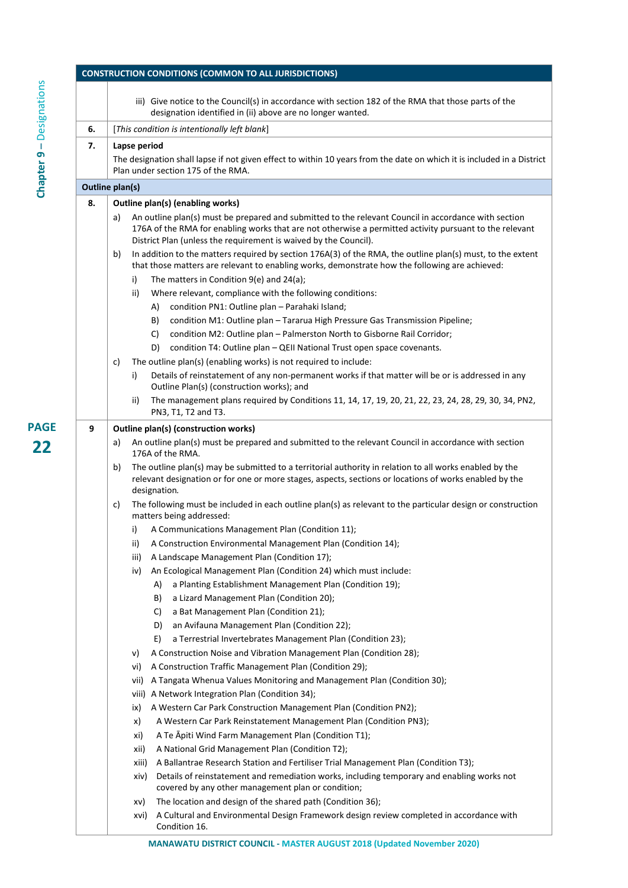| CONSTRUCTION CONDITIONS (COMMON TO ALL JURISDICTIONS) | |
|---|---|
| | iii) Give notice to the Council(s) in accordance with section 182 of the RMA that those parts of the designation identified in (ii) above are no longer wanted. |
| **6.** | [*This condition is intentionally left blank*] |
| **7.** | **Lapse period**<br>The designation shall lapse if not given effect to within 10 years from the date on which it is included in a District Plan under section 175 of the RMA. |
| **Outline plan(s)** | |
| **8.** | **Outline plan(s) (enabling works)**<br>a) An outline plan(s) must be prepared and submitted to the relevant Council in accordance with section 176A of the RMA for enabling works that are not otherwise a permitted activity pursuant to the relevant District Plan (unless the requirement is waived by the Council).<br>b) In addition to the matters required by section 176A(3) of the RMA, the outline plan(s) must, to the extent that those matters are relevant to enabling works, demonstrate how the following are achieved:<br>i) The matters in Condition 9(e) and 24(a);<br>ii) Where relevant, compliance with the following conditions:<br>A) condition PN1: Outline plan – Parahaki Island;<br>B) condition M1: Outline plan – Tararua High Pressure Gas Transmission Pipeline;<br>C) condition M2: Outline plan – Palmerston North to Gisborne Rail Corridor;<br>D) condition T4: Outline plan – QEII National Trust open space covenants.<br>c) The outline plan(s) (enabling works) is not required to include:<br>i) Details of reinstatement of any non-permanent works if that matter will be or is addressed in any Outline Plan(s) (construction works); and<br>ii) The management plans required by Conditions 11, 14, 17, 19, 20, 21, 22, 23, 24, 28, 29, 30, 34, PN2, PN3, T1, T2 and T3. |
| **9** | **Outline plan(s) (construction works)**<br>a) An outline plan(s) must be prepared and submitted to the relevant Council in accordance with section 176A of the RMA.<br>b) The outline plan(s) may be submitted to a territorial authority in relation to all works enabled by the relevant designation or for one or more stages, aspects, sections or locations of works enabled by the designation.<br>c) The following must be included in each outline plan(s) as relevant to the particular design or construction matters being addressed:<br>i) A Communications Management Plan (Condition 11);<br>ii) A Construction Environmental Management Plan (Condition 14);<br>iii) A Landscape Management Plan (Condition 17);<br>iv) An Ecological Management Plan (Condition 24) which must include:<br>A) a Planting Establishment Management Plan (Condition 19);<br>B) a Lizard Management Plan (Condition 20);<br>C) a Bat Management Plan (Condition 21);<br>D) an Avifauna Management Plan (Condition 22);<br>E) a Terrestrial Invertebrates Management Plan (Condition 23);<br>v) A Construction Noise and Vibration Management Plan (Condition 28);<br>vi) A Construction Traffic Management Plan (Condition 29);<br>vii) A Tangata Whenua Values Monitoring and Management Plan (Condition 30);<br>viii) A Network Integration Plan (Condition 34);<br>ix) A Western Car Park Construction Management Plan (Condition PN2);<br>x) A Western Car Park Reinstatement Management Plan (Condition PN3);<br>xi) A Te Āpiti Wind Farm Management Plan (Condition T1);<br>xii) A National Grid Management Plan (Condition T2);<br>xiii) A Ballantrae Research Station and Fertiliser Trial Management Plan (Condition T3);<br>xiv) Details of reinstatement and remediation works, including temporary and enabling works not covered by any other management plan or condition;<br>xv) The location and design of the shared path (Condition 36);<br>xvi) A Cultural and Environmental Design Framework design review completed in accordance with Condition 16. |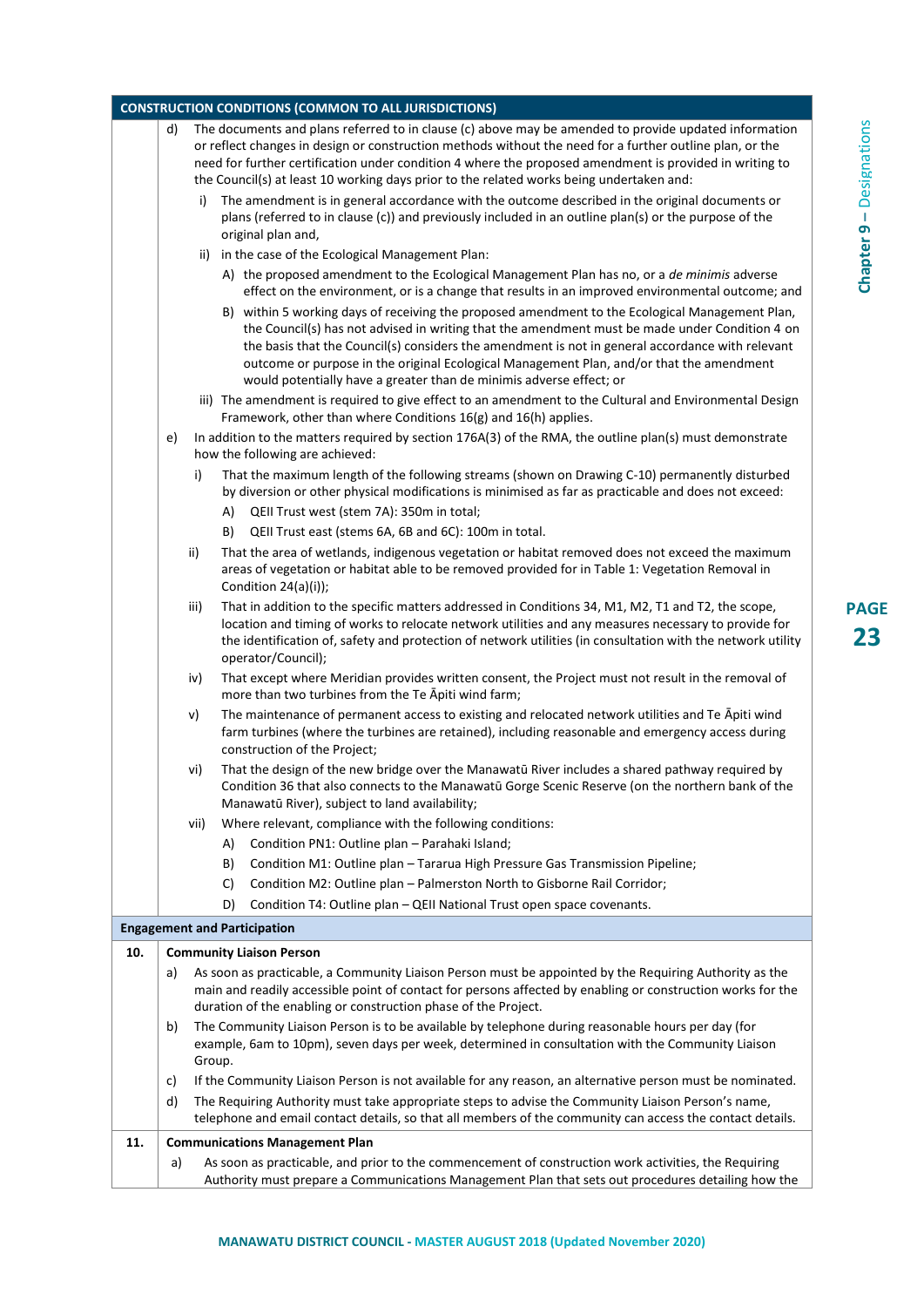| CONSTRUCTION CONDITIONS (COMMON TO ALL JURISDICTIONS) | |
|---|---|
| | d) The documents and plans referred to in clause (c) above may be amended to provide updated information or reflect changes in design or construction methods without the need for a further outline plan, or the need for further certification under condition 4 where the proposed amendment is provided in writing to the Council(s) at least 10 working days prior to the related works being undertaken and:<br>i) The amendment is in general accordance with the outcome described in the original documents or plans (referred to in clause (c)) and previously included in an outline plan(s) or the purpose of the original plan and,<br>ii) in the case of the Ecological Management Plan:<br>A) the proposed amendment to the Ecological Management Plan has no, or a *de minimis* adverse effect on the environment, or is a change that results in an improved environmental outcome; and<br>B) within 5 working days of receiving the proposed amendment to the Ecological Management Plan, the Council(s) has not advised in writing that the amendment must be made under Condition 4 on the basis that the Council(s) considers the amendment is not in general accordance with relevant outcome or purpose in the original Ecological Management Plan, and/or that the amendment would potentially have a greater than de minimis adverse effect; or<br>iii) The amendment is required to give effect to an amendment to the Cultural and Environmental Design Framework, other than where Conditions 16(g) and 16(h) applies. |
| | e) In addition to the matters required by section 176A(3) of the RMA, the outline plan(s) must demonstrate how the following are achieved:<br>i) That the maximum length of the following streams (shown on Drawing C-10) permanently disturbed by diversion or other physical modifications is minimised as far as practicable and does not exceed:<br>A) QEII Trust west (stem 7A): 350m in total;<br>B) QEII Trust east (stems 6A, 6B and 6C): 100m in total.<br>ii) That the area of wetlands, indigenous vegetation or habitat removed does not exceed the maximum areas of vegetation or habitat able to be removed provided for in Table 1: Vegetation Removal in Condition 24(a)(i));<br>iii) That in addition to the specific matters addressed in Conditions 34, M1, M2, T1 and T2, the scope, location and timing of works to relocate network utilities and any measures necessary to provide for the identification of, safety and protection of network utilities (in consultation with the network utility operator/Council);<br>iv) That except where Meridian provides written consent, the Project must not result in the removal of more than two turbines from the Te Āpiti wind farm;<br>v) The maintenance of permanent access to existing and relocated network utilities and Te Āpiti wind farm turbines (where the turbines are retained), including reasonable and emergency access during construction of the Project;<br>vi) That the design of the new bridge over the Manawatū River includes a shared pathway required by Condition 36 that also connects to the Manawatū Gorge Scenic Reserve (on the northern bank of the Manawatū River), subject to land availability;<br>vii) Where relevant, compliance with the following conditions:<br>A) Condition PN1: Outline plan – Parahaki Island;<br>B) Condition M1: Outline plan – Tararua High Pressure Gas Transmission Pipeline;<br>C) Condition M2: Outline plan – Palmerston North to Gisborne Rail Corridor;<br>D) Condition T4: Outline plan – QEII National Trust open space covenants. |
| **Engagement and Participation** | |
| **10.** | **Community Liaison Person**<br>a) As soon as practicable, a Community Liaison Person must be appointed by the Requiring Authority as the main and readily accessible point of contact for persons affected by enabling or construction works for the duration of the enabling or construction phase of the Project.<br>b) The Community Liaison Person is to be available by telephone during reasonable hours per day (for example, 6am to 10pm), seven days per week, determined in consultation with the Community Liaison Group.<br>c) If the Community Liaison Person is not available for any reason, an alternative person must be nominated.<br>d) The Requiring Authority must take appropriate steps to advise the Community Liaison Person's name, telephone and email contact details, so that all members of the community can access the contact details. |
| **11.** | **Communications Management Plan**<br>a) As soon as practicable, and prior to the commencement of construction work activities, the Requiring Authority must prepare a Communications Management Plan that sets out procedures detailing how the |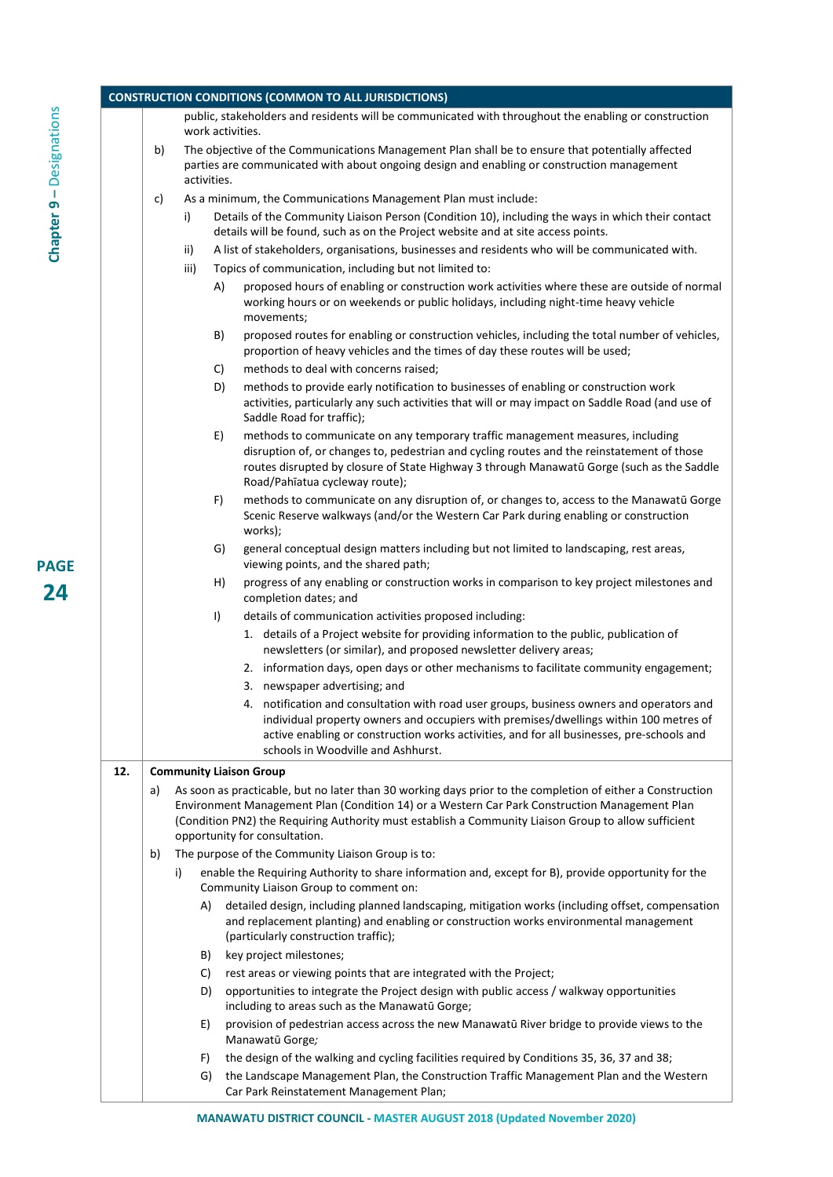**CONSTRUCTION CONDITIONS (COMMON TO ALL JURISDICTIONS)**

public, stakeholders and residents will be communicated with throughout the enabling or construction work activities.

b) The objective of the Communications Management Plan shall be to ensure that potentially affected parties are communicated with about ongoing design and enabling or construction management activities.

c) As a minimum, the Communications Management Plan must include:

- i) Details of the Community Liaison Person (Condition 10), including the ways in which their contact details will be found, such as on the Project website and at site access points.
- ii) A list of stakeholders, organisations, businesses and residents who will be communicated with.
- iii) Topics of communication, including but not limited to:
  - A) proposed hours of enabling or construction work activities where these are outside of normal working hours or on weekends or public holidays, including night-time heavy vehicle movements;
  - B) proposed routes for enabling or construction vehicles, including the total number of vehicles, proportion of heavy vehicles and the times of day these routes will be used;
  - C) methods to deal with concerns raised;
  - D) methods to provide early notification to businesses of enabling or construction work activities, particularly any such activities that will or may impact on Saddle Road (and use of Saddle Road for traffic);
  - E) methods to communicate on any temporary traffic management measures, including disruption of, or changes to, pedestrian and cycling routes and the reinstatement of those routes disrupted by closure of State Highway 3 through Manawatū Gorge (such as the Saddle Road/Pahīatua cycleway route);
  - F) methods to communicate on any disruption of, or changes to, access to the Manawatū Gorge Scenic Reserve walkways (and/or the Western Car Park during enabling or construction works);
  - G) general conceptual design matters including but not limited to landscaping, rest areas, viewing points, and the shared path;
  - H) progress of any enabling or construction works in comparison to key project milestones and completion dates; and
  - I) details of communication activities proposed including:
    1. details of a Project website for providing information to the public, publication of newsletters (or similar), and proposed newsletter delivery areas;
    2. information days, open days or other mechanisms to facilitate community engagement;
    3. newspaper advertising; and
    4. notification and consultation with road user groups, business owners and operators and individual property owners and occupiers with premises/dwellings within 100 metres of active enabling or construction works activities, and for all businesses, pre-schools and schools in Woodville and Ashhurst.

**12. Community Liaison Group**

a) As soon as practicable, but no later than 30 working days prior to the completion of either a Construction Environment Management Plan (Condition 14) or a Western Car Park Construction Management Plan (Condition PN2) the Requiring Authority must establish a Community Liaison Group to allow sufficient opportunity for consultation.

b) The purpose of the Community Liaison Group is to:

- i) enable the Requiring Authority to share information and, except for B), provide opportunity for the Community Liaison Group to comment on:
  - A) detailed design, including planned landscaping, mitigation works (including offset, compensation and replacement planting) and enabling or construction works environmental management (particularly construction traffic);
  - B) key project milestones;
  - C) rest areas or viewing points that are integrated with the Project;
  - D) opportunities to integrate the Project design with public access / walkway opportunities including to areas such as the Manawatū Gorge;
  - E) provision of pedestrian access across the new Manawatū River bridge to provide views to the Manawatū Gorge*;*
  - F) the design of the walking and cycling facilities required by Conditions 35, 36, 37 and 38;
  - G) the Landscape Management Plan, the Construction Traffic Management Plan and the Western Car Park Reinstatement Management Plan;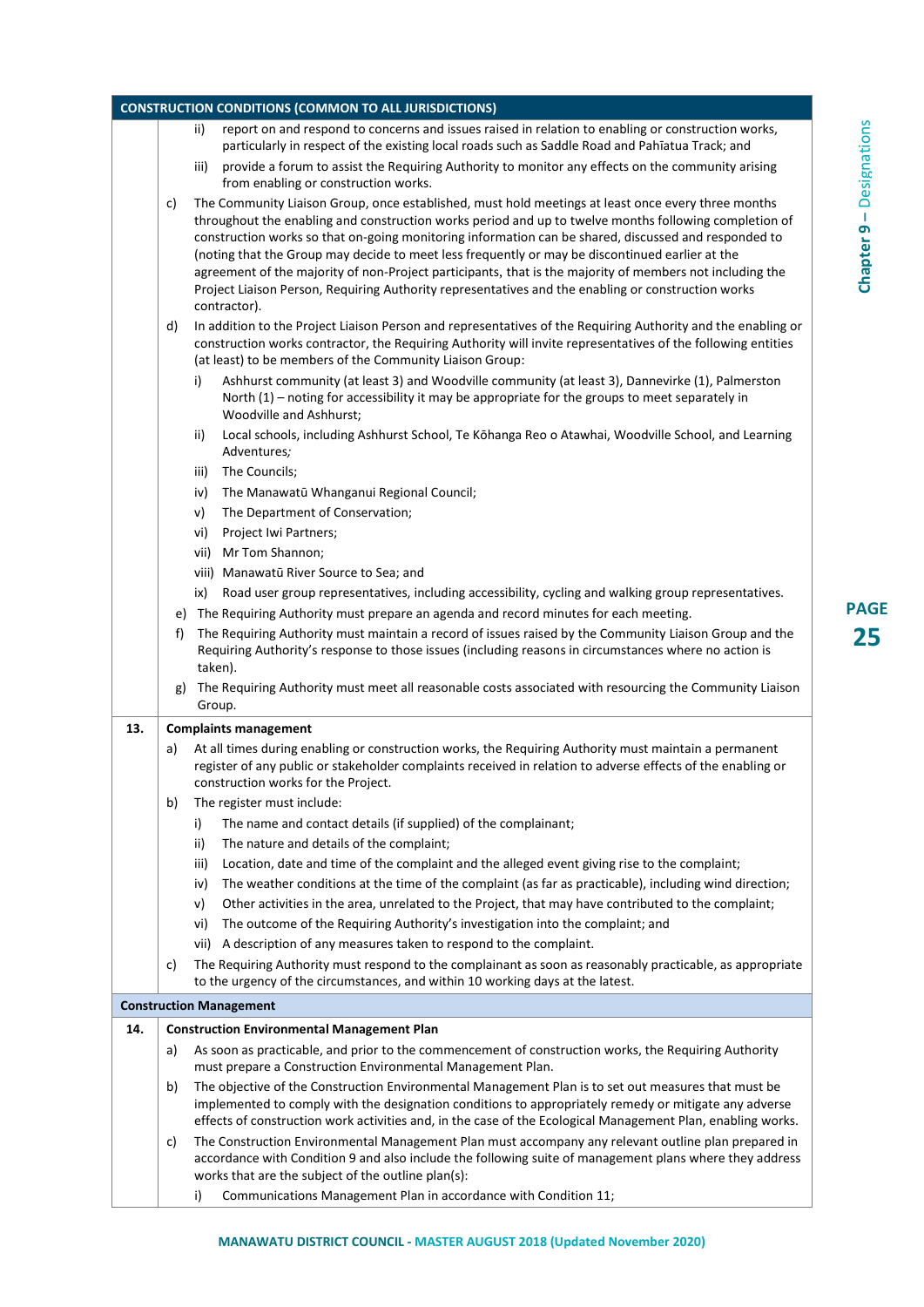| CONSTRUCTION CONDITIONS (COMMON TO ALL JURISDICTIONS) | |
|---|---|
| | ii) report on and respond to concerns and issues raised in relation to enabling or construction works, particularly in respect of the existing local roads such as Saddle Road and Pahīatua Track; and<br>iii) provide a forum to assist the Requiring Authority to monitor any effects on the community arising from enabling or construction works.<br>c) The Community Liaison Group, once established, must hold meetings at least once every three months throughout the enabling and construction works period and up to twelve months following completion of construction works so that on-going monitoring information can be shared, discussed and responded to (noting that the Group may decide to meet less frequently or may be discontinued earlier at the agreement of the majority of non-Project participants, that is the majority of members not including the Project Liaison Person, Requiring Authority representatives and the enabling or construction works contractor).<br>d) In addition to the Project Liaison Person and representatives of the Requiring Authority and the enabling or construction works contractor, the Requiring Authority will invite representatives of the following entities (at least) to be members of the Community Liaison Group:<br>i) Ashhurst community (at least 3) and Woodville community (at least 3), Dannevirke (1), Palmerston North (1) – noting for accessibility it may be appropriate for the groups to meet separately in Woodville and Ashhurst;<br>ii) Local schools, including Ashhurst School, Te Kōhanga Reo o Atawhai, Woodville School, and Learning Adventures;<br>iii) The Councils;<br>iv) The Manawatū Whanganui Regional Council;<br>v) The Department of Conservation;<br>vi) Project Iwi Partners;<br>vii) Mr Tom Shannon;<br>viii) Manawatū River Source to Sea; and<br>ix) Road user group representatives, including accessibility, cycling and walking group representatives.<br>e) The Requiring Authority must prepare an agenda and record minutes for each meeting.<br>f) The Requiring Authority must maintain a record of issues raised by the Community Liaison Group and the Requiring Authority's response to those issues (including reasons in circumstances where no action is taken).<br>g) The Requiring Authority must meet all reasonable costs associated with resourcing the Community Liaison Group. |
| 13. | **Complaints management**<br>a) At all times during enabling or construction works, the Requiring Authority must maintain a permanent register of any public or stakeholder complaints received in relation to adverse effects of the enabling or construction works for the Project.<br>b) The register must include:<br>i) The name and contact details (if supplied) of the complainant;<br>ii) The nature and details of the complaint;<br>iii) Location, date and time of the complaint and the alleged event giving rise to the complaint;<br>iv) The weather conditions at the time of the complaint (as far as practicable), including wind direction;<br>v) Other activities in the area, unrelated to the Project, that may have contributed to the complaint;<br>vi) The outcome of the Requiring Authority's investigation into the complaint; and<br>vii) A description of any measures taken to respond to the complaint.<br>c) The Requiring Authority must respond to the complainant as soon as reasonably practicable, as appropriate to the urgency of the circumstances, and within 10 working days at the latest. |
| **Construction Management** | |
| 14. | **Construction Environmental Management Plan**<br>a) As soon as practicable, and prior to the commencement of construction works, the Requiring Authority must prepare a Construction Environmental Management Plan.<br>b) The objective of the Construction Environmental Management Plan is to set out measures that must be implemented to comply with the designation conditions to appropriately remedy or mitigate any adverse effects of construction work activities and, in the case of the Ecological Management Plan, enabling works.<br>c) The Construction Environmental Management Plan must accompany any relevant outline plan prepared in accordance with Condition 9 and also include the following suite of management plans where they address works that are the subject of the outline plan(s):<br>i) Communications Management Plan in accordance with Condition 11; |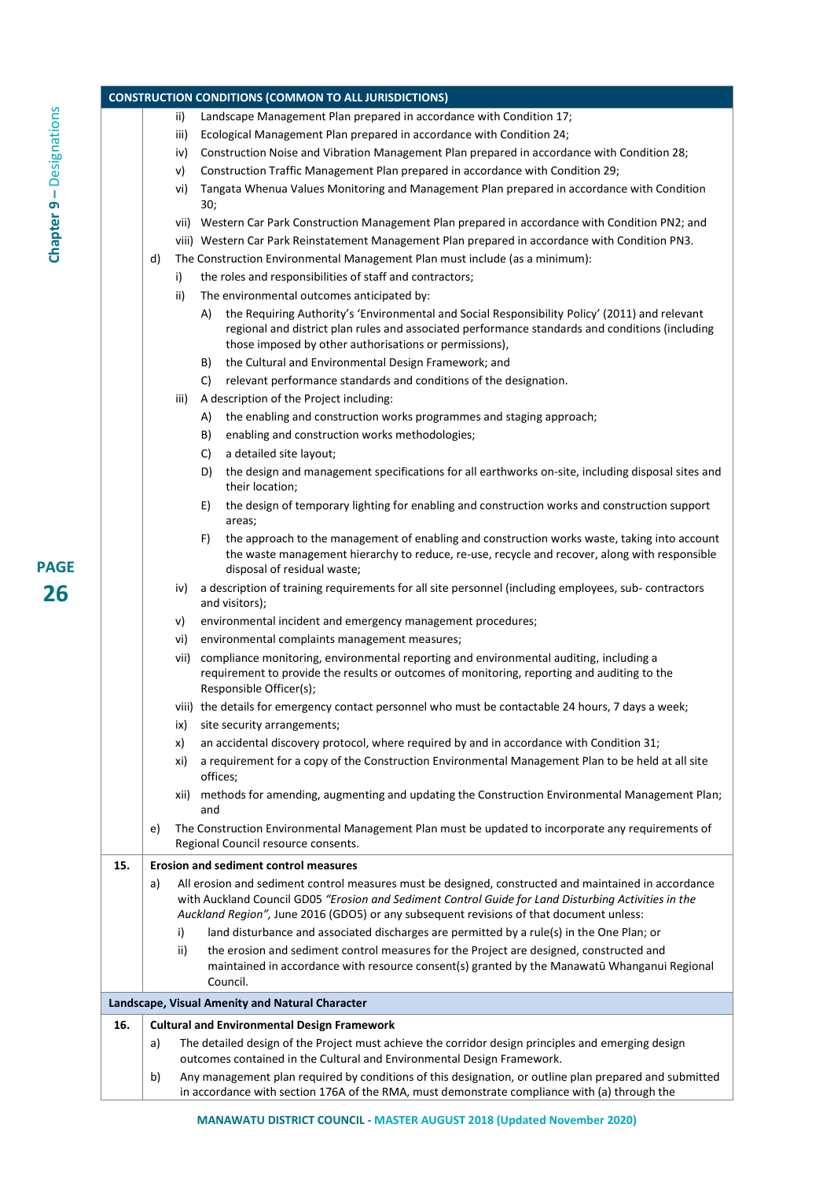**CONSTRUCTION CONDITIONS (COMMON TO ALL JURISDICTIONS)**

ii) Landscape Management Plan prepared in accordance with Condition 17;

iii) Ecological Management Plan prepared in accordance with Condition 24;

iv) Construction Noise and Vibration Management Plan prepared in accordance with Condition 28;

v) Construction Traffic Management Plan prepared in accordance with Condition 29;

vi) Tangata Whenua Values Monitoring and Management Plan prepared in accordance with Condition 30;

vii) Western Car Park Construction Management Plan prepared in accordance with Condition PN2; and

viii) Western Car Park Reinstatement Management Plan prepared in accordance with Condition PN3.

d) The Construction Environmental Management Plan must include (as a minimum):

i) the roles and responsibilities of staff and contractors;

ii) The environmental outcomes anticipated by:

A) the Requiring Authority's 'Environmental and Social Responsibility Policy' (2011) and relevant regional and district plan rules and associated performance standards and conditions (including those imposed by other authorisations or permissions),

B) the Cultural and Environmental Design Framework; and

C) relevant performance standards and conditions of the designation.

iii) A description of the Project including:

A) the enabling and construction works programmes and staging approach;

B) enabling and construction works methodologies;

C) a detailed site layout;

D) the design and management specifications for all earthworks on-site, including disposal sites and their location;

E) the design of temporary lighting for enabling and construction works and construction support areas;

F) the approach to the management of enabling and construction works waste, taking into account the waste management hierarchy to reduce, re-use, recycle and recover, along with responsible disposal of residual waste;

iv) a description of training requirements for all site personnel (including employees, sub- contractors and visitors);

v) environmental incident and emergency management procedures;

vi) environmental complaints management measures;

vii) compliance monitoring, environmental reporting and environmental auditing, including a requirement to provide the results or outcomes of monitoring, reporting and auditing to the Responsible Officer(s);

viii) the details for emergency contact personnel who must be contactable 24 hours, 7 days a week;

ix) site security arrangements;

x) an accidental discovery protocol, where required by and in accordance with Condition 31;

xi) a requirement for a copy of the Construction Environmental Management Plan to be held at all site offices;

xii) methods for amending, augmenting and updating the Construction Environmental Management Plan; and

e) The Construction Environmental Management Plan must be updated to incorporate any requirements of Regional Council resource consents.

**15. Erosion and sediment control measures**

a) All erosion and sediment control measures must be designed, constructed and maintained in accordance with Auckland Council GD05 *"Erosion and Sediment Control Guide for Land Disturbing Activities in the Auckland Region",* June 2016 (GDO5) or any subsequent revisions of that document unless:

i) land disturbance and associated discharges are permitted by a rule(s) in the One Plan; or

ii) the erosion and sediment control measures for the Project are designed, constructed and maintained in accordance with resource consent(s) granted by the Manawatū Whanganui Regional Council.

**Landscape, Visual Amenity and Natural Character**

**16. Cultural and Environmental Design Framework**

a) The detailed design of the Project must achieve the corridor design principles and emerging design outcomes contained in the Cultural and Environmental Design Framework.

b) Any management plan required by conditions of this designation, or outline plan prepared and submitted in accordance with section 176A of the RMA, must demonstrate compliance with (a) through the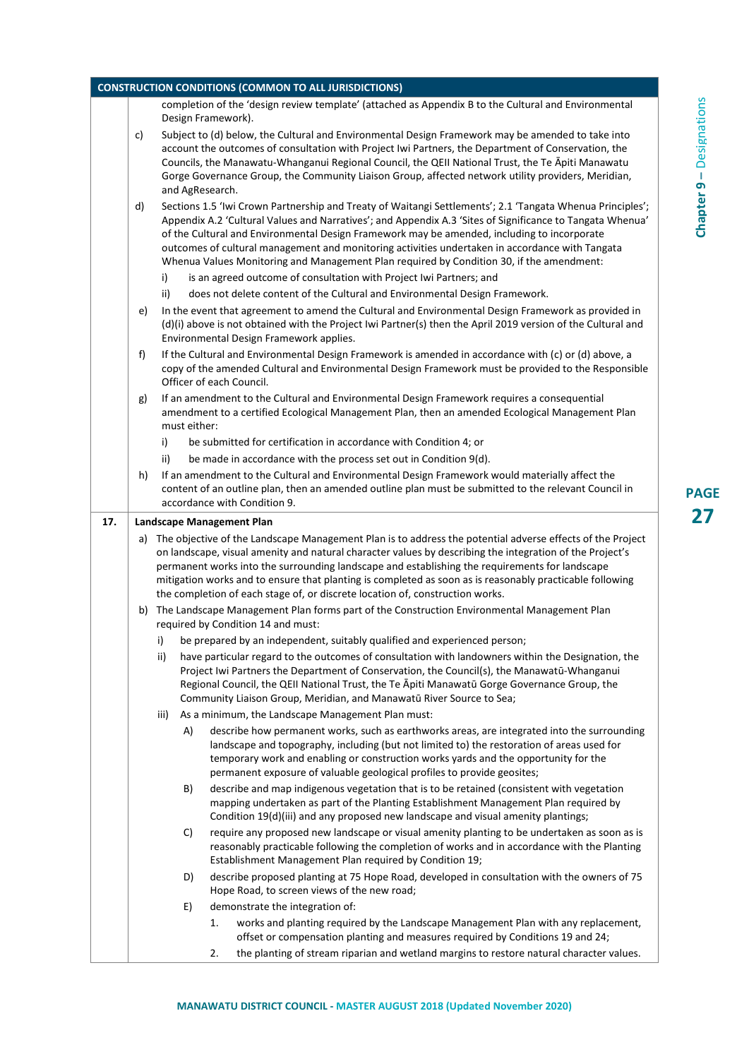| CONSTRUCTION CONDITIONS (COMMON TO ALL JURISDICTIONS) | |
|---|---|
| | completion of the 'design review template' (attached as Appendix B to the Cultural and Environmental Design Framework).<br>c) Subject to (d) below, the Cultural and Environmental Design Framework may be amended to take into account the outcomes of consultation with Project Iwi Partners, the Department of Conservation, the Councils, the Manawatu-Whanganui Regional Council, the QEII National Trust, the Te Āpiti Manawatu Gorge Governance Group, the Community Liaison Group, affected network utility providers, Meridian, and AgResearch.<br>d) Sections 1.5 'Iwi Crown Partnership and Treaty of Waitangi Settlements'; 2.1 'Tangata Whenua Principles'; Appendix A.2 'Cultural Values and Narratives'; and Appendix A.3 'Sites of Significance to Tangata Whenua' of the Cultural and Environmental Design Framework may be amended, including to incorporate outcomes of cultural management and monitoring activities undertaken in accordance with Tangata Whenua Values Monitoring and Management Plan required by Condition 30, if the amendment:<br>i) is an agreed outcome of consultation with Project Iwi Partners; and<br>ii) does not delete content of the Cultural and Environmental Design Framework.<br>e) In the event that agreement to amend the Cultural and Environmental Design Framework as provided in (d)(i) above is not obtained with the Project Iwi Partner(s) then the April 2019 version of the Cultural and Environmental Design Framework applies.<br>f) If the Cultural and Environmental Design Framework is amended in accordance with (c) or (d) above, a copy of the amended Cultural and Environmental Design Framework must be provided to the Responsible Officer of each Council.<br>g) If an amendment to the Cultural and Environmental Design Framework requires a consequential amendment to a certified Ecological Management Plan, then an amended Ecological Management Plan must either:<br>i) be submitted for certification in accordance with Condition 4; or<br>ii) be made in accordance with the process set out in Condition 9(d).<br>h) If an amendment to the Cultural and Environmental Design Framework would materially affect the content of an outline plan, then an amended outline plan must be submitted to the relevant Council in accordance with Condition 9. |
| **17.** | **Landscape Management Plan**<br>a) The objective of the Landscape Management Plan is to address the potential adverse effects of the Project on landscape, visual amenity and natural character values by describing the integration of the Project's permanent works into the surrounding landscape and establishing the requirements for landscape mitigation works and to ensure that planting is completed as soon as is reasonably practicable following the completion of each stage of, or discrete location of, construction works.<br>b) The Landscape Management Plan forms part of the Construction Environmental Management Plan required by Condition 14 and must:<br>i) be prepared by an independent, suitably qualified and experienced person;<br>ii) have particular regard to the outcomes of consultation with landowners within the Designation, the Project Iwi Partners the Department of Conservation, the Council(s), the Manawatū-Whanganui Regional Council, the QEII National Trust, the Te Āpiti Manawatū Gorge Governance Group, the Community Liaison Group, Meridian, and Manawatū River Source to Sea;<br>iii) As a minimum, the Landscape Management Plan must:<br>A) describe how permanent works, such as earthworks areas, are integrated into the surrounding landscape and topography, including (but not limited to) the restoration of areas used for temporary work and enabling or construction works yards and the opportunity for the permanent exposure of valuable geological profiles to provide geosites;<br>B) describe and map indigenous vegetation that is to be retained (consistent with vegetation mapping undertaken as part of the Planting Establishment Management Plan required by Condition 19(d)(iii) and any proposed new landscape and visual amenity plantings;<br>C) require any proposed new landscape or visual amenity planting to be undertaken as soon as is reasonably practicable following the completion of works and in accordance with the Planting Establishment Management Plan required by Condition 19;<br>D) describe proposed planting at 75 Hope Road, developed in consultation with the owners of 75 Hope Road, to screen views of the new road;<br>E) demonstrate the integration of:<br>1. works and planting required by the Landscape Management Plan with any replacement, offset or compensation planting and measures required by Conditions 19 and 24;<br>2. the planting of stream riparian and wetland margins to restore natural character values. |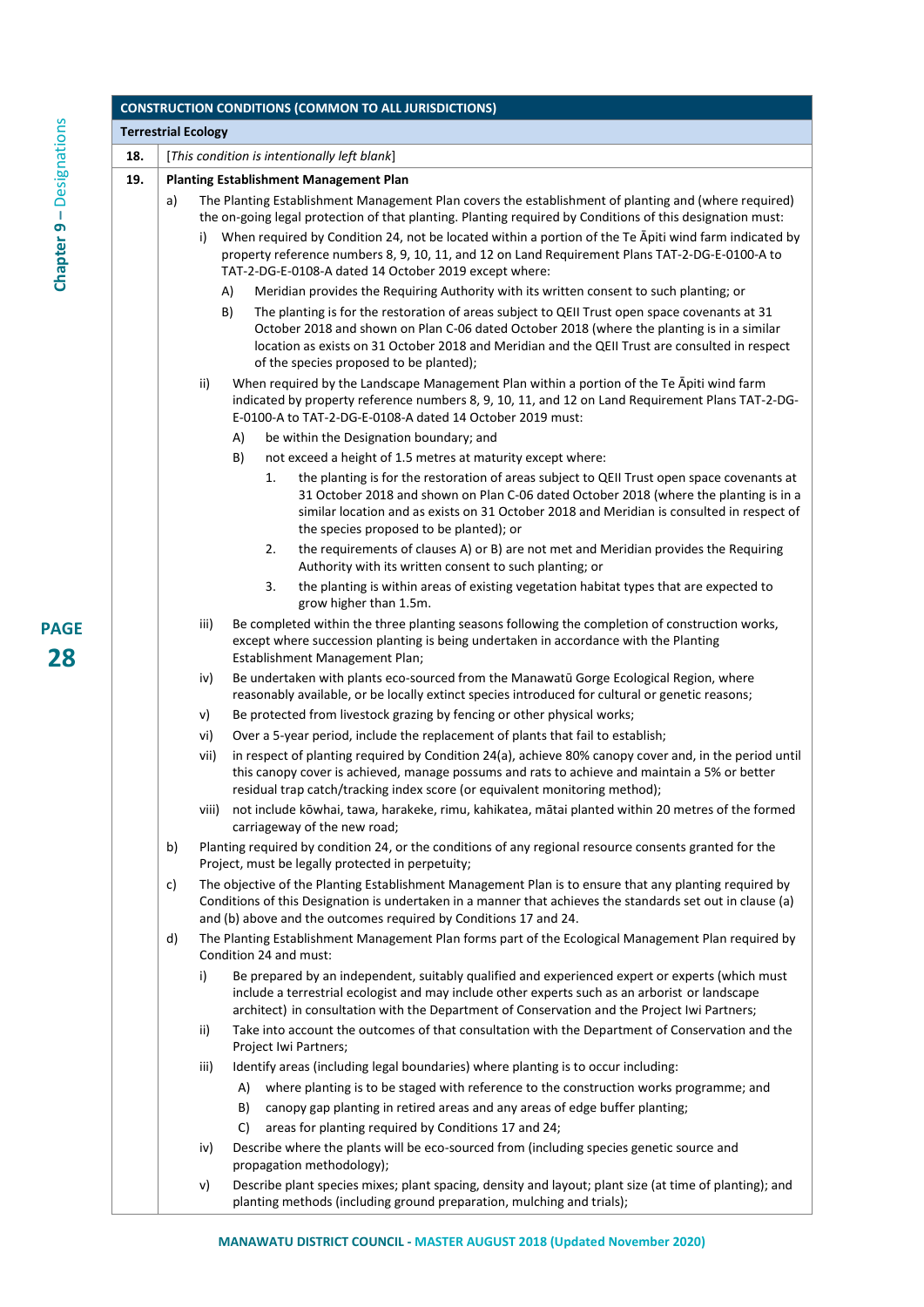## CONSTRUCTION CONDITIONS (COMMON TO ALL JURISDICTIONS)

### Terrestrial Ecology

**18.** [*This condition is intentionally left blank*]

**19.** **Planting Establishment Management Plan**

a) The Planting Establishment Management Plan covers the establishment of planting and (where required) the on-going legal protection of that planting. Planting required by Conditions of this designation must:

  i) When required by Condition 24, not be located within a portion of the Te Āpiti wind farm indicated by property reference numbers 8, 9, 10, 11, and 12 on Land Requirement Plans TAT-2-DG-E-0100-A to TAT-2-DG-E-0108-A dated 14 October 2019 except where:

    A) Meridian provides the Requiring Authority with its written consent to such planting; or

    B) The planting is for the restoration of areas subject to QEII Trust open space covenants at 31 October 2018 and shown on Plan C-06 dated October 2018 (where the planting is in a similar location as exists on 31 October 2018 and Meridian and the QEII Trust are consulted in respect of the species proposed to be planted);

  ii) When required by the Landscape Management Plan within a portion of the Te Āpiti wind farm indicated by property reference numbers 8, 9, 10, 11, and 12 on Land Requirement Plans TAT-2-DG-E-0100-A to TAT-2-DG-E-0108-A dated 14 October 2019 must:

    A) be within the Designation boundary; and

    B) not exceed a height of 1.5 metres at maturity except where:

      1. the planting is for the restoration of areas subject to QEII Trust open space covenants at 31 October 2018 and shown on Plan C-06 dated October 2018 (where the planting is in a similar location and as exists on 31 October 2018 and Meridian is consulted in respect of the species proposed to be planted); or

      2. the requirements of clauses A) or B) are not met and Meridian provides the Requiring Authority with its written consent to such planting; or

      3. the planting is within areas of existing vegetation habitat types that are expected to grow higher than 1.5m.

  iii) Be completed within the three planting seasons following the completion of construction works, except where succession planting is being undertaken in accordance with the Planting Establishment Management Plan;

  iv) Be undertaken with plants eco-sourced from the Manawatū Gorge Ecological Region, where reasonably available, or be locally extinct species introduced for cultural or genetic reasons;

  v) Be protected from livestock grazing by fencing or other physical works;

  vi) Over a 5-year period, include the replacement of plants that fail to establish;

  vii) in respect of planting required by Condition 24(a), achieve 80% canopy cover and, in the period until this canopy cover is achieved, manage possums and rats to achieve and maintain a 5% or better residual trap catch/tracking index score (or equivalent monitoring method);

  viii) not include kōwhai, tawa, harakeke, rimu, kahikatea, mātai planted within 20 metres of the formed carriageway of the new road;

b) Planting required by condition 24, or the conditions of any regional resource consents granted for the Project, must be legally protected in perpetuity;

c) The objective of the Planting Establishment Management Plan is to ensure that any planting required by Conditions of this Designation is undertaken in a manner that achieves the standards set out in clause (a) and (b) above and the outcomes required by Conditions 17 and 24.

d) The Planting Establishment Management Plan forms part of the Ecological Management Plan required by Condition 24 and must:

  i) Be prepared by an independent, suitably qualified and experienced expert or experts (which must include a terrestrial ecologist and may include other experts such as an arborist or landscape architect) in consultation with the Department of Conservation and the Project Iwi Partners;

  ii) Take into account the outcomes of that consultation with the Department of Conservation and the Project Iwi Partners;

  iii) Identify areas (including legal boundaries) where planting is to occur including:

    A) where planting is to be staged with reference to the construction works programme; and

    B) canopy gap planting in retired areas and any areas of edge buffer planting;

    C) areas for planting required by Conditions 17 and 24;

  iv) Describe where the plants will be eco-sourced from (including species genetic source and propagation methodology);

  v) Describe plant species mixes; plant spacing, density and layout; plant size (at time of planting); and planting methods (including ground preparation, mulching and trials);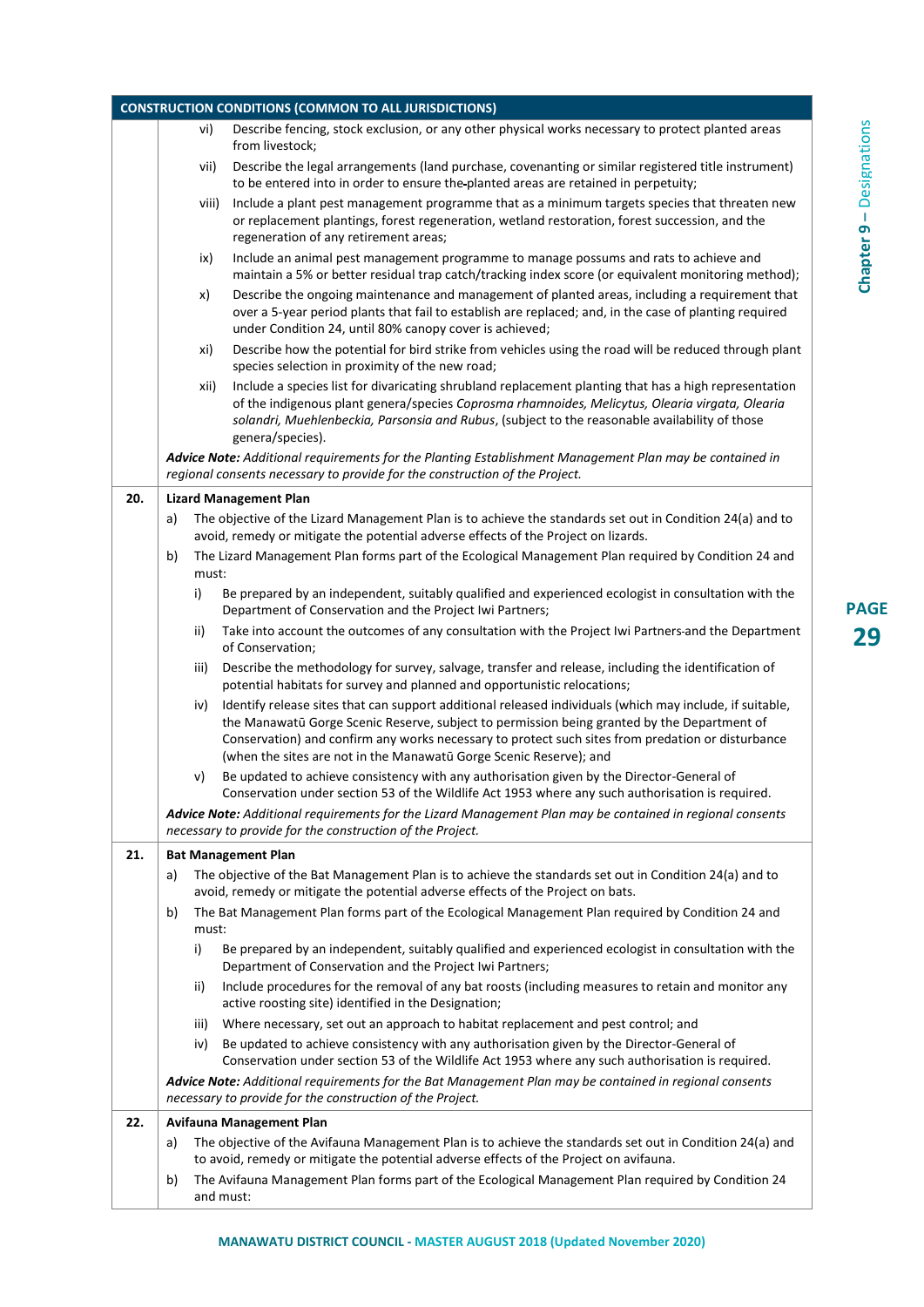| CONSTRUCTION CONDITIONS (COMMON TO ALL JURISDICTIONS) | |
|---|---|
| | vi) Describe fencing, stock exclusion, or any other physical works necessary to protect planted areas from livestock;<br>vii) Describe the legal arrangements (land purchase, covenanting or similar registered title instrument) to be entered into in order to ensure the planted areas are retained in perpetuity;<br>viii) Include a plant pest management programme that as a minimum targets species that threaten new or replacement plantings, forest regeneration, wetland restoration, forest succession, and the regeneration of any retirement areas;<br>ix) Include an animal pest management programme to manage possums and rats to achieve and maintain a 5% or better residual trap catch/tracking index score (or equivalent monitoring method);<br>x) Describe the ongoing maintenance and management of planted areas, including a requirement that over a 5-year period plants that fail to establish are replaced; and, in the case of planting required under Condition 24, until 80% canopy cover is achieved;<br>xi) Describe how the potential for bird strike from vehicles using the road will be reduced through plant species selection in proximity of the new road;<br>xii) Include a species list for divaricating shrubland replacement planting that has a high representation of the indigenous plant genera/species *Coprosma rhamnoides, Melicytus, Olearia virgata, Olearia solandri, Muehlenbeckia, Parsonsia and Rubus*, (subject to the reasonable availability of those genera/species).<br>***Advice Note:*** *Additional requirements for the Planting Establishment Management Plan may be contained in regional consents necessary to provide for the construction of the Project.* |
| **20.** | **Lizard Management Plan**<br>a) The objective of the Lizard Management Plan is to achieve the standards set out in Condition 24(a) and to avoid, remedy or mitigate the potential adverse effects of the Project on lizards.<br>b) The Lizard Management Plan forms part of the Ecological Management Plan required by Condition 24 and must:<br>i) Be prepared by an independent, suitably qualified and experienced ecologist in consultation with the Department of Conservation and the Project Iwi Partners;<br>ii) Take into account the outcomes of any consultation with the Project Iwi Partners and the Department of Conservation;<br>iii) Describe the methodology for survey, salvage, transfer and release, including the identification of potential habitats for survey and planned and opportunistic relocations;<br>iv) Identify release sites that can support additional released individuals (which may include, if suitable, the Manawatū Gorge Scenic Reserve, subject to permission being granted by the Department of Conservation) and confirm any works necessary to protect such sites from predation or disturbance (when the sites are not in the Manawatū Gorge Scenic Reserve); and<br>v) Be updated to achieve consistency with any authorisation given by the Director-General of Conservation under section 53 of the Wildlife Act 1953 where any such authorisation is required.<br>***Advice Note:*** *Additional requirements for the Lizard Management Plan may be contained in regional consents necessary to provide for the construction of the Project.* |
| **21.** | **Bat Management Plan**<br>a) The objective of the Bat Management Plan is to achieve the standards set out in Condition 24(a) and to avoid, remedy or mitigate the potential adverse effects of the Project on bats.<br>b) The Bat Management Plan forms part of the Ecological Management Plan required by Condition 24 and must:<br>i) Be prepared by an independent, suitably qualified and experienced ecologist in consultation with the Department of Conservation and the Project Iwi Partners;<br>ii) Include procedures for the removal of any bat roosts (including measures to retain and monitor any active roosting site) identified in the Designation;<br>iii) Where necessary, set out an approach to habitat replacement and pest control; and<br>iv) Be updated to achieve consistency with any authorisation given by the Director-General of Conservation under section 53 of the Wildlife Act 1953 where any such authorisation is required.<br>***Advice Note:*** *Additional requirements for the Bat Management Plan may be contained in regional consents necessary to provide for the construction of the Project.* |
| **22.** | **Avifauna Management Plan**<br>a) The objective of the Avifauna Management Plan is to achieve the standards set out in Condition 24(a) and to avoid, remedy or mitigate the potential adverse effects of the Project on avifauna.<br>b) The Avifauna Management Plan forms part of the Ecological Management Plan required by Condition 24 and must: |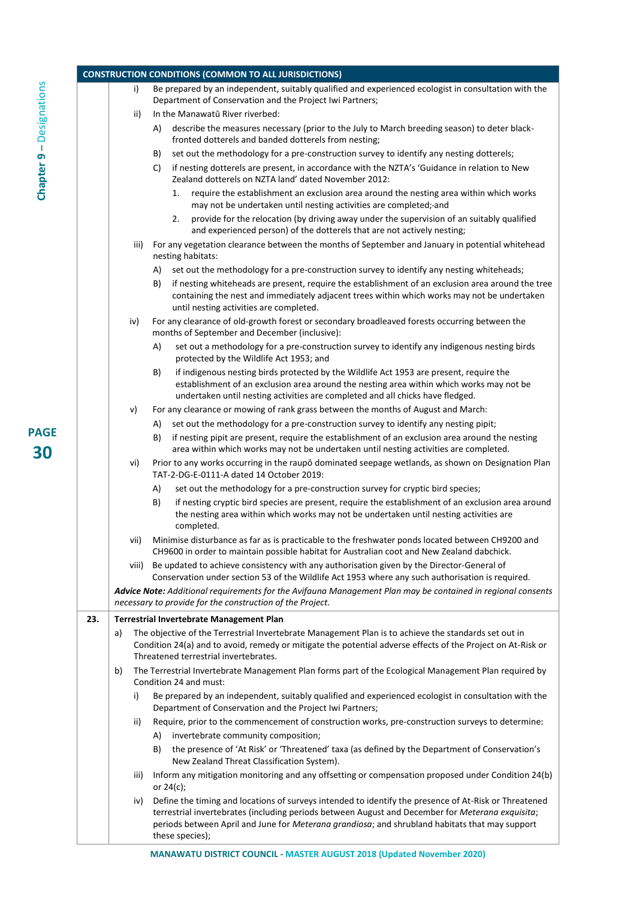**CONSTRUCTION CONDITIONS (COMMON TO ALL JURISDICTIONS)**

i) Be prepared by an independent, suitably qualified and experienced ecologist in consultation with the Department of Conservation and the Project Iwi Partners;

ii) In the Manawatū River riverbed:

A) describe the measures necessary (prior to the July to March breeding season) to deter black-fronted dotterels and banded dotterels from nesting;

B) set out the methodology for a pre-construction survey to identify any nesting dotterels;

C) if nesting dotterels are present, in accordance with the NZTA's 'Guidance in relation to New Zealand dotterels on NZTA land' dated November 2012:

1. require the establishment an exclusion area around the nesting area within which works may not be undertaken until nesting activities are completed;-and
2. provide for the relocation (by driving away under the supervision of an suitably qualified and experienced person) of the dotterels that are not actively nesting;

iii) For any vegetation clearance between the months of September and January in potential whitehead nesting habitats:

A) set out the methodology for a pre-construction survey to identify any nesting whiteheads;

B) if nesting whiteheads are present, require the establishment of an exclusion area around the tree containing the nest and immediately adjacent trees within which works may not be undertaken until nesting activities are completed.

iv) For any clearance of old-growth forest or secondary broadleaved forests occurring between the months of September and December (inclusive):

A) set out a methodology for a pre-construction survey to identify any indigenous nesting birds protected by the Wildlife Act 1953; and

B) if indigenous nesting birds protected by the Wildlife Act 1953 are present, require the establishment of an exclusion area around the nesting area within which works may not be undertaken until nesting activities are completed and all chicks have fledged.

v) For any clearance or mowing of rank grass between the months of August and March:

A) set out the methodology for a pre-construction survey to identify any nesting pipit;

B) if nesting pipit are present, require the establishment of an exclusion area around the nesting area within which works may not be undertaken until nesting activities are completed.

vi) Prior to any works occurring in the raupō dominated seepage wetlands, as shown on Designation Plan TAT-2-DG-E-0111-A dated 14 October 2019:

A) set out the methodology for a pre-construction survey for cryptic bird species;

B) if nesting cryptic bird species are present, require the establishment of an exclusion area around the nesting area within which works may not be undertaken until nesting activities are completed.

vii) Minimise disturbance as far as is practicable to the freshwater ponds located between CH9200 and CH9600 in order to maintain possible habitat for Australian coot and New Zealand dabchick.

viii) Be updated to achieve consistency with any authorisation given by the Director-General of Conservation under section 53 of the Wildlife Act 1953 where any such authorisation is required.

***Advice Note:*** *Additional requirements for the Avifauna Management Plan may be contained in regional consents necessary to provide for the construction of the Project.*

**23. Terrestrial Invertebrate Management Plan**

a) The objective of the Terrestrial Invertebrate Management Plan is to achieve the standards set out in Condition 24(a) and to avoid, remedy or mitigate the potential adverse effects of the Project on At-Risk or Threatened terrestrial invertebrates.

b) The Terrestrial Invertebrate Management Plan forms part of the Ecological Management Plan required by Condition 24 and must:

i) Be prepared by an independent, suitably qualified and experienced ecologist in consultation with the Department of Conservation and the Project Iwi Partners;

ii) Require, prior to the commencement of construction works, pre-construction surveys to determine:

A) invertebrate community composition;

B) the presence of 'At Risk' or 'Threatened' taxa (as defined by the Department of Conservation's New Zealand Threat Classification System).

iii) Inform any mitigation monitoring and any offsetting or compensation proposed under Condition 24(b) or 24(c);

iv) Define the timing and locations of surveys intended to identify the presence of At-Risk or Threatened terrestrial invertebrates (including periods between August and December for *Meterana exquisita*; periods between April and June for *Meterana grandiosa*; and shrubland habitats that may support these species);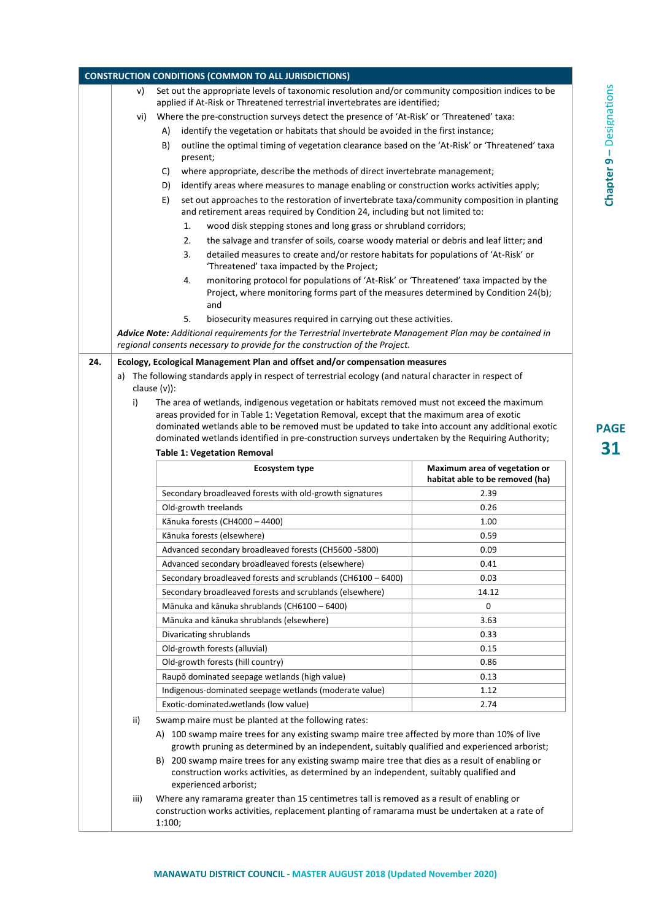**CONSTRUCTION CONDITIONS (COMMON TO ALL JURISDICTIONS)**

v) Set out the appropriate levels of taxonomic resolution and/or community composition indices to be applied if At-Risk or Threatened terrestrial invertebrates are identified;

vi) Where the pre-construction surveys detect the presence of 'At-Risk' or 'Threatened' taxa:

A) identify the vegetation or habitats that should be avoided in the first instance;

B) outline the optimal timing of vegetation clearance based on the 'At-Risk' or 'Threatened' taxa present;

C) where appropriate, describe the methods of direct invertebrate management;

D) identify areas where measures to manage enabling or construction works activities apply;

E) set out approaches to the restoration of invertebrate taxa/community composition in planting and retirement areas required by Condition 24, including but not limited to:

1. wood disk stepping stones and long grass or shrubland corridors;
2. the salvage and transfer of soils, coarse woody material or debris and leaf litter; and
3. detailed measures to create and/or restore habitats for populations of 'At-Risk' or 'Threatened' taxa impacted by the Project;
4. monitoring protocol for populations of 'At-Risk' or 'Threatened' taxa impacted by the Project, where monitoring forms part of the measures determined by Condition 24(b); and
5. biosecurity measures required in carrying out these activities.

***Advice Note:*** *Additional requirements for the Terrestrial Invertebrate Management Plan may be contained in regional consents necessary to provide for the construction of the Project.*

**24. Ecology, Ecological Management Plan and offset and/or compensation measures**

a) The following standards apply in respect of terrestrial ecology (and natural character in respect of clause (v)):

i) The area of wetlands, indigenous vegetation or habitats removed must not exceed the maximum areas provided for in Table 1: Vegetation Removal, except that the maximum area of exotic dominated wetlands able to be removed must be updated to take into account any additional exotic dominated wetlands identified in pre-construction surveys undertaken by the Requiring Authority;

**Table 1: Vegetation Removal**

| Ecosystem type | Maximum area of vegetation or habitat able to be removed (ha) |
|---|---|
| Secondary broadleaved forests with old-growth signatures | 2.39 |
| Old-growth treelands | 0.26 |
| Kānuka forests (CH4000 – 4400) | 1.00 |
| Kānuka forests (elsewhere) | 0.59 |
| Advanced secondary broadleaved forests (CH5600 -5800) | 0.09 |
| Advanced secondary broadleaved forests (elsewhere) | 0.41 |
| Secondary broadleaved forests and scrublands (CH6100 – 6400) | 0.03 |
| Secondary broadleaved forests and scrublands (elsewhere) | 14.12 |
| Mānuka and kānuka shrublands (CH6100 – 6400) | 0 |
| Mānuka and kānuka shrublands (elsewhere) | 3.63 |
| Divaricating shrublands | 0.33 |
| Old-growth forests (alluvial) | 0.15 |
| Old-growth forests (hill country) | 0.86 |
| Raupō dominated seepage wetlands (high value) | 0.13 |
| Indigenous-dominated seepage wetlands (moderate value) | 1.12 |
| Exotic-dominated wetlands (low value) | 2.74 |

ii) Swamp maire must be planted at the following rates:

A) 100 swamp maire trees for any existing swamp maire tree affected by more than 10% of live growth pruning as determined by an independent, suitably qualified and experienced arborist;

B) 200 swamp maire trees for any existing swamp maire tree that dies as a result of enabling or construction works activities, as determined by an independent, suitably qualified and experienced arborist;

iii) Where any ramarama greater than 15 centimetres tall is removed as a result of enabling or construction works activities, replacement planting of ramarama must be undertaken at a rate of 1:100;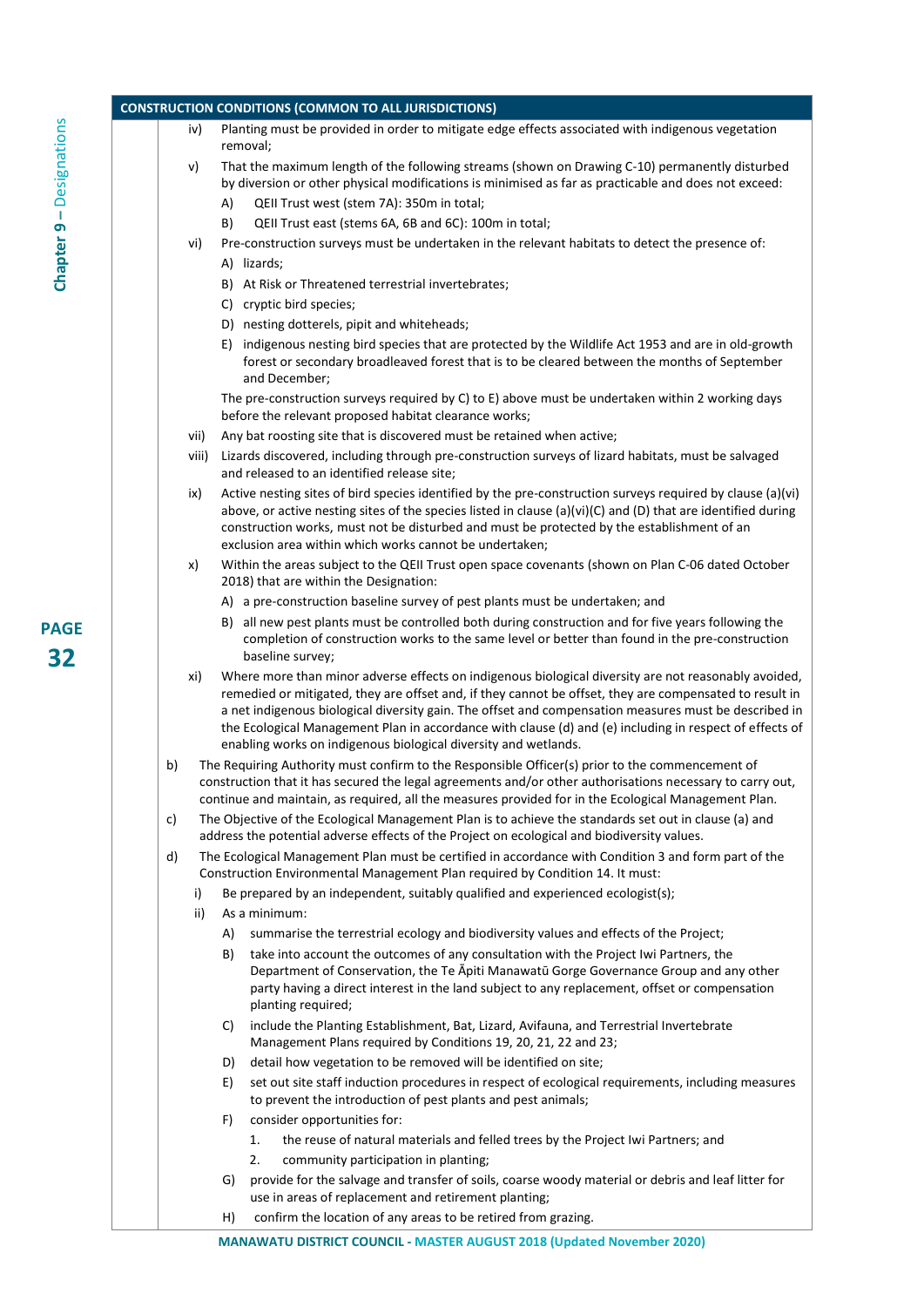**CONSTRUCTION CONDITIONS (COMMON TO ALL JURISDICTIONS)**

iv) Planting must be provided in order to mitigate edge effects associated with indigenous vegetation removal;

v) That the maximum length of the following streams (shown on Drawing C-10) permanently disturbed by diversion or other physical modifications is minimised as far as practicable and does not exceed:

- A) QEII Trust west (stem 7A): 350m in total;
- B) QEII Trust east (stems 6A, 6B and 6C): 100m in total;

vi) Pre-construction surveys must be undertaken in the relevant habitats to detect the presence of:

- A) lizards;
- B) At Risk or Threatened terrestrial invertebrates;
- C) cryptic bird species;
- D) nesting dotterels, pipit and whiteheads;
- E) indigenous nesting bird species that are protected by the Wildlife Act 1953 and are in old-growth forest or secondary broadleaved forest that is to be cleared between the months of September and December;

The pre-construction surveys required by C) to E) above must be undertaken within 2 working days before the relevant proposed habitat clearance works;

vii) Any bat roosting site that is discovered must be retained when active;

viii) Lizards discovered, including through pre-construction surveys of lizard habitats, must be salvaged and released to an identified release site;

ix) Active nesting sites of bird species identified by the pre-construction surveys required by clause (a)(vi) above, or active nesting sites of the species listed in clause (a)(vi)(C) and (D) that are identified during construction works, must not be disturbed and must be protected by the establishment of an exclusion area within which works cannot be undertaken;

x) Within the areas subject to the QEII Trust open space covenants (shown on Plan C-06 dated October 2018) that are within the Designation:

- A) a pre-construction baseline survey of pest plants must be undertaken; and
- B) all new pest plants must be controlled both during construction and for five years following the completion of construction works to the same level or better than found in the pre-construction baseline survey;

xi) Where more than minor adverse effects on indigenous biological diversity are not reasonably avoided, remedied or mitigated, they are offset and, if they cannot be offset, they are compensated to result in a net indigenous biological diversity gain. The offset and compensation measures must be described in the Ecological Management Plan in accordance with clause (d) and (e) including in respect of effects of enabling works on indigenous biological diversity and wetlands.

b) The Requiring Authority must confirm to the Responsible Officer(s) prior to the commencement of construction that it has secured the legal agreements and/or other authorisations necessary to carry out, continue and maintain, as required, all the measures provided for in the Ecological Management Plan.

c) The Objective of the Ecological Management Plan is to achieve the standards set out in clause (a) and address the potential adverse effects of the Project on ecological and biodiversity values.

d) The Ecological Management Plan must be certified in accordance with Condition 3 and form part of the Construction Environmental Management Plan required by Condition 14. It must:

i) Be prepared by an independent, suitably qualified and experienced ecologist(s);

ii) As a minimum:

- A) summarise the terrestrial ecology and biodiversity values and effects of the Project;
- B) take into account the outcomes of any consultation with the Project Iwi Partners, the Department of Conservation, the Te Āpiti Manawatū Gorge Governance Group and any other party having a direct interest in the land subject to any replacement, offset or compensation planting required;
- C) include the Planting Establishment, Bat, Lizard, Avifauna, and Terrestrial Invertebrate Management Plans required by Conditions 19, 20, 21, 22 and 23;
- D) detail how vegetation to be removed will be identified on site;
- E) set out site staff induction procedures in respect of ecological requirements, including measures to prevent the introduction of pest plants and pest animals;
- F) consider opportunities for:
  1. the reuse of natural materials and felled trees by the Project Iwi Partners; and
  2. community participation in planting;
- G) provide for the salvage and transfer of soils, coarse woody material or debris and leaf litter for use in areas of replacement and retirement planting;
- H) confirm the location of any areas to be retired from grazing.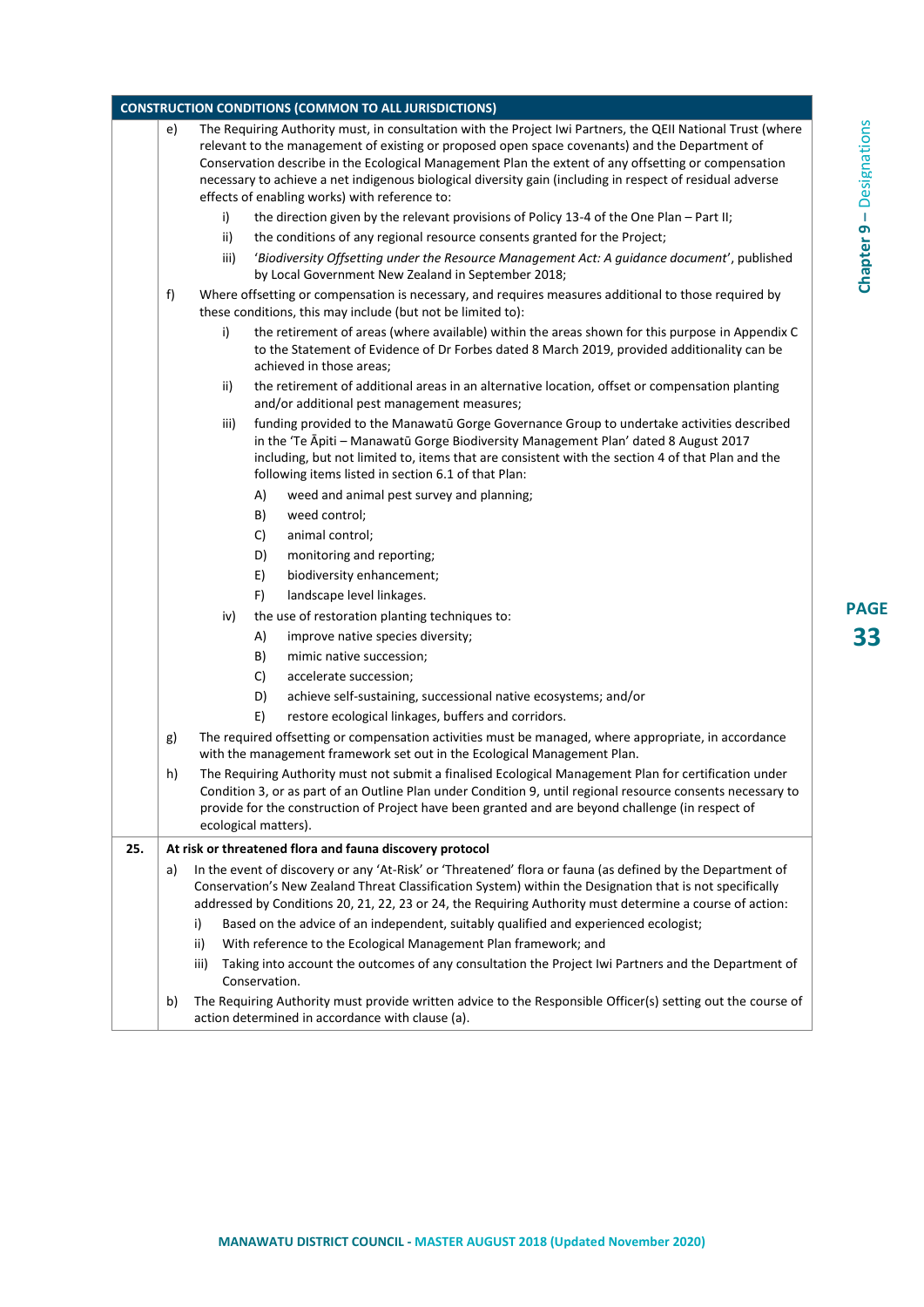| CONSTRUCTION CONDITIONS (COMMON TO ALL JURISDICTIONS) | |
|---|---|
| | e) The Requiring Authority must, in consultation with the Project Iwi Partners, the QEII National Trust (where relevant to the management of existing or proposed open space covenants) and the Department of Conservation describe in the Ecological Management Plan the extent of any offsetting or compensation necessary to achieve a net indigenous biological diversity gain (including in respect of residual adverse effects of enabling works) with reference to:<br>i) the direction given by the relevant provisions of Policy 13-4 of the One Plan – Part II;<br>ii) the conditions of any regional resource consents granted for the Project;<br>iii) '*Biodiversity Offsetting under the Resource Management Act: A guidance document*', published by Local Government New Zealand in September 2018;<br>f) Where offsetting or compensation is necessary, and requires measures additional to those required by these conditions, this may include (but not be limited to):<br>i) the retirement of areas (where available) within the areas shown for this purpose in Appendix C to the Statement of Evidence of Dr Forbes dated 8 March 2019, provided additionality can be achieved in those areas;<br>ii) the retirement of additional areas in an alternative location, offset or compensation planting and/or additional pest management measures;<br>iii) funding provided to the Manawatū Gorge Governance Group to undertake activities described in the 'Te Āpiti – Manawatū Gorge Biodiversity Management Plan' dated 8 August 2017 including, but not limited to, items that are consistent with the section 4 of that Plan and the following items listed in section 6.1 of that Plan:<br>A) weed and animal pest survey and planning;<br>B) weed control;<br>C) animal control;<br>D) monitoring and reporting;<br>E) biodiversity enhancement;<br>F) landscape level linkages.<br>iv) the use of restoration planting techniques to:<br>A) improve native species diversity;<br>B) mimic native succession;<br>C) accelerate succession;<br>D) achieve self-sustaining, successional native ecosystems; and/or<br>E) restore ecological linkages, buffers and corridors.<br>g) The required offsetting or compensation activities must be managed, where appropriate, in accordance with the management framework set out in the Ecological Management Plan.<br>h) The Requiring Authority must not submit a finalised Ecological Management Plan for certification under Condition 3, or as part of an Outline Plan under Condition 9, until regional resource consents necessary to provide for the construction of Project have been granted and are beyond challenge (in respect of ecological matters). |
| **25.** | **At risk or threatened flora and fauna discovery protocol** |
| | a) In the event of discovery or any 'At-Risk' or 'Threatened' flora or fauna (as defined by the Department of Conservation's New Zealand Threat Classification System) within the Designation that is not specifically addressed by Conditions 20, 21, 22, 23 or 24, the Requiring Authority must determine a course of action:<br>i) Based on the advice of an independent, suitably qualified and experienced ecologist;<br>ii) With reference to the Ecological Management Plan framework; and<br>iii) Taking into account the outcomes of any consultation the Project Iwi Partners and the Department of Conservation.<br>b) The Requiring Authority must provide written advice to the Responsible Officer(s) setting out the course of action determined in accordance with clause (a). |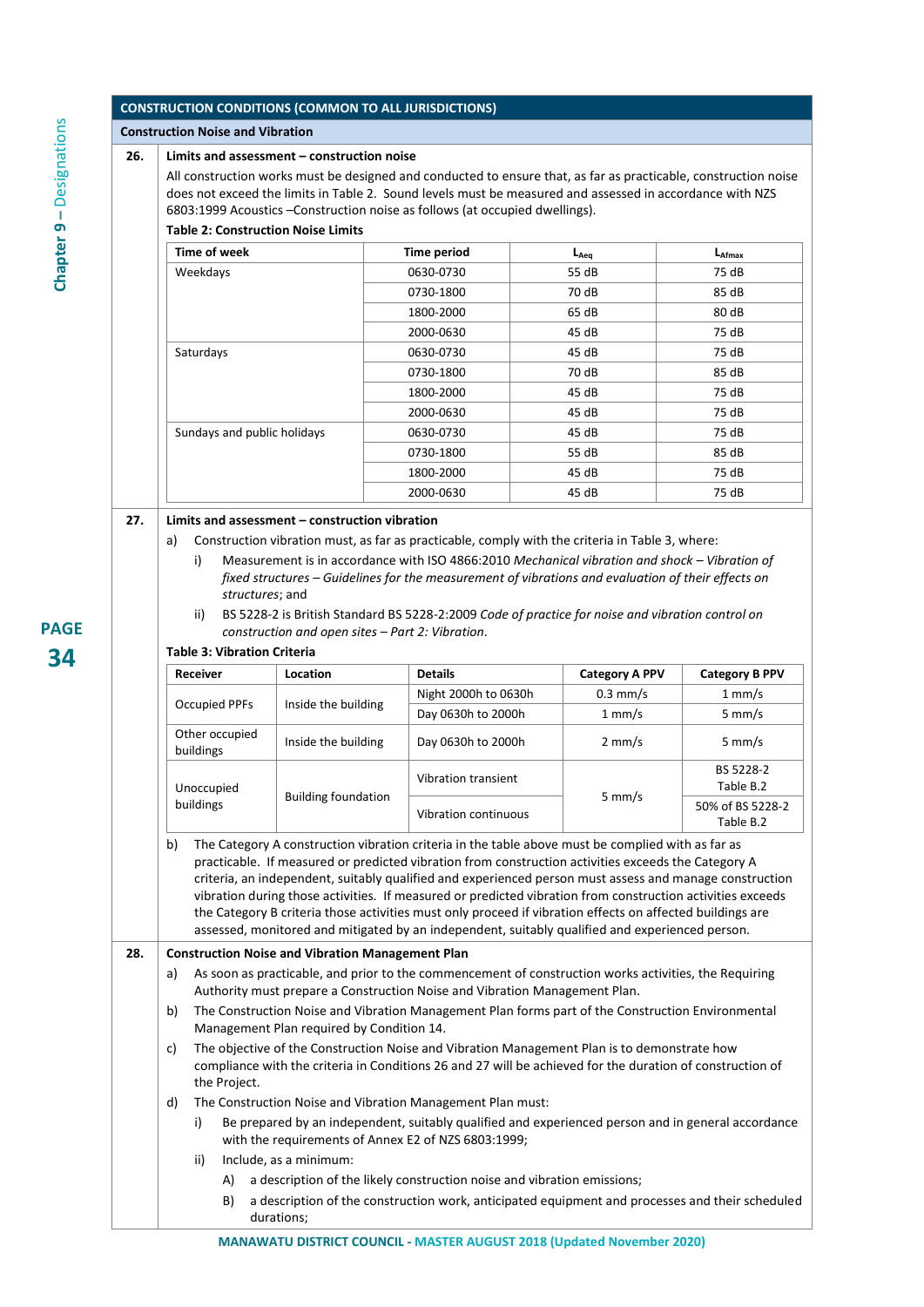## CONSTRUCTION CONDITIONS (COMMON TO ALL JURISDICTIONS)

### Construction Noise and Vibration

**26. Limits and assessment – construction noise**

All construction works must be designed and conducted to ensure that, as far as practicable, construction noise does not exceed the limits in Table 2. Sound levels must be measured and assessed in accordance with NZS 6803:1999 Acoustics –Construction noise as follows (at occupied dwellings).

**Table 2: Construction Noise Limits**

| Time of week | Time period | $L_{Aeq}$ | $L_{Afmax}$ |
|---|---|---|---|
| Weekdays | 0630-0730 | 55 dB | 75 dB |
| | 0730-1800 | 70 dB | 85 dB |
| | 1800-2000 | 65 dB | 80 dB |
| | 2000-0630 | 45 dB | 75 dB |
| Saturdays | 0630-0730 | 45 dB | 75 dB |
| | 0730-1800 | 70 dB | 85 dB |
| | 1800-2000 | 45 dB | 75 dB |
| | 2000-0630 | 45 dB | 75 dB |
| Sundays and public holidays | 0630-0730 | 45 dB | 75 dB |
| | 0730-1800 | 55 dB | 85 dB |
| | 1800-2000 | 45 dB | 75 dB |
| | 2000-0630 | 45 dB | 75 dB |

**27. Limits and assessment – construction vibration**

a) Construction vibration must, as far as practicable, comply with the criteria in Table 3, where:

i) Measurement is in accordance with ISO 4866:2010 *Mechanical vibration and shock – Vibration of fixed structures – Guidelines for the measurement of vibrations and evaluation of their effects on structures*; and

ii) BS 5228-2 is British Standard BS 5228-2:2009 *Code of practice for noise and vibration control on construction and open sites – Part 2: Vibration*.

**Table 3: Vibration Criteria**

| Receiver | Location | Details | Category A PPV | Category B PPV |
|---|---|---|---|---|
| Occupied PPFs | Inside the building | Night 2000h to 0630h | 0.3 mm/s | 1 mm/s |
| | | Day 0630h to 2000h | 1 mm/s | 5 mm/s |
| Other occupied buildings | Inside the building | Day 0630h to 2000h | 2 mm/s | 5 mm/s |
| Unoccupied buildings | Building foundation | Vibration transient | 5 mm/s | BS 5228-2 Table B.2 |
| | | Vibration continuous | | 50% of BS 5228-2 Table B.2 |

b) The Category A construction vibration criteria in the table above must be complied with as far as practicable. If measured or predicted vibration from construction activities exceeds the Category A criteria, an independent, suitably qualified and experienced person must assess and manage construction vibration during those activities. If measured or predicted vibration from construction activities exceeds the Category B criteria those activities must only proceed if vibration effects on affected buildings are assessed, monitored and mitigated by an independent, suitably qualified and experienced person.

**28. Construction Noise and Vibration Management Plan**

a) As soon as practicable, and prior to the commencement of construction works activities, the Requiring Authority must prepare a Construction Noise and Vibration Management Plan.

b) The Construction Noise and Vibration Management Plan forms part of the Construction Environmental Management Plan required by Condition 14.

c) The objective of the Construction Noise and Vibration Management Plan is to demonstrate how compliance with the criteria in Conditions 26 and 27 will be achieved for the duration of construction of the Project.

d) The Construction Noise and Vibration Management Plan must:

i) Be prepared by an independent, suitably qualified and experienced person and in general accordance with the requirements of Annex E2 of NZS 6803:1999;

ii) Include, as a minimum:

A) a description of the likely construction noise and vibration emissions;

B) a description of the construction work, anticipated equipment and processes and their scheduled durations;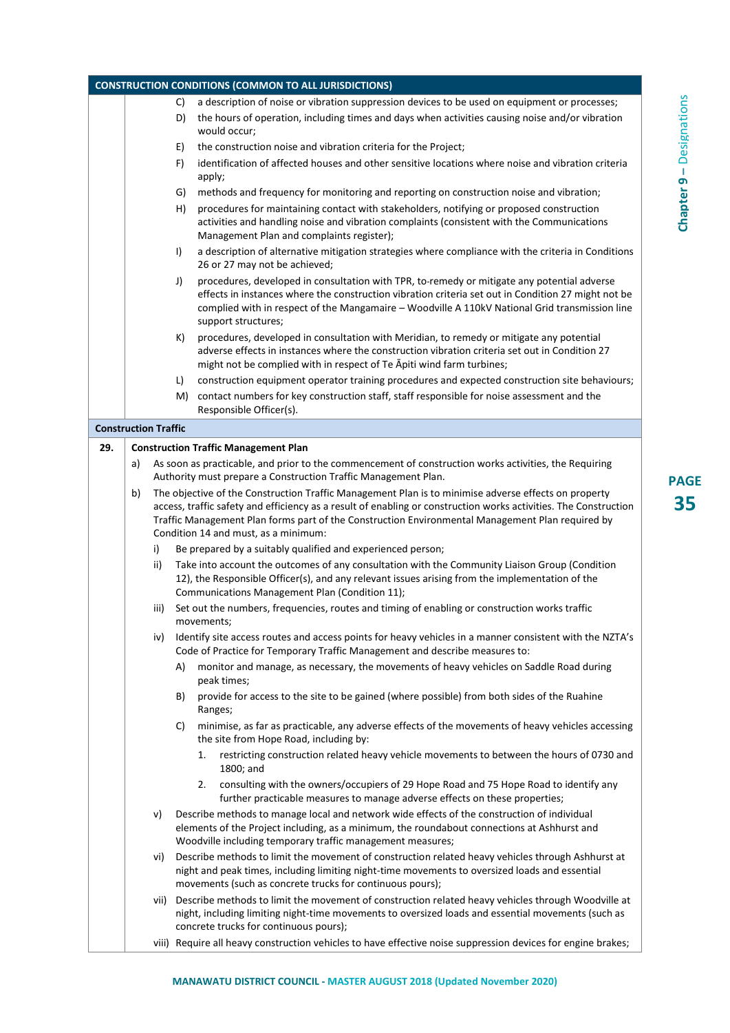**CONSTRUCTION CONDITIONS (COMMON TO ALL JURISDICTIONS)**

C) a description of noise or vibration suppression devices to be used on equipment or processes;

D) the hours of operation, including times and days when activities causing noise and/or vibration would occur;

E) the construction noise and vibration criteria for the Project;

F) identification of affected houses and other sensitive locations where noise and vibration criteria apply;

G) methods and frequency for monitoring and reporting on construction noise and vibration;

H) procedures for maintaining contact with stakeholders, notifying or proposed construction activities and handling noise and vibration complaints (consistent with the Communications Management Plan and complaints register);

I) a description of alternative mitigation strategies where compliance with the criteria in Conditions 26 or 27 may not be achieved;

J) procedures, developed in consultation with TPR, to-remedy or mitigate any potential adverse effects in instances where the construction vibration criteria set out in Condition 27 might not be complied with in respect of the Mangamaire – Woodville A 110kV National Grid transmission line support structures;

K) procedures, developed in consultation with Meridian, to remedy or mitigate any potential adverse effects in instances where the construction vibration criteria set out in Condition 27 might not be complied with in respect of Te Āpiti wind farm turbines;

L) construction equipment operator training procedures and expected construction site behaviours;

M) contact numbers for key construction staff, staff responsible for noise assessment and the Responsible Officer(s).

**Construction Traffic**

**29. Construction Traffic Management Plan**

a) As soon as practicable, and prior to the commencement of construction works activities, the Requiring Authority must prepare a Construction Traffic Management Plan.

b) The objective of the Construction Traffic Management Plan is to minimise adverse effects on property access, traffic safety and efficiency as a result of enabling or construction works activities. The Construction Traffic Management Plan forms part of the Construction Environmental Management Plan required by Condition 14 and must, as a minimum:

i) Be prepared by a suitably qualified and experienced person;

ii) Take into account the outcomes of any consultation with the Community Liaison Group (Condition 12), the Responsible Officer(s), and any relevant issues arising from the implementation of the Communications Management Plan (Condition 11);

iii) Set out the numbers, frequencies, routes and timing of enabling or construction works traffic movements;

iv) Identify site access routes and access points for heavy vehicles in a manner consistent with the NZTA's Code of Practice for Temporary Traffic Management and describe measures to:

A) monitor and manage, as necessary, the movements of heavy vehicles on Saddle Road during peak times;

B) provide for access to the site to be gained (where possible) from both sides of the Ruahine Ranges;

C) minimise, as far as practicable, any adverse effects of the movements of heavy vehicles accessing the site from Hope Road, including by:

1. restricting construction related heavy vehicle movements to between the hours of 0730 and 1800; and
2. consulting with the owners/occupiers of 29 Hope Road and 75 Hope Road to identify any further practicable measures to manage adverse effects on these properties;

v) Describe methods to manage local and network wide effects of the construction of individual elements of the Project including, as a minimum, the roundabout connections at Ashhurst and Woodville including temporary traffic management measures;

vi) Describe methods to limit the movement of construction related heavy vehicles through Ashhurst at night and peak times, including limiting night-time movements to oversized loads and essential movements (such as concrete trucks for continuous pours);

vii) Describe methods to limit the movement of construction related heavy vehicles through Woodville at night, including limiting night-time movements to oversized loads and essential movements (such as concrete trucks for continuous pours);

viii) Require all heavy construction vehicles to have effective noise suppression devices for engine brakes;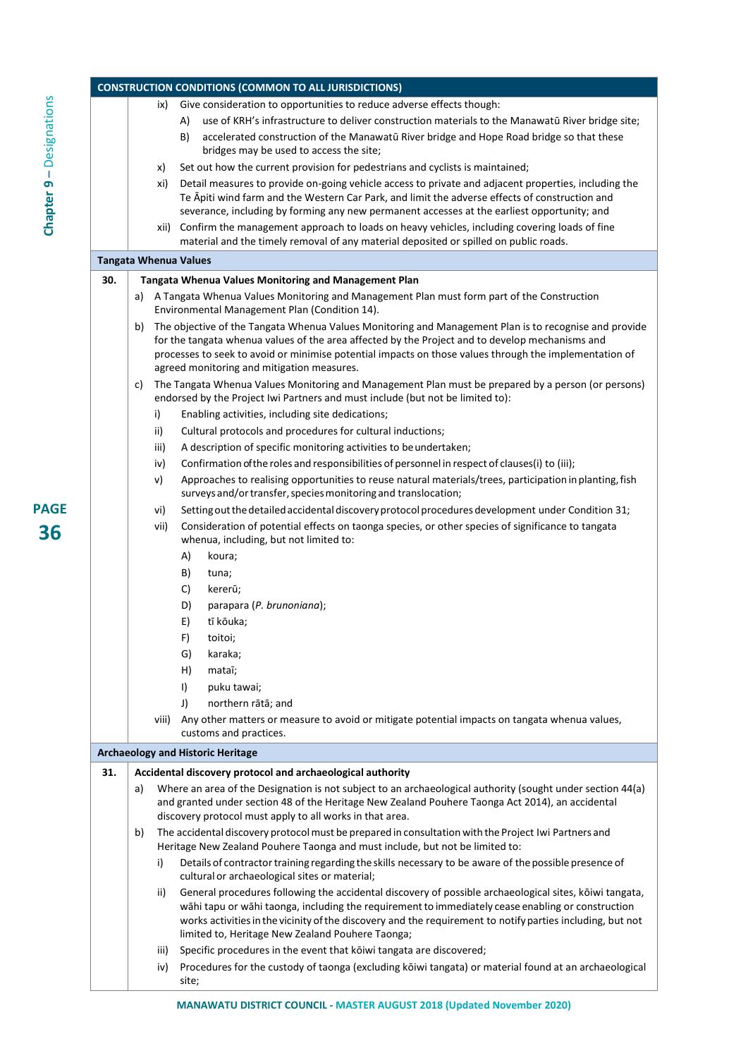## CONSTRUCTION CONDITIONS (COMMON TO ALL JURISDICTIONS)

ix) Give consideration to opportunities to reduce adverse effects though:

A) use of KRH's infrastructure to deliver construction materials to the Manawatū River bridge site;

B) accelerated construction of the Manawatū River bridge and Hope Road bridge so that these bridges may be used to access the site;

x) Set out how the current provision for pedestrians and cyclists is maintained;

xi) Detail measures to provide on-going vehicle access to private and adjacent properties, including the Te Āpiti wind farm and the Western Car Park, and limit the adverse effects of construction and severance, including by forming any new permanent accesses at the earliest opportunity; and

xii) Confirm the management approach to loads on heavy vehicles, including covering loads of fine material and the timely removal of any material deposited or spilled on public roads.

### Tangata Whenua Values

**30. Tangata Whenua Values Monitoring and Management Plan**

a) A Tangata Whenua Values Monitoring and Management Plan must form part of the Construction Environmental Management Plan (Condition 14).

b) The objective of the Tangata Whenua Values Monitoring and Management Plan is to recognise and provide for the tangata whenua values of the area affected by the Project and to develop mechanisms and processes to seek to avoid or minimise potential impacts on those values through the implementation of agreed monitoring and mitigation measures.

c) The Tangata Whenua Values Monitoring and Management Plan must be prepared by a person (or persons) endorsed by the Project Iwi Partners and must include (but not be limited to):

i) Enabling activities, including site dedications;

ii) Cultural protocols and procedures for cultural inductions;

iii) A description of specific monitoring activities to be undertaken;

iv) Confirmation of the roles and responsibilities of personnel in respect of clauses(i) to (iii);

v) Approaches to realising opportunities to reuse natural materials/trees, participation in planting, fish surveys and/or transfer, species monitoring and translocation;

vi) Setting out the detailed accidental discovery protocol procedures development under Condition 31;

vii) Consideration of potential effects on taonga species, or other species of significance to tangata whenua, including, but not limited to:

A) koura;

B) tuna;

C) kererū;

D) parapara (*P. brunoniana*);

E) tī kōuka;

F) toitoi;

G) karaka;

H) mataī;

I) puku tawai;

J) northern rātā; and

viii) Any other matters or measure to avoid or mitigate potential impacts on tangata whenua values, customs and practices.

### Archaeology and Historic Heritage

**31. Accidental discovery protocol and archaeological authority**

a) Where an area of the Designation is not subject to an archaeological authority (sought under section 44(a) and granted under section 48 of the Heritage New Zealand Pouhere Taonga Act 2014), an accidental discovery protocol must apply to all works in that area.

b) The accidental discovery protocol must be prepared in consultation with the Project Iwi Partners and Heritage New Zealand Pouhere Taonga and must include, but not be limited to:

i) Details of contractor training regarding the skills necessary to be aware of the possible presence of cultural or archaeological sites or material;

ii) General procedures following the accidental discovery of possible archaeological sites, kōiwi tangata, wāhi tapu or wāhi taonga, including the requirement to immediately cease enabling or construction works activities in the vicinity of the discovery and the requirement to notify parties including, but not limited to, Heritage New Zealand Pouhere Taonga;

iii) Specific procedures in the event that kōiwi tangata are discovered;

iv) Procedures for the custody of taonga (excluding kōiwi tangata) or material found at an archaeological site;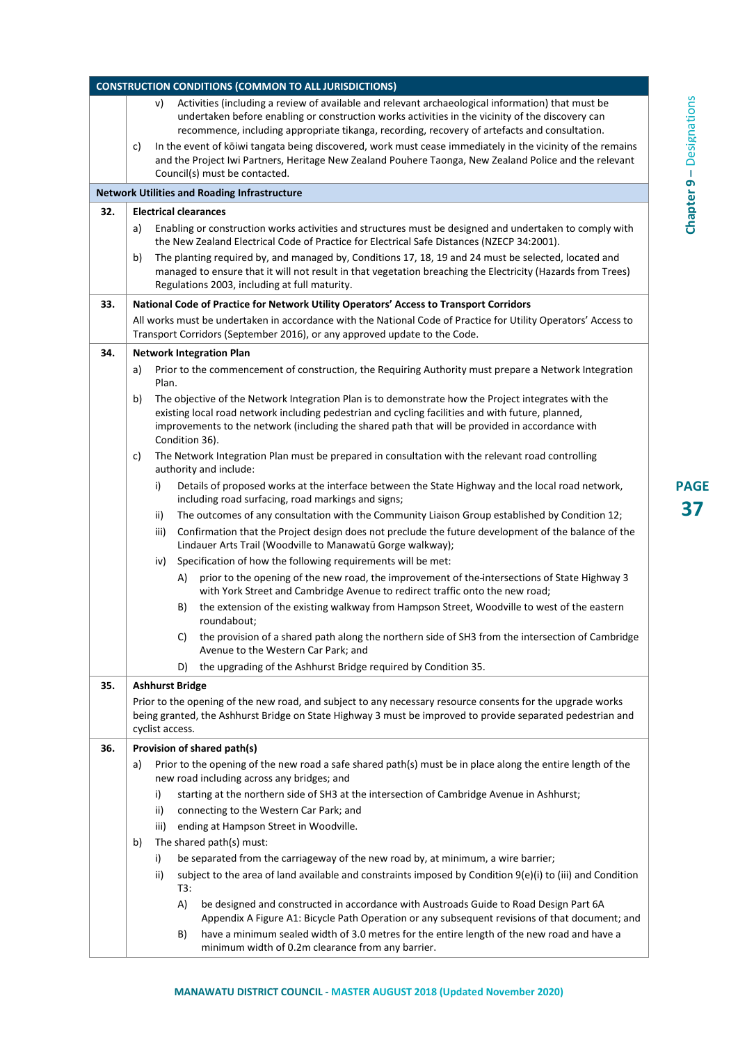## CONSTRUCTION CONDITIONS (COMMON TO ALL JURISDICTIONS)

v) Activities (including a review of available and relevant archaeological information) that must be undertaken before enabling or construction works activities in the vicinity of the discovery can recommence, including appropriate tikanga, recording, recovery of artefacts and consultation.

c) In the event of kōiwi tangata being discovered, work must cease immediately in the vicinity of the remains and the Project Iwi Partners, Heritage New Zealand Pouhere Taonga, New Zealand Police and the relevant Council(s) must be contacted.

### Network Utilities and Roading Infrastructure

**32. Electrical clearances**

a) Enabling or construction works activities and structures must be designed and undertaken to comply with the New Zealand Electrical Code of Practice for Electrical Safe Distances (NZECP 34:2001).

b) The planting required by, and managed by, Conditions 17, 18, 19 and 24 must be selected, located and managed to ensure that it will not result in that vegetation breaching the Electricity (Hazards from Trees) Regulations 2003, including at full maturity.

**33. National Code of Practice for Network Utility Operators' Access to Transport Corridors**

All works must be undertaken in accordance with the National Code of Practice for Utility Operators' Access to Transport Corridors (September 2016), or any approved update to the Code.

**34. Network Integration Plan**

a) Prior to the commencement of construction, the Requiring Authority must prepare a Network Integration Plan.

b) The objective of the Network Integration Plan is to demonstrate how the Project integrates with the existing local road network including pedestrian and cycling facilities and with future, planned, improvements to the network (including the shared path that will be provided in accordance with Condition 36).

c) The Network Integration Plan must be prepared in consultation with the relevant road controlling authority and include:

i) Details of proposed works at the interface between the State Highway and the local road network, including road surfacing, road markings and signs;

ii) The outcomes of any consultation with the Community Liaison Group established by Condition 12;

iii) Confirmation that the Project design does not preclude the future development of the balance of the Lindauer Arts Trail (Woodville to Manawatū Gorge walkway);

iv) Specification of how the following requirements will be met:

A) prior to the opening of the new road, the improvement of the intersections of State Highway 3 with York Street and Cambridge Avenue to redirect traffic onto the new road;

B) the extension of the existing walkway from Hampson Street, Woodville to west of the eastern roundabout;

C) the provision of a shared path along the northern side of SH3 from the intersection of Cambridge Avenue to the Western Car Park; and

D) the upgrading of the Ashhurst Bridge required by Condition 35.

**35. Ashhurst Bridge**

Prior to the opening of the new road, and subject to any necessary resource consents for the upgrade works being granted, the Ashhurst Bridge on State Highway 3 must be improved to provide separated pedestrian and cyclist access.

**36. Provision of shared path(s)**

a) Prior to the opening of the new road a safe shared path(s) must be in place along the entire length of the new road including across any bridges; and

i) starting at the northern side of SH3 at the intersection of Cambridge Avenue in Ashhurst;

ii) connecting to the Western Car Park; and

iii) ending at Hampson Street in Woodville.

b) The shared path(s) must:

i) be separated from the carriageway of the new road by, at minimum, a wire barrier;

ii) subject to the area of land available and constraints imposed by Condition 9(e)(i) to (iii) and Condition T3:

A) be designed and constructed in accordance with Austroads Guide to Road Design Part 6A Appendix A Figure A1: Bicycle Path Operation or any subsequent revisions of that document; and

B) have a minimum sealed width of 3.0 metres for the entire length of the new road and have a minimum width of 0.2m clearance from any barrier.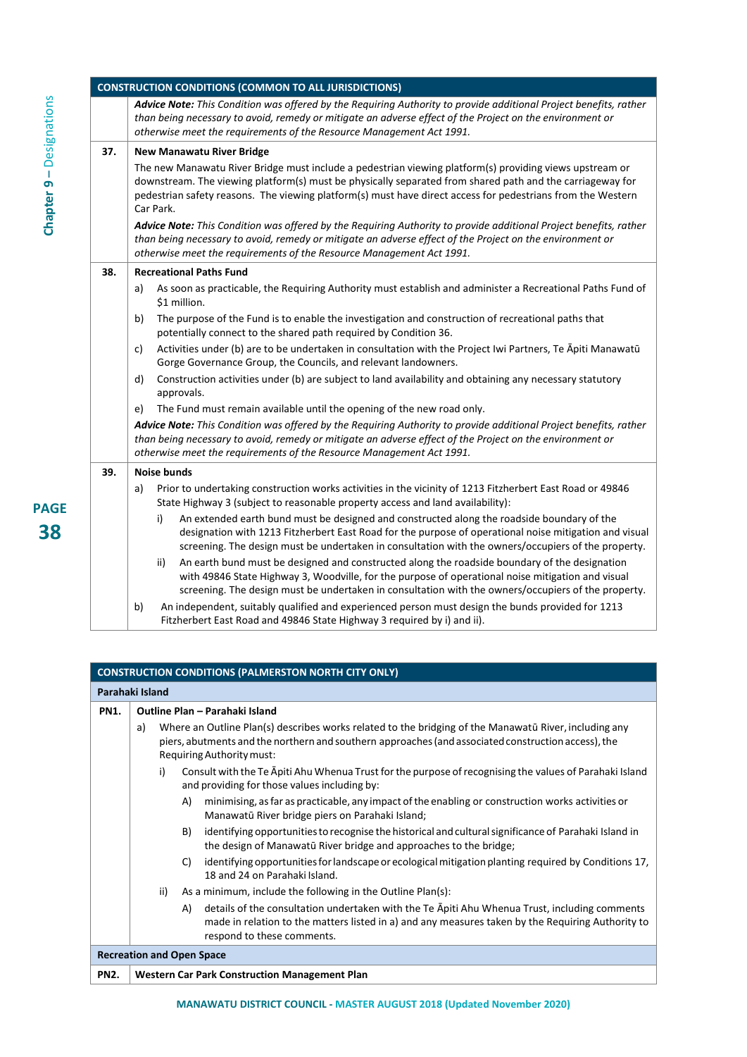| CONSTRUCTION CONDITIONS (COMMON TO ALL JURISDICTIONS) | |
|---|---|
| | ***Advice Note:** This Condition was offered by the Requiring Authority to provide additional Project benefits, rather than being necessary to avoid, remedy or mitigate an adverse effect of the Project on the environment or otherwise meet the requirements of the Resource Management Act 1991.* |
| **37.** | **New Manawatu River Bridge**<br><br>The new Manawatu River Bridge must include a pedestrian viewing platform(s) providing views upstream or downstream. The viewing platform(s) must be physically separated from shared path and the carriageway for pedestrian safety reasons. The viewing platform(s) must have direct access for pedestrians from the Western Car Park.<br><br>***Advice Note:** This Condition was offered by the Requiring Authority to provide additional Project benefits, rather than being necessary to avoid, remedy or mitigate an adverse effect of the Project on the environment or otherwise meet the requirements of the Resource Management Act 1991.* |
| **38.** | **Recreational Paths Fund**<br><br>a) As soon as practicable, the Requiring Authority must establish and administer a Recreational Paths Fund of $1 million.<br><br>b) The purpose of the Fund is to enable the investigation and construction of recreational paths that potentially connect to the shared path required by Condition 36.<br><br>c) Activities under (b) are to be undertaken in consultation with the Project Iwi Partners, Te Āpiti Manawatū Gorge Governance Group, the Councils, and relevant landowners.<br><br>d) Construction activities under (b) are subject to land availability and obtaining any necessary statutory approvals.<br><br>e) The Fund must remain available until the opening of the new road only.<br><br>***Advice Note:** This Condition was offered by the Requiring Authority to provide additional Project benefits, rather than being necessary to avoid, remedy or mitigate an adverse effect of the Project on the environment or otherwise meet the requirements of the Resource Management Act 1991.* |
| **39.** | **Noise bunds**<br><br>a) Prior to undertaking construction works activities in the vicinity of 1213 Fitzherbert East Road or 49846 State Highway 3 (subject to reasonable property access and land availability):<br><br>i) An extended earth bund must be designed and constructed along the roadside boundary of the designation with 1213 Fitzherbert East Road for the purpose of operational noise mitigation and visual screening. The design must be undertaken in consultation with the owners/occupiers of the property.<br><br>ii) An earth bund must be designed and constructed along the roadside boundary of the designation with 49846 State Highway 3, Woodville, for the purpose of operational noise mitigation and visual screening. The design must be undertaken in consultation with the owners/occupiers of the property.<br><br>b) An independent, suitably qualified and experienced person must design the bunds provided for 1213 Fitzherbert East Road and 49846 State Highway 3 required by i) and ii). |

| CONSTRUCTION CONDITIONS (PALMERSTON NORTH CITY ONLY) | |
|---|---|
| **Parahaki Island** | |
| **PN1.** | **Outline Plan – Parahaki Island**<br><br>a) Where an Outline Plan(s) describes works related to the bridging of the Manawatū River, including any piers, abutments and the northern and southern approaches (and associated construction access), the Requiring Authority must:<br><br>i) Consult with the Te Āpiti Ahu Whenua Trust for the purpose of recognising the values of Parahaki Island and providing for those values including by:<br><br>A) minimising, as far as practicable, any impact of the enabling or construction works activities or Manawatū River bridge piers on Parahaki Island;<br><br>B) identifying opportunities to recognise the historical and cultural significance of Parahaki Island in the design of Manawatū River bridge and approaches to the bridge;<br><br>C) identifying opportunities for landscape or ecological mitigation planting required by Conditions 17, 18 and 24 on Parahaki Island.<br><br>ii) As a minimum, include the following in the Outline Plan(s):<br><br>A) details of the consultation undertaken with the Te Āpiti Ahu Whenua Trust, including comments made in relation to the matters listed in a) and any measures taken by the Requiring Authority to respond to these comments. |
| **Recreation and Open Space** | |
| **PN2.** | **Western Car Park Construction Management Plan** |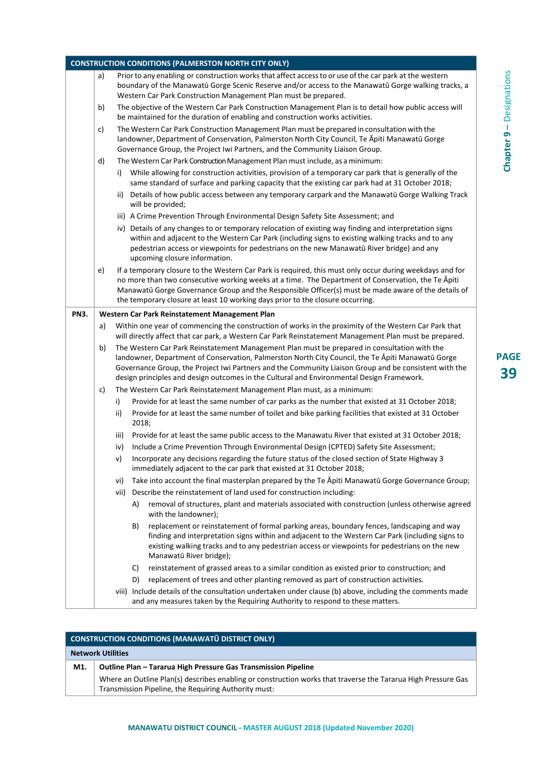| CONSTRUCTION CONDITIONS (PALMERSTON NORTH CITY ONLY) | |
|---|---|
| | a) Prior to any enabling or construction works that affect access to or use of the car park at the western boundary of the Manawatū Gorge Scenic Reserve and/or access to the Manawatū Gorge walking tracks, a Western Car Park Construction Management Plan must be prepared. |
| | b) The objective of the Western Car Park Construction Management Plan is to detail how public access will be maintained for the duration of enabling and construction works activities. |
| | c) The Western Car Park Construction Management Plan must be prepared in consultation with the landowner, Department of Conservation, Palmerston North City Council, Te Āpiti Manawatū Gorge Governance Group, the Project Iwi Partners, and the Community Liaison Group. |
| | d) The Western Car Park Construction Management Plan must include, as a minimum:<br>i) While allowing for construction activities, provision of a temporary car park that is generally of the same standard of surface and parking capacity that the existing car park had at 31 October 2018;<br>ii) Details of how public access between any temporary carpark and the Manawatū Gorge Walking Track will be provided;<br>iii) A Crime Prevention Through Environmental Design Safety Site Assessment; and<br>iv) Details of any changes to or temporary relocation of existing way finding and interpretation signs within and adjacent to the Western Car Park (including signs to existing walking tracks and to any pedestrian access or viewpoints for pedestrians on the new Manawatū River bridge) and any upcoming closure information. |
| | e) If a temporary closure to the Western Car Park is required, this must only occur during weekdays and for no more than two consecutive working weeks at a time. The Department of Conservation, the Te Āpiti Manawatū Gorge Governance Group and the Responsible Officer(s) must be made aware of the details of the temporary closure at least 10 working days prior to the closure occurring. |
| **PN3.** | **Western Car Park Reinstatement Management Plan** |
| | a) Within one year of commencing the construction of works in the proximity of the Western Car Park that will directly affect that car park, a Western Car Park Reinstatement Management Plan must be prepared. |
| | b) The Western Car Park Reinstatement Management Plan must be prepared in consultation with the landowner, Department of Conservation, Palmerston North City Council, the Te Āpiti Manawatū Gorge Governance Group, the Project Iwi Partners and the Community Liaison Group and be consistent with the design principles and design outcomes in the Cultural and Environmental Design Framework. |
| | c) The Western Car Park Reinstatement Management Plan must, as a minimum:<br>i) Provide for at least the same number of car parks as the number that existed at 31 October 2018;<br>ii) Provide for at least the same number of toilet and bike parking facilities that existed at 31 October 2018;<br>iii) Provide for at least the same public access to the Manawatu River that existed at 31 October 2018;<br>iv) Include a Crime Prevention Through Environmental Design (CPTED) Safety Site Assessment;<br>v) Incorporate any decisions regarding the future status of the closed section of State Highway 3 immediately adjacent to the car park that existed at 31 October 2018;<br>vi) Take into account the final masterplan prepared by the Te Āpiti Manawatū Gorge Governance Group;<br>vii) Describe the reinstatement of land used for construction including:<br>A) removal of structures, plant and materials associated with construction (unless otherwise agreed with the landowner);<br>B) replacement or reinstatement of formal parking areas, boundary fences, landscaping and way finding and interpretation signs within and adjacent to the Western Car Park (including signs to existing walking tracks and to any pedestrian access or viewpoints for pedestrians on the new Manawatū River bridge);<br>C) reinstatement of grassed areas to a similar condition as existed prior to construction; and<br>D) replacement of trees and other planting removed as part of construction activities.<br>viii) Include details of the consultation undertaken under clause (b) above, including the comments made and any measures taken by the Requiring Authority to respond to these matters. |

| CONSTRUCTION CONDITIONS (MANAWATŪ DISTRICT ONLY) | |
|---|---|
| **Network Utilities** | |
| **M1.** | **Outline Plan – Tararua High Pressure Gas Transmission Pipeline**<br>Where an Outline Plan(s) describes enabling or construction works that traverse the Tararua High Pressure Gas Transmission Pipeline, the Requiring Authority must: |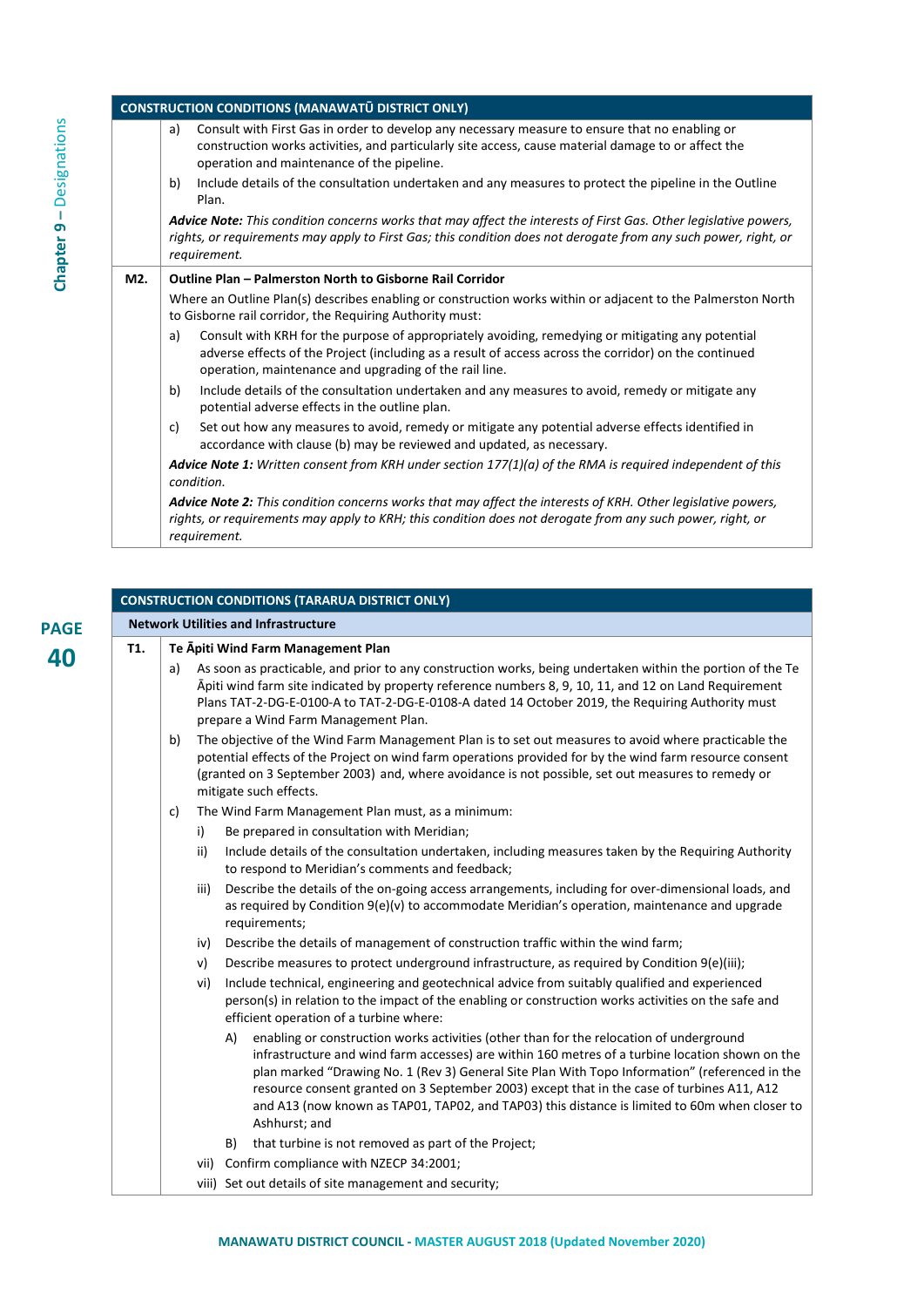| CONSTRUCTION CONDITIONS (MANAWATŪ DISTRICT ONLY) | |
|---|---|
| | a) Consult with First Gas in order to develop any necessary measure to ensure that no enabling or construction works activities, and particularly site access, cause material damage to or affect the operation and maintenance of the pipeline.<br>b) Include details of the consultation undertaken and any measures to protect the pipeline in the Outline Plan.<br>***Advice Note:*** *This condition concerns works that may affect the interests of First Gas. Other legislative powers, rights, or requirements may apply to First Gas; this condition does not derogate from any such power, right, or requirement.* |
| **M2.** | **Outline Plan – Palmerston North to Gisborne Rail Corridor**<br>Where an Outline Plan(s) describes enabling or construction works within or adjacent to the Palmerston North to Gisborne rail corridor, the Requiring Authority must:<br>a) Consult with KRH for the purpose of appropriately avoiding, remedying or mitigating any potential adverse effects of the Project (including as a result of access across the corridor) on the continued operation, maintenance and upgrading of the rail line.<br>b) Include details of the consultation undertaken and any measures to avoid, remedy or mitigate any potential adverse effects in the outline plan.<br>c) Set out how any measures to avoid, remedy or mitigate any potential adverse effects identified in accordance with clause (b) may be reviewed and updated, as necessary.<br>***Advice Note 1:*** *Written consent from KRH under section 177(1)(a) of the RMA is required independent of this condition.*<br>***Advice Note 2:*** *This condition concerns works that may affect the interests of KRH. Other legislative powers, rights, or requirements may apply to KRH; this condition does not derogate from any such power, right, or requirement.* |

| CONSTRUCTION CONDITIONS (TARARUA DISTRICT ONLY) | |
|---|---|
| **Network Utilities and Infrastructure** | |
| **T1.** | **Te Āpiti Wind Farm Management Plan**<br>a) As soon as practicable, and prior to any construction works, being undertaken within the portion of the Te Āpiti wind farm site indicated by property reference numbers 8, 9, 10, 11, and 12 on Land Requirement Plans TAT-2-DG-E-0100-A to TAT-2-DG-E-0108-A dated 14 October 2019, the Requiring Authority must prepare a Wind Farm Management Plan.<br>b) The objective of the Wind Farm Management Plan is to set out measures to avoid where practicable the potential effects of the Project on wind farm operations provided for by the wind farm resource consent (granted on 3 September 2003) and, where avoidance is not possible, set out measures to remedy or mitigate such effects.<br>c) The Wind Farm Management Plan must, as a minimum:<br>i) Be prepared in consultation with Meridian;<br>ii) Include details of the consultation undertaken, including measures taken by the Requiring Authority to respond to Meridian's comments and feedback;<br>iii) Describe the details of the on-going access arrangements, including for over-dimensional loads, and as required by Condition 9(e)(v) to accommodate Meridian's operation, maintenance and upgrade requirements;<br>iv) Describe the details of management of construction traffic within the wind farm;<br>v) Describe measures to protect underground infrastructure, as required by Condition 9(e)(iii);<br>vi) Include technical, engineering and geotechnical advice from suitably qualified and experienced person(s) in relation to the impact of the enabling or construction works activities on the safe and efficient operation of a turbine where:<br>A) enabling or construction works activities (other than for the relocation of underground infrastructure and wind farm accesses) are within 160 metres of a turbine location shown on the plan marked "Drawing No. 1 (Rev 3) General Site Plan With Topo Information" (referenced in the resource consent granted on 3 September 2003) except that in the case of turbines A11, A12 and A13 (now known as TAP01, TAP02, and TAP03) this distance is limited to 60m when closer to Ashhurst; and<br>B) that turbine is not removed as part of the Project;<br>vii) Confirm compliance with NZECP 34:2001;<br>viii) Set out details of site management and security; |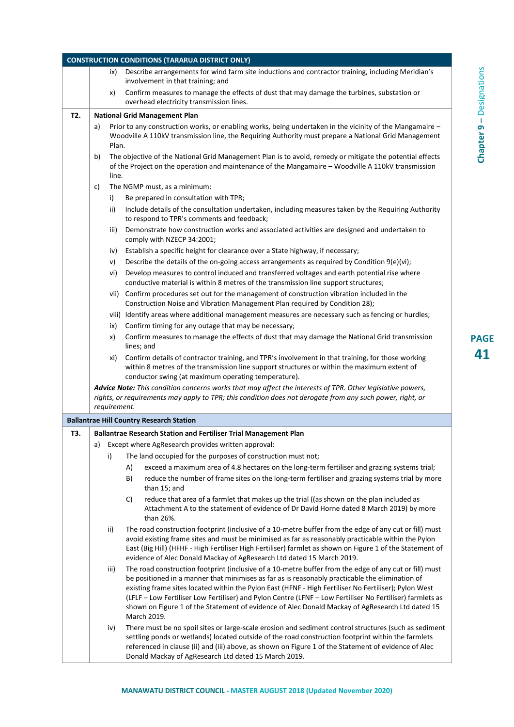| CONSTRUCTION CONDITIONS (TARARUA DISTRICT ONLY) | |
|---|---|
| | ix) Describe arrangements for wind farm site inductions and contractor training, including Meridian's involvement in that training; and<br><br>x) Confirm measures to manage the effects of dust that may damage the turbines, substation or overhead electricity transmission lines. |
| **T2.** | **National Grid Management Plan**<br><br>a) Prior to any construction works, or enabling works, being undertaken in the vicinity of the Mangamaire – Woodville A 110kV transmission line, the Requiring Authority must prepare a National Grid Management Plan.<br><br>b) The objective of the National Grid Management Plan is to avoid, remedy or mitigate the potential effects of the Project on the operation and maintenance of the Mangamaire – Woodville A 110kV transmission line.<br><br>c) The NGMP must, as a minimum:<br><br>i) Be prepared in consultation with TPR;<br><br>ii) Include details of the consultation undertaken, including measures taken by the Requiring Authority to respond to TPR's comments and feedback;<br><br>iii) Demonstrate how construction works and associated activities are designed and undertaken to comply with NZECP 34:2001;<br><br>iv) Establish a specific height for clearance over a State highway, if necessary;<br><br>v) Describe the details of the on-going access arrangements as required by Condition 9(e)(vi);<br><br>vi) Develop measures to control induced and transferred voltages and earth potential rise where conductive material is within 8 metres of the transmission line support structures;<br><br>vii) Confirm procedures set out for the management of construction vibration included in the Construction Noise and Vibration Management Plan required by Condition 28);<br><br>viii) Identify areas where additional management measures are necessary such as fencing or hurdles;<br><br>ix) Confirm timing for any outage that may be necessary;<br><br>x) Confirm measures to manage the effects of dust that may damage the National Grid transmission lines; and<br><br>xi) Confirm details of contractor training, and TPR's involvement in that training, for those working within 8 metres of the transmission line support structures or within the maximum extent of conductor swing (at maximum operating temperature).<br><br>***Advice Note:*** *This condition concerns works that may affect the interests of TPR. Other legislative powers, rights, or requirements may apply to TPR; this condition does not derogate from any such power, right, or requirement.* |
| **Ballantrae Hill Country Research Station** | |
| **T3.** | **Ballantrae Research Station and Fertiliser Trial Management Plan**<br><br>a) Except where AgResearch provides written approval:<br><br>i) The land occupied for the purposes of construction must not;<br><br>A) exceed a maximum area of 4.8 hectares on the long-term fertiliser and grazing systems trial;<br><br>B) reduce the number of frame sites on the long-term fertiliser and grazing systems trial by more than 15; and<br><br>C) reduce that area of a farmlet that makes up the trial ((as shown on the plan included as Attachment A to the statement of evidence of Dr David Horne dated 8 March 2019) by more than 26%.<br><br>ii) The road construction footprint (inclusive of a 10-metre buffer from the edge of any cut or fill) must avoid existing frame sites and must be minimised as far as reasonably practicable within the Pylon East (Big Hill) (HFHF - High Fertiliser High Fertiliser) farmlet as shown on Figure 1 of the Statement of evidence of Alec Donald Mackay of AgResearch Ltd dated 15 March 2019.<br><br>iii) The road construction footprint (inclusive of a 10-metre buffer from the edge of any cut or fill) must be positioned in a manner that minimises as far as is reasonably practicable the elimination of existing frame sites located within the Pylon East (HFNF - High Fertiliser No Fertiliser); Pylon West (LFLF – Low Fertiliser Low Fertiliser) and Pylon Centre (LFNF – Low Fertiliser No Fertiliser) farmlets as shown on Figure 1 of the Statement of evidence of Alec Donald Mackay of AgResearch Ltd dated 15 March 2019.<br><br>iv) There must be no spoil sites or large-scale erosion and sediment control structures (such as sediment settling ponds or wetlands) located outside of the road construction footprint within the farmlets referenced in clause (ii) and (iii) above, as shown on Figure 1 of the Statement of evidence of Alec Donald Mackay of AgResearch Ltd dated 15 March 2019. |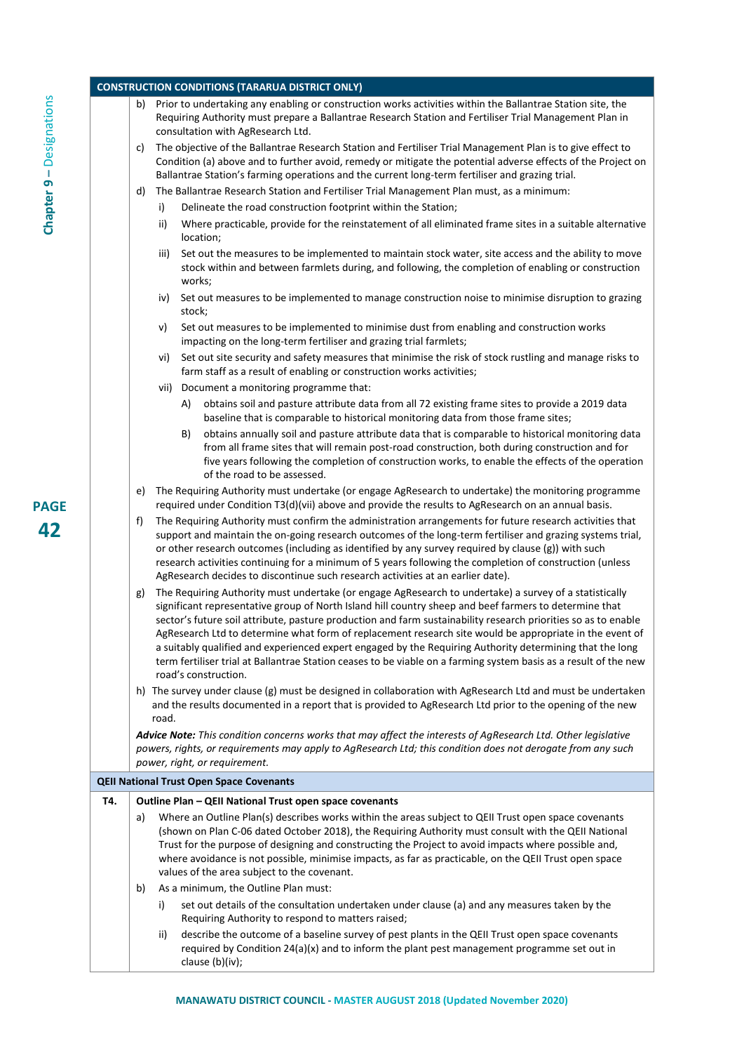| CONSTRUCTION CONDITIONS (TARARUA DISTRICT ONLY) | |
|---|---|
| | b) Prior to undertaking any enabling or construction works activities within the Ballantrae Station site, the Requiring Authority must prepare a Ballantrae Research Station and Fertiliser Trial Management Plan in consultation with AgResearch Ltd.<br>c) The objective of the Ballantrae Research Station and Fertiliser Trial Management Plan is to give effect to Condition (a) above and to further avoid, remedy or mitigate the potential adverse effects of the Project on Ballantrae Station's farming operations and the current long-term fertiliser and grazing trial.<br>d) The Ballantrae Research Station and Fertiliser Trial Management Plan must, as a minimum:<br>i) Delineate the road construction footprint within the Station;<br>ii) Where practicable, provide for the reinstatement of all eliminated frame sites in a suitable alternative location;<br>iii) Set out the measures to be implemented to maintain stock water, site access and the ability to move stock within and between farmlets during, and following, the completion of enabling or construction works;<br>iv) Set out measures to be implemented to manage construction noise to minimise disruption to grazing stock;<br>v) Set out measures to be implemented to minimise dust from enabling and construction works impacting on the long-term fertiliser and grazing trial farmlets;<br>vi) Set out site security and safety measures that minimise the risk of stock rustling and manage risks to farm staff as a result of enabling or construction works activities;<br>vii) Document a monitoring programme that:<br>A) obtains soil and pasture attribute data from all 72 existing frame sites to provide a 2019 data baseline that is comparable to historical monitoring data from those frame sites;<br>B) obtains annually soil and pasture attribute data that is comparable to historical monitoring data from all frame sites that will remain post-road construction, both during construction and for five years following the completion of construction works, to enable the effects of the operation of the road to be assessed.<br>e) The Requiring Authority must undertake (or engage AgResearch to undertake) the monitoring programme required under Condition T3(d)(vii) above and provide the results to AgResearch on an annual basis.<br>f) The Requiring Authority must confirm the administration arrangements for future research activities that support and maintain the on-going research outcomes of the long-term fertiliser and grazing systems trial, or other research outcomes (including as identified by any survey required by clause (g)) with such research activities continuing for a minimum of 5 years following the completion of construction (unless AgResearch decides to discontinue such research activities at an earlier date).<br>g) The Requiring Authority must undertake (or engage AgResearch to undertake) a survey of a statistically significant representative group of North Island hill country sheep and beef farmers to determine that sector's future soil attribute, pasture production and farm sustainability research priorities so as to enable AgResearch Ltd to determine what form of replacement research site would be appropriate in the event of a suitably qualified and experienced expert engaged by the Requiring Authority determining that the long term fertiliser trial at Ballantrae Station ceases to be viable on a farming system basis as a result of the new road's construction.<br>h) The survey under clause (g) must be designed in collaboration with AgResearch Ltd and must be undertaken and the results documented in a report that is provided to AgResearch Ltd prior to the opening of the new road.<br>***Advice Note:*** *This condition concerns works that may affect the interests of AgResearch Ltd. Other legislative powers, rights, or requirements may apply to AgResearch Ltd; this condition does not derogate from any such power, right, or requirement.* |
| **QEII National Trust Open Space Covenants** | |
| **T4.** | **Outline Plan – QEII National Trust open space covenants**<br>a) Where an Outline Plan(s) describes works within the areas subject to QEII Trust open space covenants (shown on Plan C-06 dated October 2018), the Requiring Authority must consult with the QEII National Trust for the purpose of designing and constructing the Project to avoid impacts where possible and, where avoidance is not possible, minimise impacts, as far as practicable, on the QEII Trust open space values of the area subject to the covenant.<br>b) As a minimum, the Outline Plan must:<br>i) set out details of the consultation undertaken under clause (a) and any measures taken by the Requiring Authority to respond to matters raised;<br>ii) describe the outcome of a baseline survey of pest plants in the QEII Trust open space covenants required by Condition 24(a)(x) and to inform the plant pest management programme set out in clause (b)(iv); |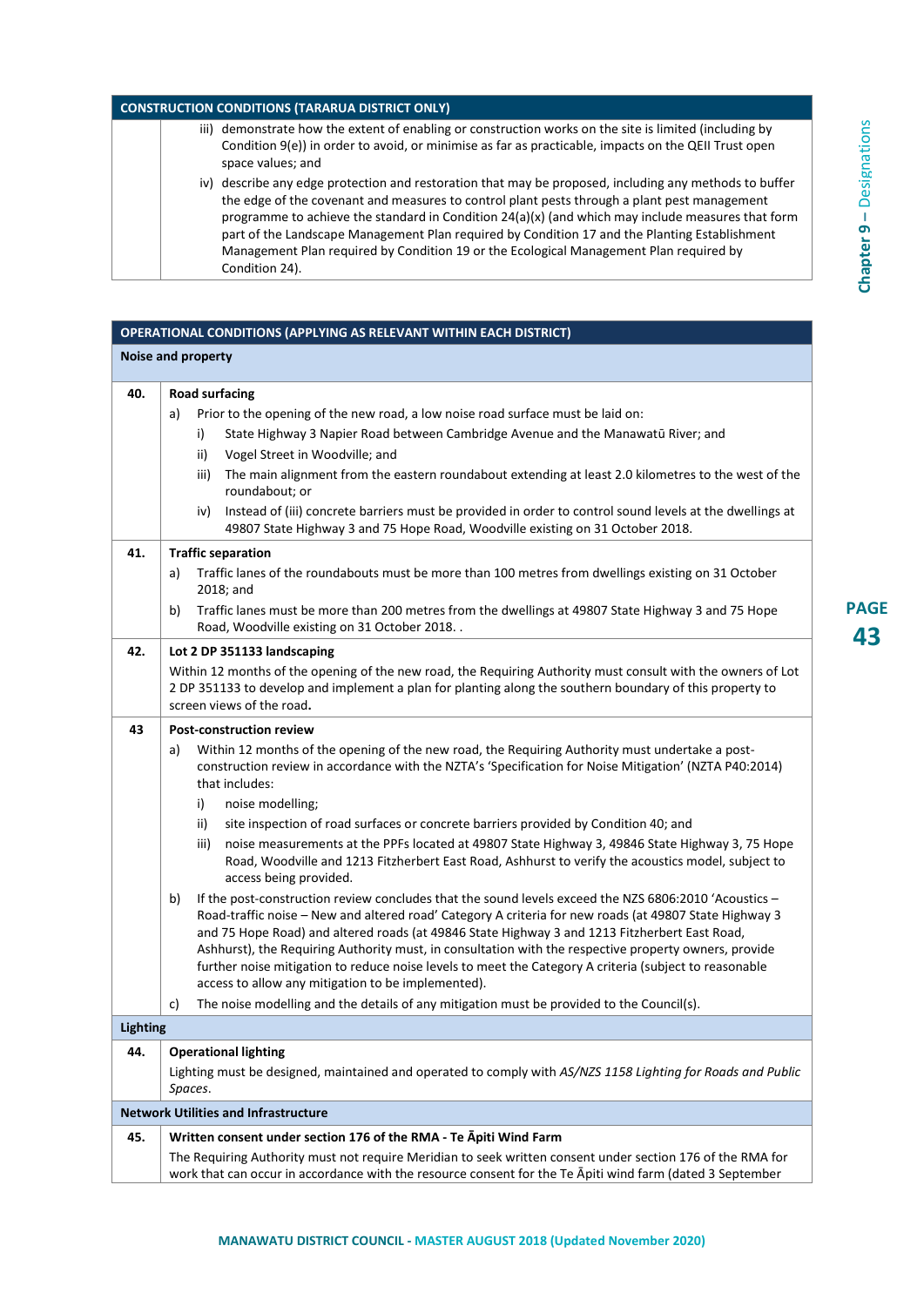| CONSTRUCTION CONDITIONS (TARARUA DISTRICT ONLY) | |
|---|---|
| | iii) demonstrate how the extent of enabling or construction works on the site is limited (including by Condition 9(e)) in order to avoid, or minimise as far as practicable, impacts on the QEII Trust open space values; and<br>iv) describe any edge protection and restoration that may be proposed, including any methods to buffer the edge of the covenant and measures to control plant pests through a plant pest management programme to achieve the standard in Condition 24(a)(x) (and which may include measures that form part of the Landscape Management Plan required by Condition 17 and the Planting Establishment Management Plan required by Condition 19 or the Ecological Management Plan required by Condition 24). |

| OPERATIONAL CONDITIONS (APPLYING AS RELEVANT WITHIN EACH DISTRICT) | |
|---|---|
| **Noise and property** | |
| **40.** | **Road surfacing**<br>a) Prior to the opening of the new road, a low noise road surface must be laid on:<br>i) State Highway 3 Napier Road between Cambridge Avenue and the Manawatū River; and<br>ii) Vogel Street in Woodville; and<br>iii) The main alignment from the eastern roundabout extending at least 2.0 kilometres to the west of the roundabout; or<br>iv) Instead of (iii) concrete barriers must be provided in order to control sound levels at the dwellings at 49807 State Highway 3 and 75 Hope Road, Woodville existing on 31 October 2018. |
| **41.** | **Traffic separation**<br>a) Traffic lanes of the roundabouts must be more than 100 metres from dwellings existing on 31 October 2018; and<br>b) Traffic lanes must be more than 200 metres from the dwellings at 49807 State Highway 3 and 75 Hope Road, Woodville existing on 31 October 2018. . |
| **42.** | **Lot 2 DP 351133 landscaping**<br>Within 12 months of the opening of the new road, the Requiring Authority must consult with the owners of Lot 2 DP 351133 to develop and implement a plan for planting along the southern boundary of this property to screen views of the road**.** |
| **43** | **Post-construction review**<br>a) Within 12 months of the opening of the new road, the Requiring Authority must undertake a post-construction review in accordance with the NZTA's 'Specification for Noise Mitigation' (NZTA P40:2014) that includes:<br>i) noise modelling;<br>ii) site inspection of road surfaces or concrete barriers provided by Condition 40; and<br>iii) noise measurements at the PPFs located at 49807 State Highway 3, 49846 State Highway 3, 75 Hope Road, Woodville and 1213 Fitzherbert East Road, Ashhurst to verify the acoustics model, subject to access being provided.<br>b) If the post-construction review concludes that the sound levels exceed the NZS 6806:2010 'Acoustics – Road-traffic noise – New and altered road' Category A criteria for new roads (at 49807 State Highway 3 and 75 Hope Road) and altered roads (at 49846 State Highway 3 and 1213 Fitzherbert East Road, Ashhurst), the Requiring Authority must, in consultation with the respective property owners, provide further noise mitigation to reduce noise levels to meet the Category A criteria (subject to reasonable access to allow any mitigation to be implemented).<br>c) The noise modelling and the details of any mitigation must be provided to the Council(s). |
| **Lighting** | |
| **44.** | **Operational lighting**<br>Lighting must be designed, maintained and operated to comply with *AS/NZS 1158 Lighting for Roads and Public Spaces*. |
| **Network Utilities and Infrastructure** | |
| **45.** | **Written consent under section 176 of the RMA - Te Āpiti Wind Farm**<br>The Requiring Authority must not require Meridian to seek written consent under section 176 of the RMA for work that can occur in accordance with the resource consent for the Te Āpiti wind farm (dated 3 September |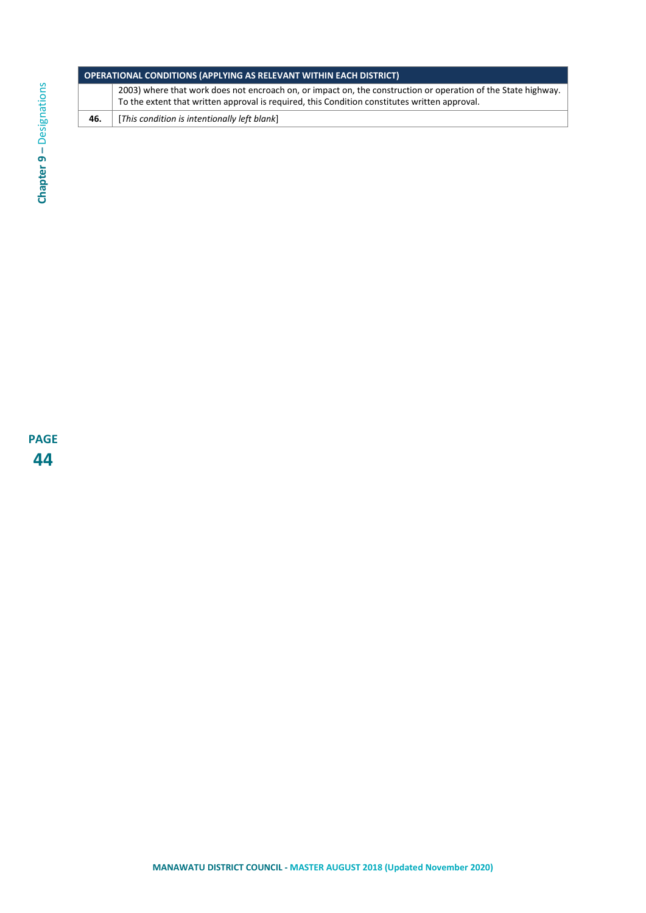| OPERATIONAL CONDITIONS (APPLYING AS RELEVANT WITHIN EACH DISTRICT) | |
|---|---|
| | 2003) where that work does not encroach on, or impact on, the construction or operation of the State highway. To the extent that written approval is required, this Condition constitutes written approval. |
| **46.** | [*This condition is intentionally left blank*] |